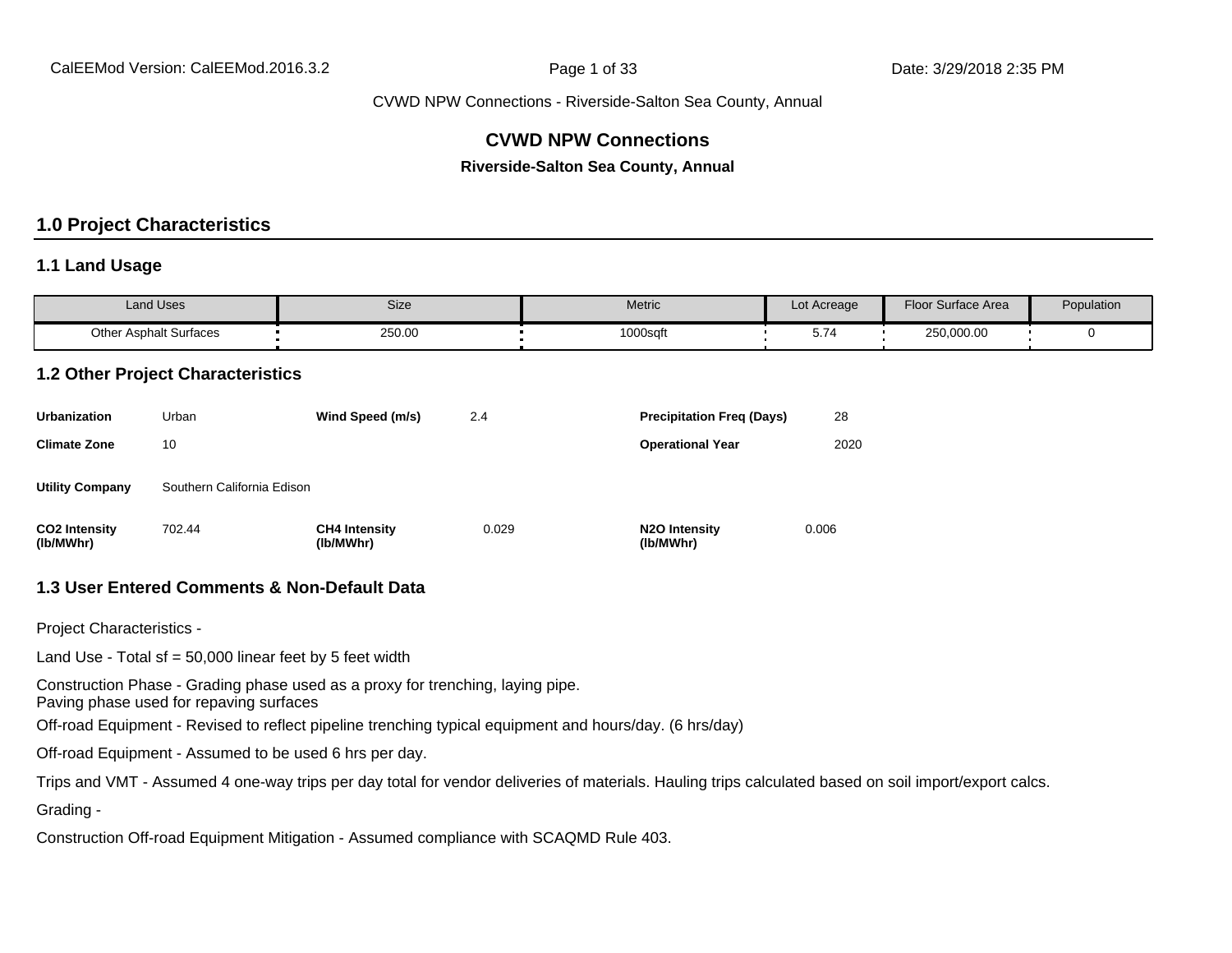# CVWD NPW Connections

**Riverside-Salton Sea County, Annual**

## 1.0 Project Characteristics

### 1.1 Land Usage

| Land Uses | Size | Metric | Lot Acreage | Floor Surface Area | Population |
|---|---|---|---|---|---|
| Other Asphalt Surfaces | 250.00 | 1000sqft | 5.74 | 250,000.00 | 0 |

### 1.2 Other Project Characteristics

| | | | | | |
|---|---|---|---|---|---|
| **Urbanization** | Urban | **Wind Speed (m/s)** | 2.4 | **Precipitation Freq (Days)** | 28 |
| **Climate Zone** | 10 | | | **Operational Year** | 2020 |
| **Utility Company** | Southern California Edison | | | | |
| **CO2 Intensity (lb/MWhr)** | 702.44 | **CH4 Intensity (lb/MWhr)** | 0.029 | **N2O Intensity (lb/MWhr)** | 0.006 |

### 1.3 User Entered Comments & Non-Default Data

Project Characteristics -

Land Use - Total sf = 50,000 linear feet by 5 feet width

Construction Phase - Grading phase used as a proxy for trenching, laying pipe.
Paving phase used for repaving surfaces

Off-road Equipment - Revised to reflect pipeline trenching typical equipment and hours/day. (6 hrs/day)

Off-road Equipment - Assumed to be used 6 hrs per day.

Trips and VMT - Assumed 4 one-way trips per day total for vendor deliveries of materials. Hauling trips calculated based on soil import/export calcs.

Grading -

Construction Off-road Equipment Mitigation - Assumed compliance with SCAQMD Rule 403.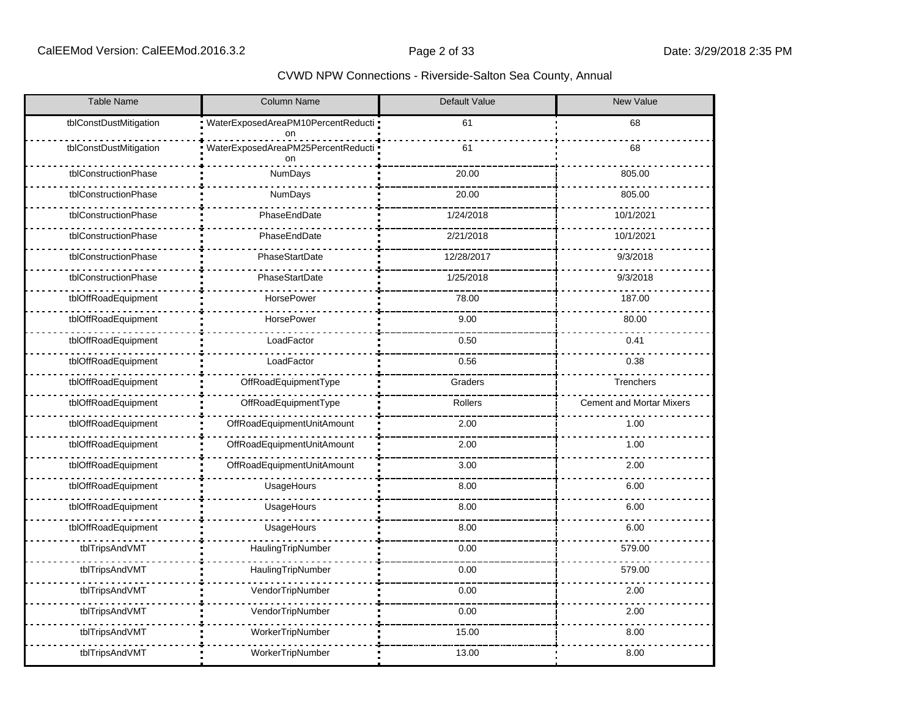CVWD NPW Connections - Riverside-Salton Sea County, Annual

| Table Name | Column Name | Default Value | New Value |
| --- | --- | --- | --- |
| tblConstDustMitigation | WaterExposedAreaPM10PercentReduction | 61 | 68 |
| tblConstDustMitigation | WaterExposedAreaPM25PercentReduction | 61 | 68 |
| tblConstructionPhase | NumDays | 20.00 | 805.00 |
| tblConstructionPhase | NumDays | 20.00 | 805.00 |
| tblConstructionPhase | PhaseEndDate | 1/24/2018 | 10/1/2021 |
| tblConstructionPhase | PhaseEndDate | 2/21/2018 | 10/1/2021 |
| tblConstructionPhase | PhaseStartDate | 12/28/2017 | 9/3/2018 |
| tblConstructionPhase | PhaseStartDate | 1/25/2018 | 9/3/2018 |
| tblOffRoadEquipment | HorsePower | 78.00 | 187.00 |
| tblOffRoadEquipment | HorsePower | 9.00 | 80.00 |
| tblOffRoadEquipment | LoadFactor | 0.50 | 0.41 |
| tblOffRoadEquipment | LoadFactor | 0.56 | 0.38 |
| tblOffRoadEquipment | OffRoadEquipmentType | Graders | Trenchers |
| tblOffRoadEquipment | OffRoadEquipmentType | Rollers | Cement and Mortar Mixers |
| tblOffRoadEquipment | OffRoadEquipmentUnitAmount | 2.00 | 1.00 |
| tblOffRoadEquipment | OffRoadEquipmentUnitAmount | 2.00 | 1.00 |
| tblOffRoadEquipment | OffRoadEquipmentUnitAmount | 3.00 | 2.00 |
| tblOffRoadEquipment | UsageHours | 8.00 | 6.00 |
| tblOffRoadEquipment | UsageHours | 8.00 | 6.00 |
| tblOffRoadEquipment | UsageHours | 8.00 | 6.00 |
| tblTripsAndVMT | HaulingTripNumber | 0.00 | 579.00 |
| tblTripsAndVMT | HaulingTripNumber | 0.00 | 579.00 |
| tblTripsAndVMT | VendorTripNumber | 0.00 | 2.00 |
| tblTripsAndVMT | VendorTripNumber | 0.00 | 2.00 |
| tblTripsAndVMT | WorkerTripNumber | 15.00 | 8.00 |
| tblTripsAndVMT | WorkerTripNumber | 13.00 | 8.00 |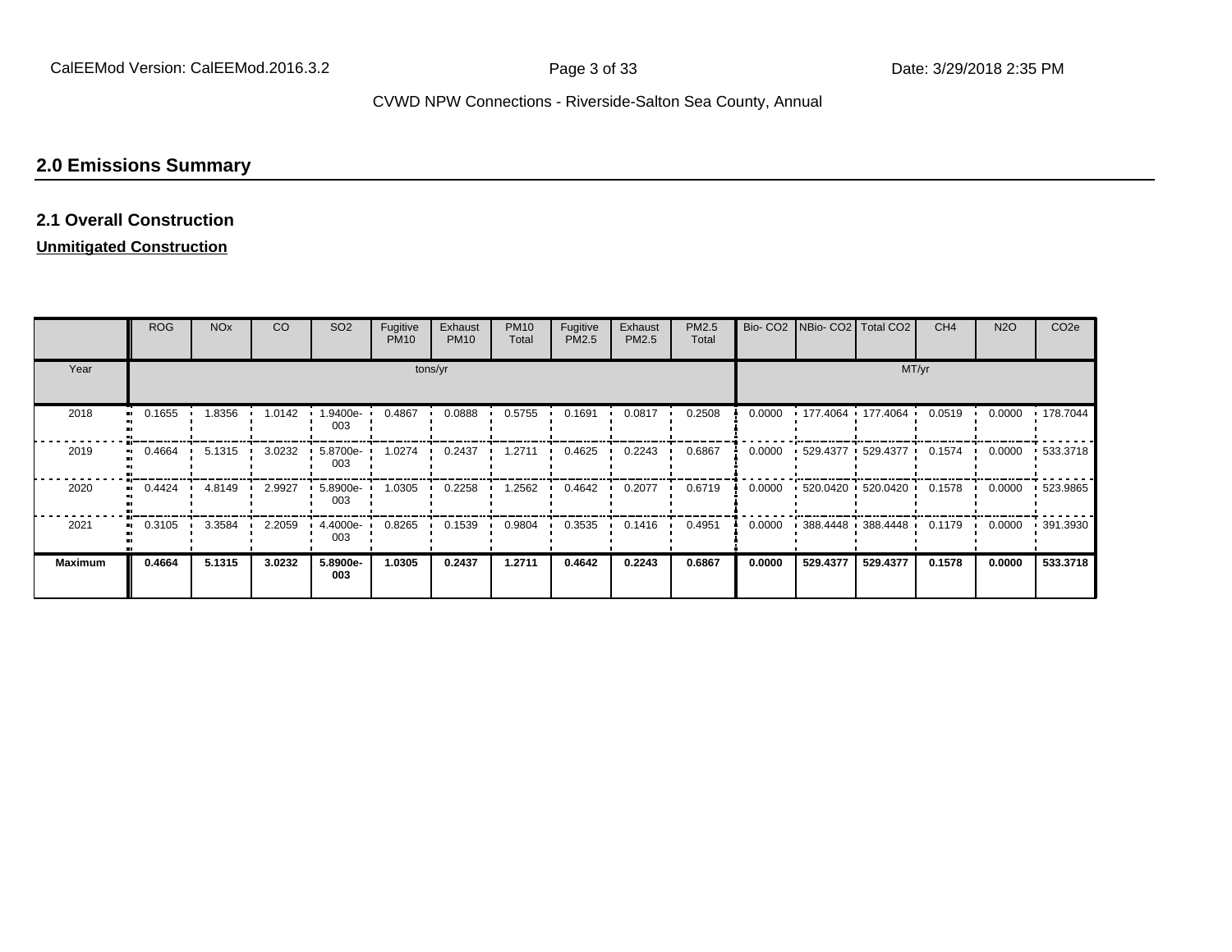## 2.0 Emissions Summary

### 2.1 Overall Construction

**Unmitigated Construction**

| | ROG | NOx | CO | SO2 | Fugitive PM10 | Exhaust PM10 | PM10 Total | Fugitive PM2.5 | Exhaust PM2.5 | PM2.5 Total | Bio- CO2 | NBio- CO2 | Total CO2 | CH4 | N2O | CO2e |
|---|---|---|---|---|---|---|---|---|---|---|---|---|---|---|---|---|
| Year | tons/yr | | | | | | | | | | MT/yr | | | | | |
| 2018 | 0.1655 | 1.8356 | 1.0142 | 1.9400e-003 | 0.4867 | 0.0888 | 0.5755 | 0.1691 | 0.0817 | 0.2508 | 0.0000 | 177.4064 | 177.4064 | 0.0519 | 0.0000 | 178.7044 |
| 2019 | 0.4664 | 5.1315 | 3.0232 | 5.8700e-003 | 1.0274 | 0.2437 | 1.2711 | 0.4625 | 0.2243 | 0.6867 | 0.0000 | 529.4377 | 529.4377 | 0.1574 | 0.0000 | 533.3718 |
| 2020 | 0.4424 | 4.8149 | 2.9927 | 5.8900e-003 | 1.0305 | 0.2258 | 1.2562 | 0.4642 | 0.2077 | 0.6719 | 0.0000 | 520.0420 | 520.0420 | 0.1578 | 0.0000 | 523.9865 |
| 2021 | 0.3105 | 3.3584 | 2.2059 | 4.4000e-003 | 0.8265 | 0.1539 | 0.9804 | 0.3535 | 0.1416 | 0.4951 | 0.0000 | 388.4448 | 388.4448 | 0.1179 | 0.0000 | 391.3930 |
| **Maximum** | **0.4664** | **5.1315** | **3.0232** | **5.8900e-003** | **1.0305** | **0.2437** | **1.2711** | **0.4642** | **0.2243** | **0.6867** | **0.0000** | **529.4377** | **529.4377** | **0.1578** | **0.0000** | **533.3718** |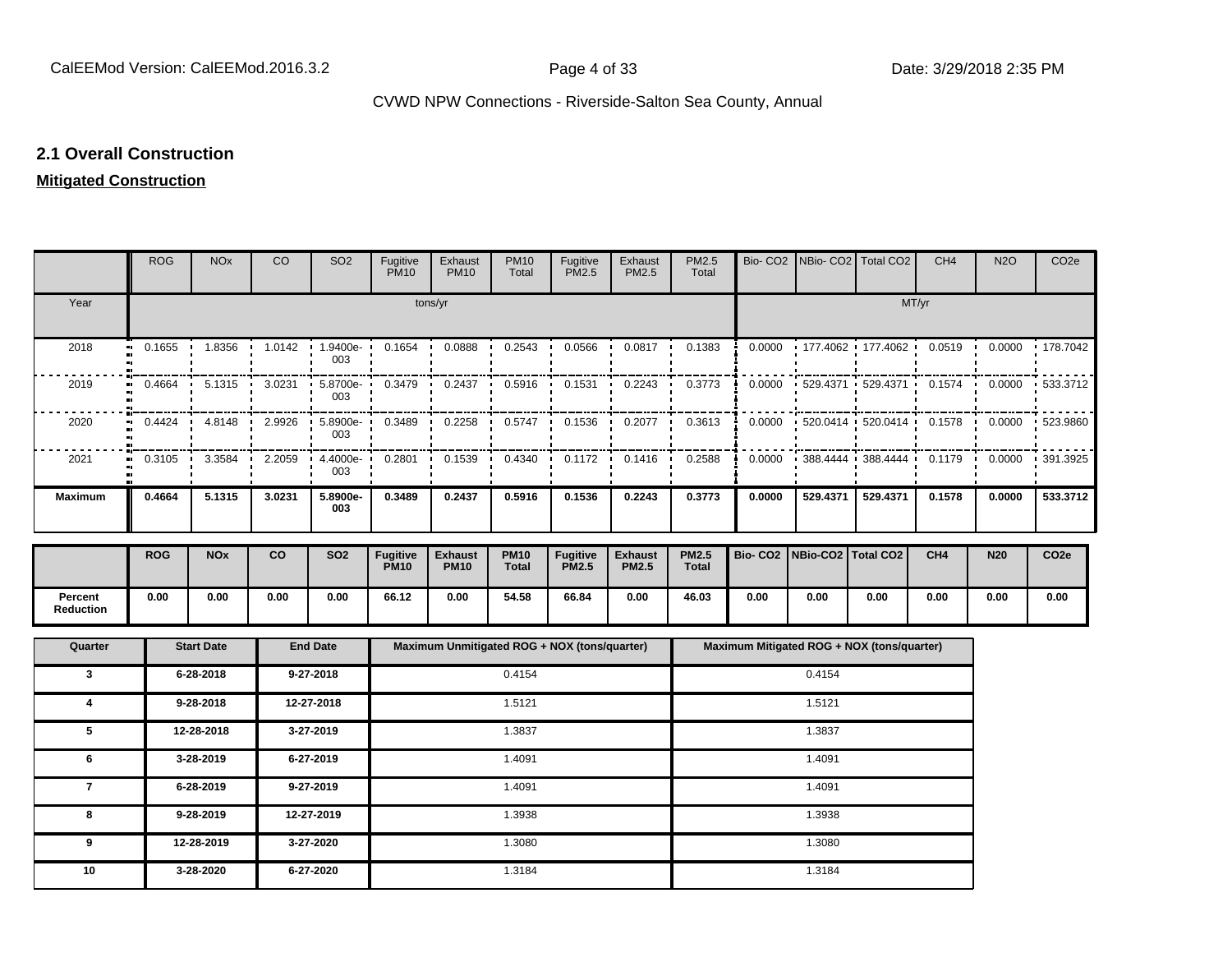## 2.1 Overall Construction

**Mitigated Construction**

| | ROG | NOx | CO | SO2 | Fugitive PM10 | Exhaust PM10 | PM10 Total | Fugitive PM2.5 | Exhaust PM2.5 | PM2.5 Total | Bio- CO2 | NBio- CO2 | Total CO2 | CH4 | N2O | CO2e |
|---|---|---|---|---|---|---|---|---|---|---|---|---|---|---|---|---|
| Year | tons/yr | | | | | | | | | | MT/yr | | | | | |
| 2018 | 0.1655 | 1.8356 | 1.0142 | 1.9400e-003 | 0.1654 | 0.0888 | 0.2543 | 0.0566 | 0.0817 | 0.1383 | 0.0000 | 177.4062 | 177.4062 | 0.0519 | 0.0000 | 178.7042 |
| 2019 | 0.4664 | 5.1315 | 3.0231 | 5.8700e-003 | 0.3479 | 0.2437 | 0.5916 | 0.1531 | 0.2243 | 0.3773 | 0.0000 | 529.4371 | 529.4371 | 0.1574 | 0.0000 | 533.3712 |
| 2020 | 0.4424 | 4.8148 | 2.9926 | 5.8900e-003 | 0.3489 | 0.2258 | 0.5747 | 0.1536 | 0.2077 | 0.3613 | 0.0000 | 520.0414 | 520.0414 | 0.1578 | 0.0000 | 523.9860 |
| 2021 | 0.3105 | 3.3584 | 2.2059 | 4.4000e-003 | 0.2801 | 0.1539 | 0.4340 | 0.1172 | 0.1416 | 0.2588 | 0.0000 | 388.4444 | 388.4444 | 0.1179 | 0.0000 | 391.3925 |
| **Maximum** | **0.4664** | **5.1315** | **3.0231** | **5.8900e-003** | **0.3489** | **0.2437** | **0.5916** | **0.1536** | **0.2243** | **0.3773** | **0.0000** | **529.4371** | **529.4371** | **0.1578** | **0.0000** | **533.3712** |

| | ROG | NOx | CO | SO2 | Fugitive PM10 | Exhaust PM10 | PM10 Total | Fugitive PM2.5 | Exhaust PM2.5 | PM2.5 Total | Bio- CO2 | NBio-CO2 | Total CO2 | CH4 | N20 | CO2e |
|---|---|---|---|---|---|---|---|---|---|---|---|---|---|---|---|---|
| **Percent Reduction** | **0.00** | **0.00** | **0.00** | **0.00** | **66.12** | **0.00** | **54.58** | **66.84** | **0.00** | **46.03** | **0.00** | **0.00** | **0.00** | **0.00** | **0.00** | **0.00** |

| Quarter | Start Date | End Date | Maximum Unmitigated ROG + NOX (tons/quarter) | Maximum Mitigated ROG + NOX (tons/quarter) |
|---|---|---|---|---|
| 3 | 6-28-2018 | 9-27-2018 | 0.4154 | 0.4154 |
| 4 | 9-28-2018 | 12-27-2018 | 1.5121 | 1.5121 |
| 5 | 12-28-2018 | 3-27-2019 | 1.3837 | 1.3837 |
| 6 | 3-28-2019 | 6-27-2019 | 1.4091 | 1.4091 |
| 7 | 6-28-2019 | 9-27-2019 | 1.4091 | 1.4091 |
| 8 | 9-28-2019 | 12-27-2019 | 1.3938 | 1.3938 |
| 9 | 12-28-2019 | 3-27-2020 | 1.3080 | 1.3080 |
| 10 | 3-28-2020 | 6-27-2020 | 1.3184 | 1.3184 |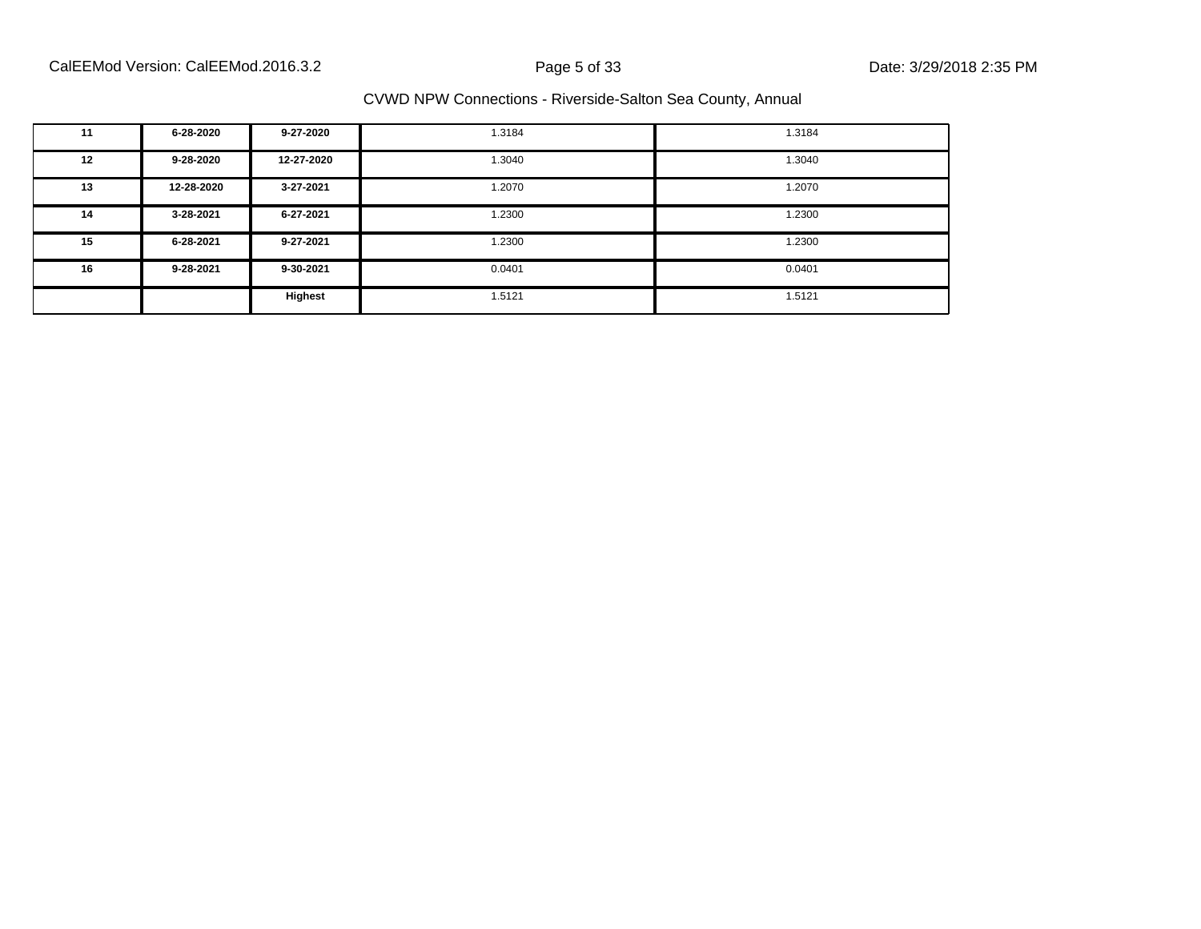| 11 | 6-28-2020 | 9-27-2020 | 1.3184 | 1.3184 |
|---|---|---|---|---|
| 12 | 9-28-2020 | 12-27-2020 | 1.3040 | 1.3040 |
| 13 | 12-28-2020 | 3-27-2021 | 1.2070 | 1.2070 |
| 14 | 3-28-2021 | 6-27-2021 | 1.2300 | 1.2300 |
| 15 | 6-28-2021 | 9-27-2021 | 1.2300 | 1.2300 |
| 16 | 9-28-2021 | 9-30-2021 | 0.0401 | 0.0401 |
| | | **Highest** | 1.5121 | 1.5121 |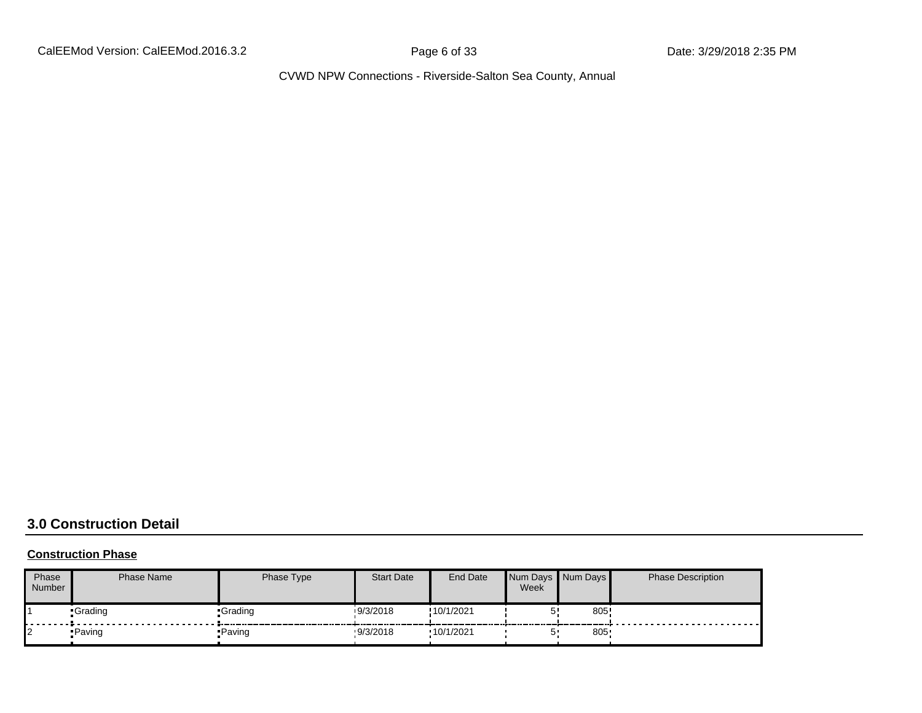## 3.0 Construction Detail

**Construction Phase**

| Phase Number | Phase Name | Phase Type | Start Date | End Date | Num Days Week | Num Days | Phase Description |
|---|---|---|---|---|---|---|---|
| 1 | Grading | Grading | 9/3/2018 | 10/1/2021 | 5 | 805 | |
| 2 | Paving | Paving | 9/3/2018 | 10/1/2021 | 5 | 805 | |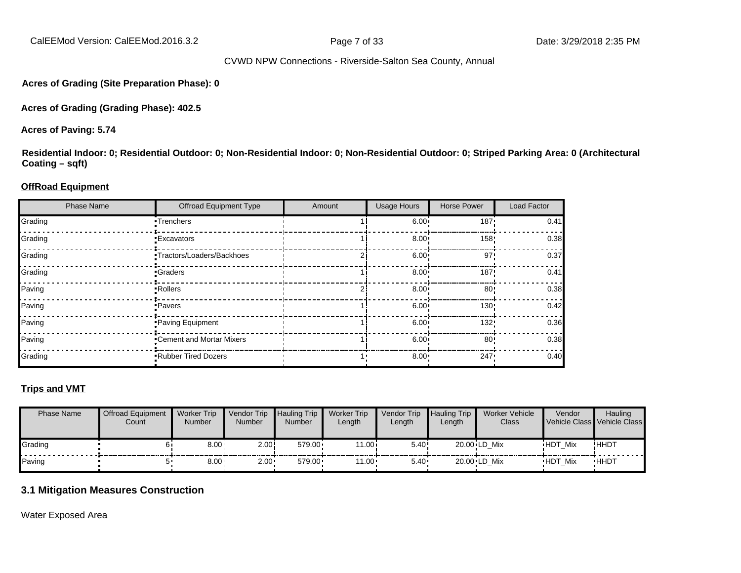**Acres of Grading (Site Preparation Phase): 0**

**Acres of Grading (Grading Phase): 402.5**

**Acres of Paving: 5.74**

**Residential Indoor: 0; Residential Outdoor: 0; Non-Residential Indoor: 0; Non-Residential Outdoor: 0; Striped Parking Area: 0 (Architectural Coating – sqft)**

**OffRoad Equipment**

| Phase Name | Offroad Equipment Type | Amount | Usage Hours | Horse Power | Load Factor |
|---|---|---|---|---|---|
| Grading | Trenchers | 1 | 6.00 | 187 | 0.41 |
| Grading | Excavators | 1 | 8.00 | 158 | 0.38 |
| Grading | Tractors/Loaders/Backhoes | 2 | 6.00 | 97 | 0.37 |
| Grading | Graders | 1 | 8.00 | 187 | 0.41 |
| Paving | Rollers | 2 | 8.00 | 80 | 0.38 |
| Paving | Pavers | 1 | 6.00 | 130 | 0.42 |
| Paving | Paving Equipment | 1 | 6.00 | 132 | 0.36 |
| Paving | Cement and Mortar Mixers | 1 | 6.00 | 80 | 0.38 |
| Grading | Rubber Tired Dozers | 1 | 8.00 | 247 | 0.40 |

**Trips and VMT**

| Phase Name | Offroad Equipment Count | Worker Trip Number | Vendor Trip Number | Hauling Trip Number | Worker Trip Length | Vendor Trip Length | Hauling Trip Length | Worker Vehicle Class | Vendor Vehicle Class | Hauling Vehicle Class |
|---|---|---|---|---|---|---|---|---|---|---|
| Grading | 6 | 8.00 | 2.00 | 579.00 | 11.00 | 5.40 | 20.00 | LD_Mix | HDT_Mix | HHDT |
| Paving | 5 | 8.00 | 2.00 | 579.00 | 11.00 | 5.40 | 20.00 | LD_Mix | HDT_Mix | HHDT |

## 3.1 Mitigation Measures Construction

Water Exposed Area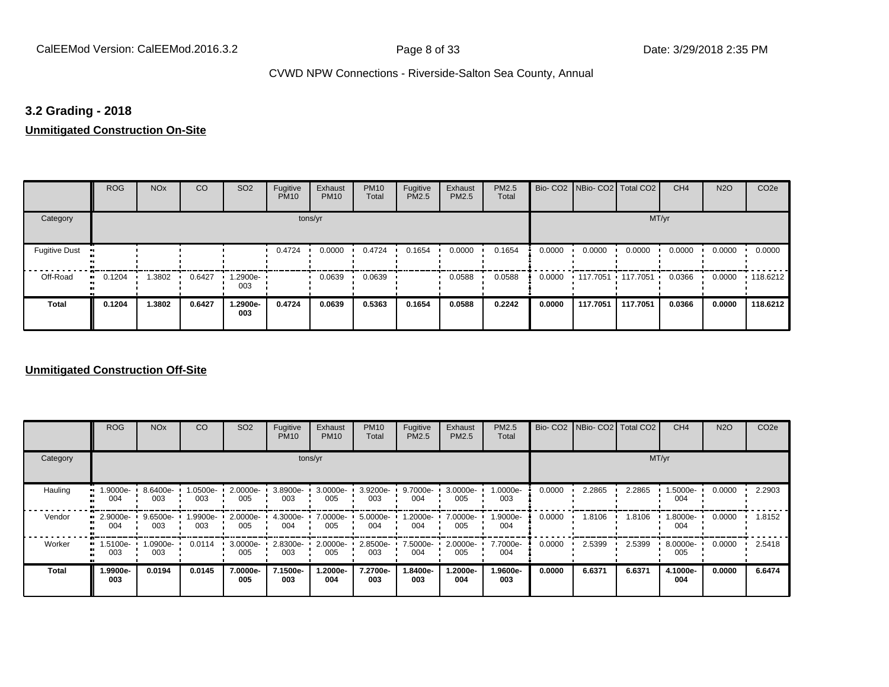## 3.2 Grading - 2018

**Unmitigated Construction On-Site**

| | ROG | NOx | CO | SO2 | Fugitive PM10 | Exhaust PM10 | PM10 Total | Fugitive PM2.5 | Exhaust PM2.5 | PM2.5 Total | Bio- CO2 | NBio- CO2 | Total CO2 | CH4 | N2O | CO2e |
|---|---|---|---|---|---|---|---|---|---|---|---|---|---|---|---|---|
| Category | tons/yr | | | | | | | | | | MT/yr | | | | | |
| Fugitive Dust | | | | | 0.4724 | 0.0000 | 0.4724 | 0.1654 | 0.0000 | 0.1654 | 0.0000 | 0.0000 | 0.0000 | 0.0000 | 0.0000 | 0.0000 |
| Off-Road | 0.1204 | 1.3802 | 0.6427 | 1.2900e-003 | | 0.0639 | 0.0639 | | 0.0588 | 0.0588 | 0.0000 | 117.7051 | 117.7051 | 0.0366 | 0.0000 | 118.6212 |
| **Total** | **0.1204** | **1.3802** | **0.6427** | **1.2900e-003** | **0.4724** | **0.0639** | **0.5363** | **0.1654** | **0.0588** | **0.2242** | **0.0000** | **117.7051** | **117.7051** | **0.0366** | **0.0000** | **118.6212** |

**Unmitigated Construction Off-Site**

| | ROG | NOx | CO | SO2 | Fugitive PM10 | Exhaust PM10 | PM10 Total | Fugitive PM2.5 | Exhaust PM2.5 | PM2.5 Total | Bio- CO2 | NBio- CO2 | Total CO2 | CH4 | N2O | CO2e |
|---|---|---|---|---|---|---|---|---|---|---|---|---|---|---|---|---|
| Category | tons/yr | | | | | | | | | | MT/yr | | | | | |
| Hauling | 1.9000e-004 | 8.6400e-003 | 1.0500e-003 | 2.0000e-005 | 3.8900e-003 | 3.0000e-005 | 3.9200e-003 | 9.7000e-004 | 3.0000e-005 | 1.0000e-003 | 0.0000 | 2.2865 | 2.2865 | 1.5000e-004 | 0.0000 | 2.2903 |
| Vendor | 2.9000e-004 | 9.6500e-003 | 1.9900e-003 | 2.0000e-005 | 4.3000e-004 | 7.0000e-005 | 5.0000e-004 | 1.2000e-004 | 7.0000e-005 | 1.9000e-004 | 0.0000 | 1.8106 | 1.8106 | 1.8000e-004 | 0.0000 | 1.8152 |
| Worker | 1.5100e-003 | 1.0900e-003 | 0.0114 | 3.0000e-005 | 2.8300e-003 | 2.0000e-005 | 2.8500e-003 | 7.5000e-004 | 2.0000e-005 | 7.7000e-004 | 0.0000 | 2.5399 | 2.5399 | 8.0000e-005 | 0.0000 | 2.5418 |
| **Total** | **1.9900e-003** | **0.0194** | **0.0145** | **7.0000e-005** | **7.1500e-003** | **1.2000e-004** | **7.2700e-003** | **1.8400e-003** | **1.2000e-004** | **1.9600e-003** | **0.0000** | **6.6371** | **6.6371** | **4.1000e-004** | **0.0000** | **6.6474** |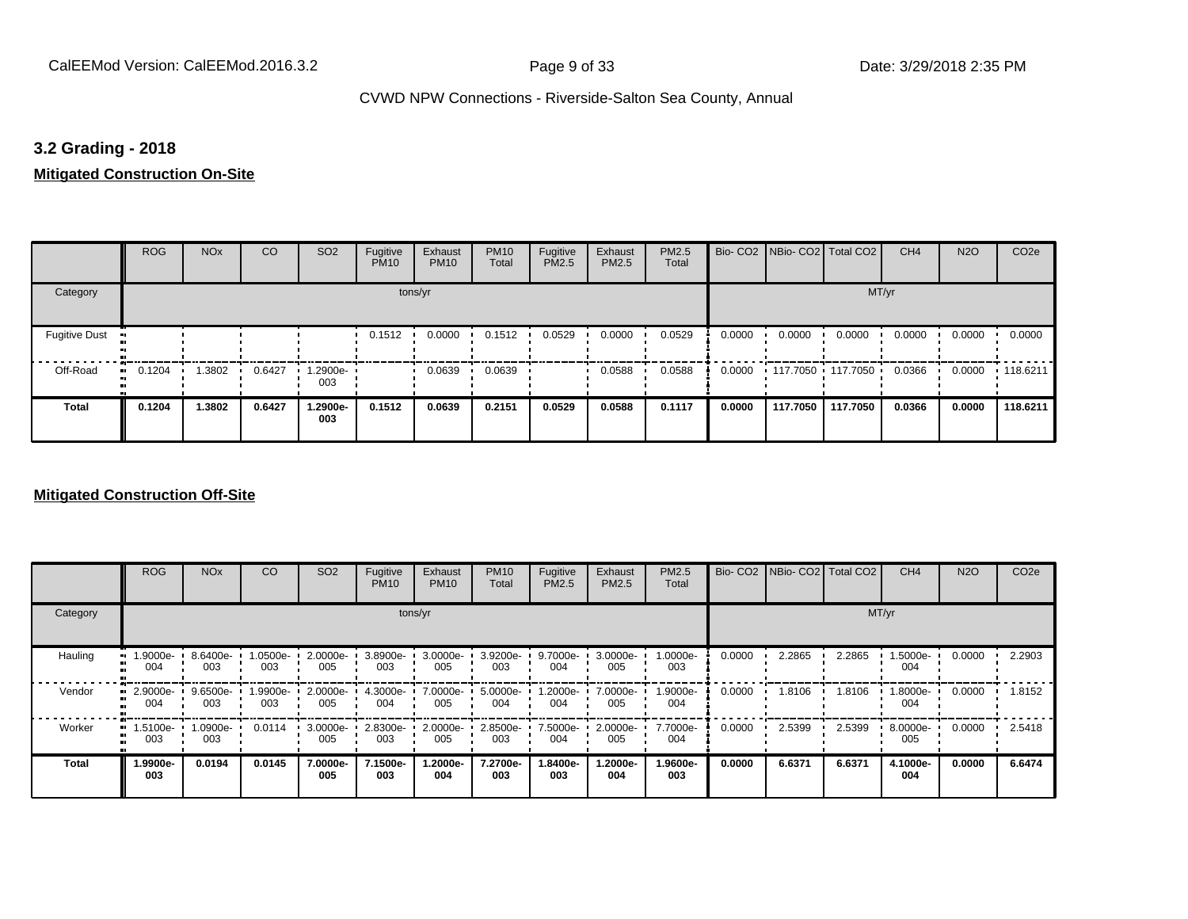## 3.2 Grading - 2018

**Mitigated Construction On-Site**

| | ROG | NOx | CO | SO2 | Fugitive PM10 | Exhaust PM10 | PM10 Total | Fugitive PM2.5 | Exhaust PM2.5 | PM2.5 Total | Bio- CO2 | NBio- CO2 | Total CO2 | CH4 | N2O | CO2e |
|---|---|---|---|---|---|---|---|---|---|---|---|---|---|---|---|---|
| Category | tons/yr | | | | | | | | | | MT/yr | | | | | |
| Fugitive Dust | | | | | 0.1512 | 0.0000 | 0.1512 | 0.0529 | 0.0000 | 0.0529 | 0.0000 | 0.0000 | 0.0000 | 0.0000 | 0.0000 | 0.0000 |
| Off-Road | 0.1204 | 1.3802 | 0.6427 | 1.2900e-003 | | 0.0639 | 0.0639 | | 0.0588 | 0.0588 | 0.0000 | 117.7050 | 117.7050 | 0.0366 | 0.0000 | 118.6211 |
| **Total** | **0.1204** | **1.3802** | **0.6427** | **1.2900e-003** | **0.1512** | **0.0639** | **0.2151** | **0.0529** | **0.0588** | **0.1117** | **0.0000** | **117.7050** | **117.7050** | **0.0366** | **0.0000** | **118.6211** |

**Mitigated Construction Off-Site**

| | ROG | NOx | CO | SO2 | Fugitive PM10 | Exhaust PM10 | PM10 Total | Fugitive PM2.5 | Exhaust PM2.5 | PM2.5 Total | Bio- CO2 | NBio- CO2 | Total CO2 | CH4 | N2O | CO2e |
|---|---|---|---|---|---|---|---|---|---|---|---|---|---|---|---|---|
| Category | tons/yr | | | | | | | | | | MT/yr | | | | | |
| Hauling | 1.9000e-004 | 8.6400e-003 | 1.0500e-003 | 2.0000e-005 | 3.8900e-003 | 3.0000e-005 | 3.9200e-003 | 9.7000e-004 | 3.0000e-005 | 1.0000e-003 | 0.0000 | 2.2865 | 2.2865 | 1.5000e-004 | 0.0000 | 2.2903 |
| Vendor | 2.9000e-004 | 9.6500e-003 | 1.9900e-003 | 2.0000e-005 | 4.3000e-004 | 7.0000e-005 | 5.0000e-004 | 1.2000e-004 | 7.0000e-005 | 1.9000e-004 | 0.0000 | 1.8106 | 1.8106 | 1.8000e-004 | 0.0000 | 1.8152 |
| Worker | 1.5100e-003 | 1.0900e-003 | 0.0114 | 3.0000e-005 | 2.8300e-003 | 2.0000e-005 | 2.8500e-003 | 7.5000e-004 | 2.0000e-005 | 7.7000e-004 | 0.0000 | 2.5399 | 2.5399 | 8.0000e-005 | 0.0000 | 2.5418 |
| **Total** | **1.9900e-003** | **0.0194** | **0.0145** | **7.0000e-005** | **7.1500e-003** | **1.2000e-004** | **7.2700e-003** | **1.8400e-003** | **1.2000e-004** | **1.9600e-003** | **0.0000** | **6.6371** | **6.6371** | **4.1000e-004** | **0.0000** | **6.6474** |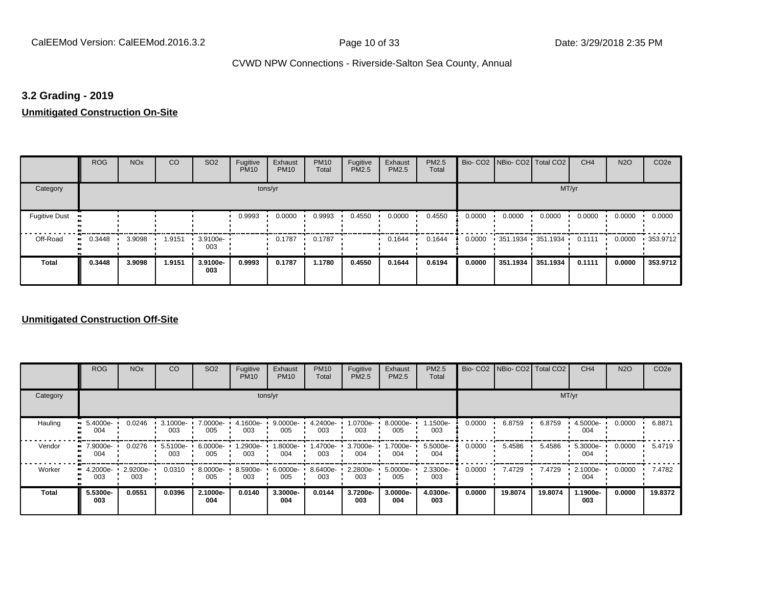## 3.2 Grading - 2019

**Unmitigated Construction On-Site**

| | ROG | NOx | CO | SO2 | Fugitive PM10 | Exhaust PM10 | PM10 Total | Fugitive PM2.5 | Exhaust PM2.5 | PM2.5 Total | Bio- CO2 | NBio- CO2 | Total CO2 | CH4 | N2O | CO2e |
|---|---|---|---|---|---|---|---|---|---|---|---|---|---|---|---|---|
| Category | tons/yr | | | | | | | | | | MT/yr | | | | | |
| Fugitive Dust | | | | | 0.9993 | 0.0000 | 0.9993 | 0.4550 | 0.0000 | 0.4550 | 0.0000 | 0.0000 | 0.0000 | 0.0000 | 0.0000 | 0.0000 |
| Off-Road | 0.3448 | 3.9098 | 1.9151 | 3.9100e-003 | | 0.1787 | 0.1787 | | 0.1644 | 0.1644 | 0.0000 | 351.1934 | 351.1934 | 0.1111 | 0.0000 | 353.9712 |
| **Total** | **0.3448** | **3.9098** | **1.9151** | **3.9100e-003** | **0.9993** | **0.1787** | **1.1780** | **0.4550** | **0.1644** | **0.6194** | **0.0000** | **351.1934** | **351.1934** | **0.1111** | **0.0000** | **353.9712** |

**Unmitigated Construction Off-Site**

| | ROG | NOx | CO | SO2 | Fugitive PM10 | Exhaust PM10 | PM10 Total | Fugitive PM2.5 | Exhaust PM2.5 | PM2.5 Total | Bio- CO2 | NBio- CO2 | Total CO2 | CH4 | N2O | CO2e |
|---|---|---|---|---|---|---|---|---|---|---|---|---|---|---|---|---|
| Category | tons/yr | | | | | | | | | | MT/yr | | | | | |
| Hauling | 5.4000e-004 | 0.0246 | 3.1000e-003 | 7.0000e-005 | 4.1600e-003 | 9.0000e-005 | 4.2400e-003 | 1.0700e-003 | 8.0000e-005 | 1.1500e-003 | 0.0000 | 6.8759 | 6.8759 | 4.5000e-004 | 0.0000 | 6.8871 |
| Vendor | 7.9000e-004 | 0.0276 | 5.5100e-003 | 6.0000e-005 | 1.2900e-003 | 1.8000e-004 | 1.4700e-003 | 3.7000e-004 | 1.7000e-004 | 5.5000e-004 | 0.0000 | 5.4586 | 5.4586 | 5.3000e-004 | 0.0000 | 5.4719 |
| Worker | 4.2000e-003 | 2.9200e-003 | 0.0310 | 8.0000e-005 | 8.5900e-003 | 6.0000e-005 | 8.6400e-003 | 2.2800e-003 | 5.0000e-005 | 2.3300e-003 | 0.0000 | 7.4729 | 7.4729 | 2.1000e-004 | 0.0000 | 7.4782 |
| **Total** | **5.5300e-003** | **0.0551** | **0.0396** | **2.1000e-004** | **0.0140** | **3.3000e-004** | **0.0144** | **3.7200e-003** | **3.0000e-004** | **4.0300e-003** | **0.0000** | **19.8074** | **19.8074** | **1.1900e-003** | **0.0000** | **19.8372** |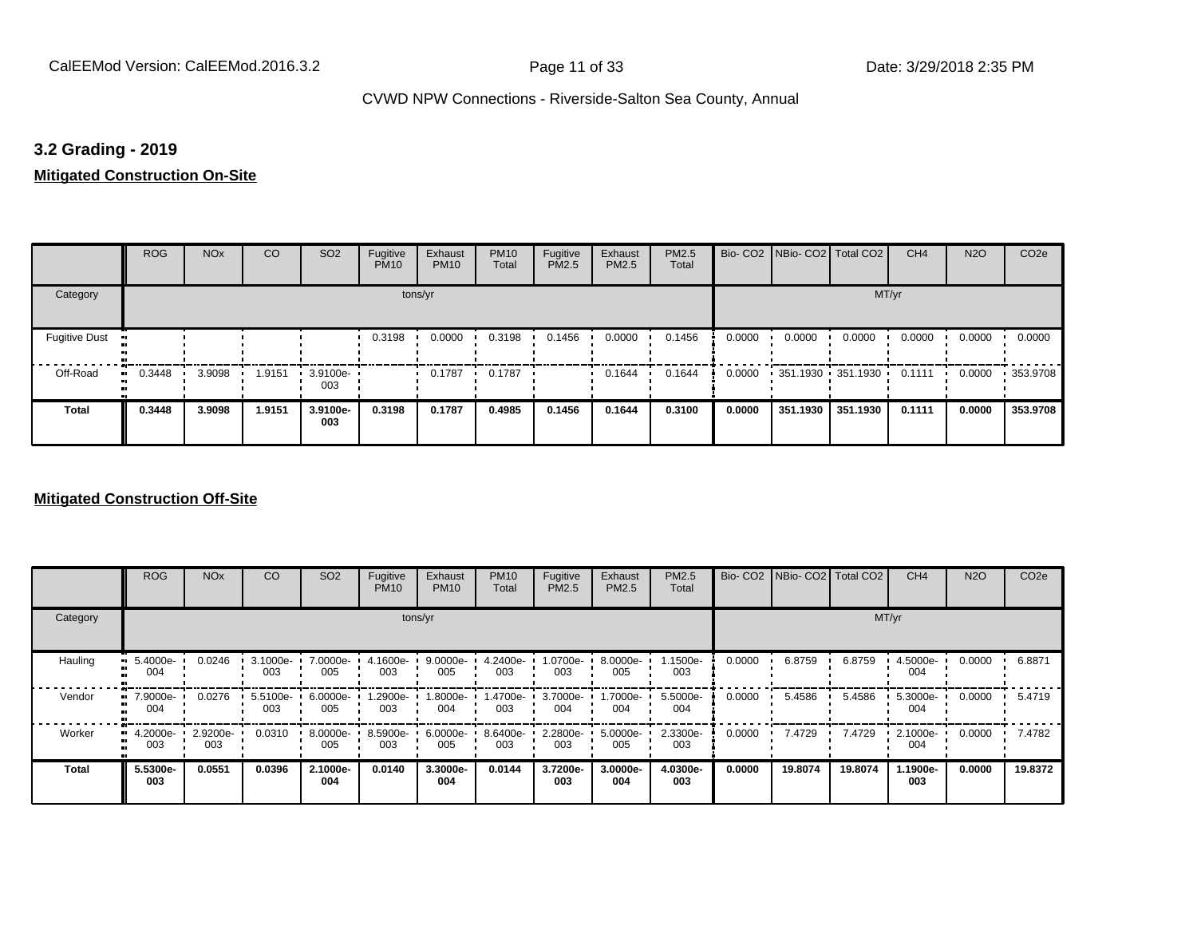## 3.2 Grading - 2019

**Mitigated Construction On-Site**

| | ROG | NOx | CO | SO2 | Fugitive PM10 | Exhaust PM10 | PM10 Total | Fugitive PM2.5 | Exhaust PM2.5 | PM2.5 Total | Bio- CO2 | NBio- CO2 | Total CO2 | CH4 | N2O | CO2e |
|---|---|---|---|---|---|---|---|---|---|---|---|---|---|---|---|---|
| Category | | | | | tons/yr | | | | | | MT/yr | | | | | |
| Fugitive Dust | | | | | 0.3198 | 0.0000 | 0.3198 | 0.1456 | 0.0000 | 0.1456 | 0.0000 | 0.0000 | 0.0000 | 0.0000 | 0.0000 | 0.0000 |
| Off-Road | 0.3448 | 3.9098 | 1.9151 | 3.9100e-003 | | 0.1787 | 0.1787 | | 0.1644 | 0.1644 | 0.0000 | 351.1930 | 351.1930 | 0.1111 | 0.0000 | 353.9708 |
| **Total** | **0.3448** | **3.9098** | **1.9151** | **3.9100e-003** | **0.3198** | **0.1787** | **0.4985** | **0.1456** | **0.1644** | **0.3100** | **0.0000** | **351.1930** | **351.1930** | **0.1111** | **0.0000** | **353.9708** |

**Mitigated Construction Off-Site**

| | ROG | NOx | CO | SO2 | Fugitive PM10 | Exhaust PM10 | PM10 Total | Fugitive PM2.5 | Exhaust PM2.5 | PM2.5 Total | Bio- CO2 | NBio- CO2 | Total CO2 | CH4 | N2O | CO2e |
|---|---|---|---|---|---|---|---|---|---|---|---|---|---|---|---|---|
| Category | | | | | tons/yr | | | | | | MT/yr | | | | | |
| Hauling | 5.4000e-004 | 0.0246 | 3.1000e-003 | 7.0000e-005 | 4.1600e-003 | 9.0000e-005 | 4.2400e-003 | 1.0700e-003 | 8.0000e-005 | 1.1500e-003 | 0.0000 | 6.8759 | 6.8759 | 4.5000e-004 | 0.0000 | 6.8871 |
| Vendor | 7.9000e-004 | 0.0276 | 5.5100e-003 | 6.0000e-005 | 1.2900e-003 | 1.8000e-004 | 1.4700e-003 | 3.7000e-004 | 1.7000e-004 | 5.5000e-004 | 0.0000 | 5.4586 | 5.4586 | 5.3000e-004 | 0.0000 | 5.4719 |
| Worker | 4.2000e-003 | 2.9200e-003 | 0.0310 | 8.0000e-005 | 8.5900e-003 | 6.0000e-005 | 8.6400e-003 | 2.2800e-003 | 5.0000e-005 | 2.3300e-003 | 0.0000 | 7.4729 | 7.4729 | 2.1000e-004 | 0.0000 | 7.4782 |
| **Total** | **5.5300e-003** | **0.0551** | **0.0396** | **2.1000e-004** | **0.0140** | **3.3000e-004** | **0.0144** | **3.7200e-003** | **3.0000e-004** | **4.0300e-003** | **0.0000** | **19.8074** | **19.8074** | **1.1900e-003** | **0.0000** | **19.8372** |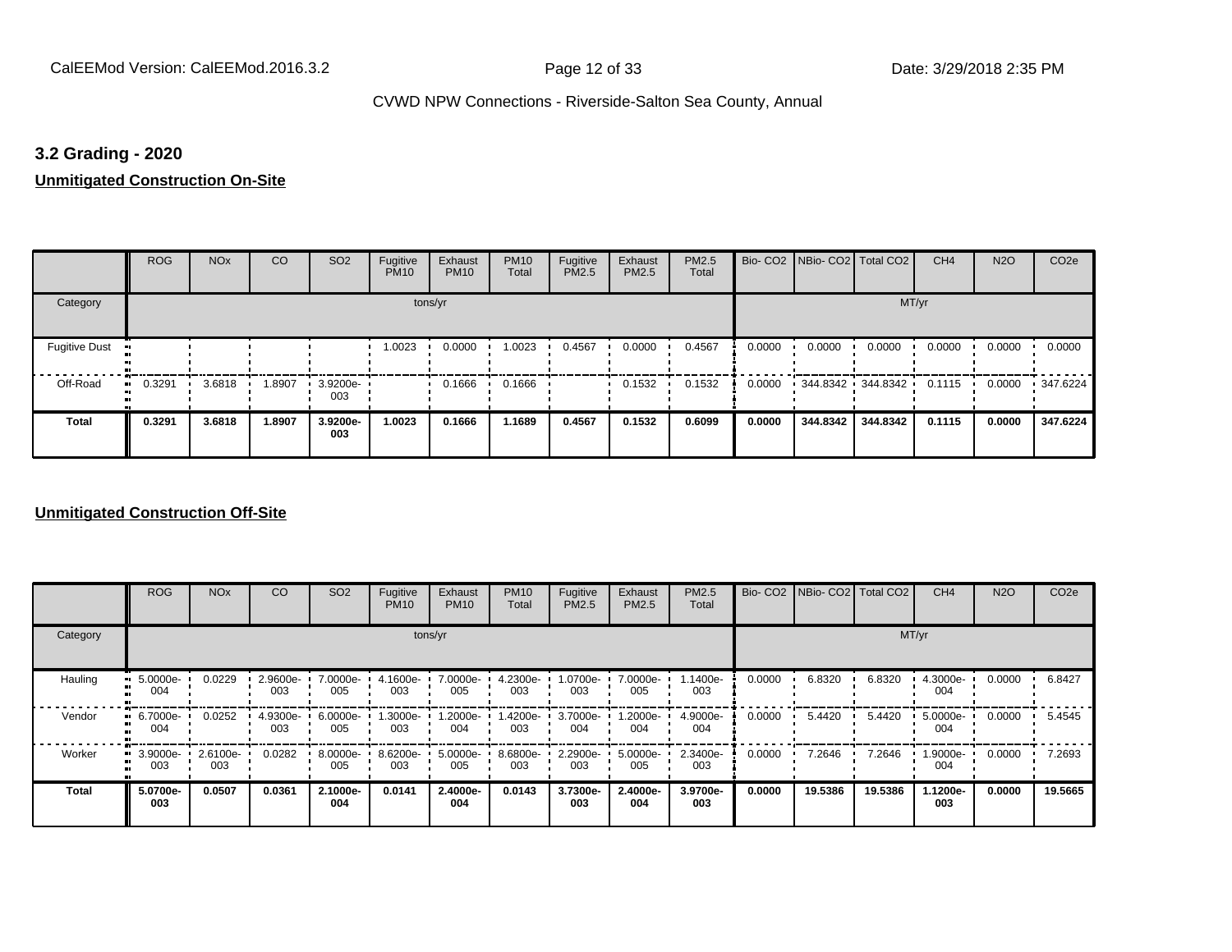### 3.2 Grading - 2020

**Unmitigated Construction On-Site**

| | ROG | NOx | CO | SO2 | Fugitive PM10 | Exhaust PM10 | PM10 Total | Fugitive PM2.5 | Exhaust PM2.5 | PM2.5 Total | Bio- CO2 | NBio- CO2 | Total CO2 | CH4 | N2O | CO2e |
|---|---|---|---|---|---|---|---|---|---|---|---|---|---|---|---|---|
| Category | | | | | tons/yr | | | | | | MT/yr | | | | | |
| Fugitive Dust | | | | | 1.0023 | 0.0000 | 1.0023 | 0.4567 | 0.0000 | 0.4567 | 0.0000 | 0.0000 | 0.0000 | 0.0000 | 0.0000 | 0.0000 |
| Off-Road | 0.3291 | 3.6818 | 1.8907 | 3.9200e-003 | | 0.1666 | 0.1666 | | 0.1532 | 0.1532 | 0.0000 | 344.8342 | 344.8342 | 0.1115 | 0.0000 | 347.6224 |
| **Total** | **0.3291** | **3.6818** | **1.8907** | **3.9200e-003** | **1.0023** | **0.1666** | **1.1689** | **0.4567** | **0.1532** | **0.6099** | **0.0000** | **344.8342** | **344.8342** | **0.1115** | **0.0000** | **347.6224** |

**Unmitigated Construction Off-Site**

| | ROG | NOx | CO | SO2 | Fugitive PM10 | Exhaust PM10 | PM10 Total | Fugitive PM2.5 | Exhaust PM2.5 | PM2.5 Total | Bio- CO2 | NBio- CO2 | Total CO2 | CH4 | N2O | CO2e |
|---|---|---|---|---|---|---|---|---|---|---|---|---|---|---|---|---|
| Category | | | | | tons/yr | | | | | | MT/yr | | | | | |
| Hauling | 5.0000e-004 | 0.0229 | 2.9600e-003 | 7.0000e-005 | 4.1600e-003 | 7.0000e-005 | 4.2300e-003 | 1.0700e-003 | 7.0000e-005 | 1.1400e-003 | 0.0000 | 6.8320 | 6.8320 | 4.3000e-004 | 0.0000 | 6.8427 |
| Vendor | 6.7000e-004 | 0.0252 | 4.9300e-003 | 6.0000e-005 | 1.3000e-003 | 1.2000e-004 | 1.4200e-003 | 3.7000e-004 | 1.2000e-004 | 4.9000e-004 | 0.0000 | 5.4420 | 5.4420 | 5.0000e-004 | 0.0000 | 5.4545 |
| Worker | 3.9000e-003 | 2.6100e-003 | 0.0282 | 8.0000e-005 | 8.6200e-003 | 5.0000e-005 | 8.6800e-003 | 2.2900e-003 | 5.0000e-005 | 2.3400e-003 | 0.0000 | 7.2646 | 7.2646 | 1.9000e-004 | 0.0000 | 7.2693 |
| **Total** | **5.0700e-003** | **0.0507** | **0.0361** | **2.1000e-004** | **0.0141** | **2.4000e-004** | **0.0143** | **3.7300e-003** | **2.4000e-004** | **3.9700e-003** | **0.0000** | **19.5386** | **19.5386** | **1.1200e-003** | **0.0000** | **19.5665** |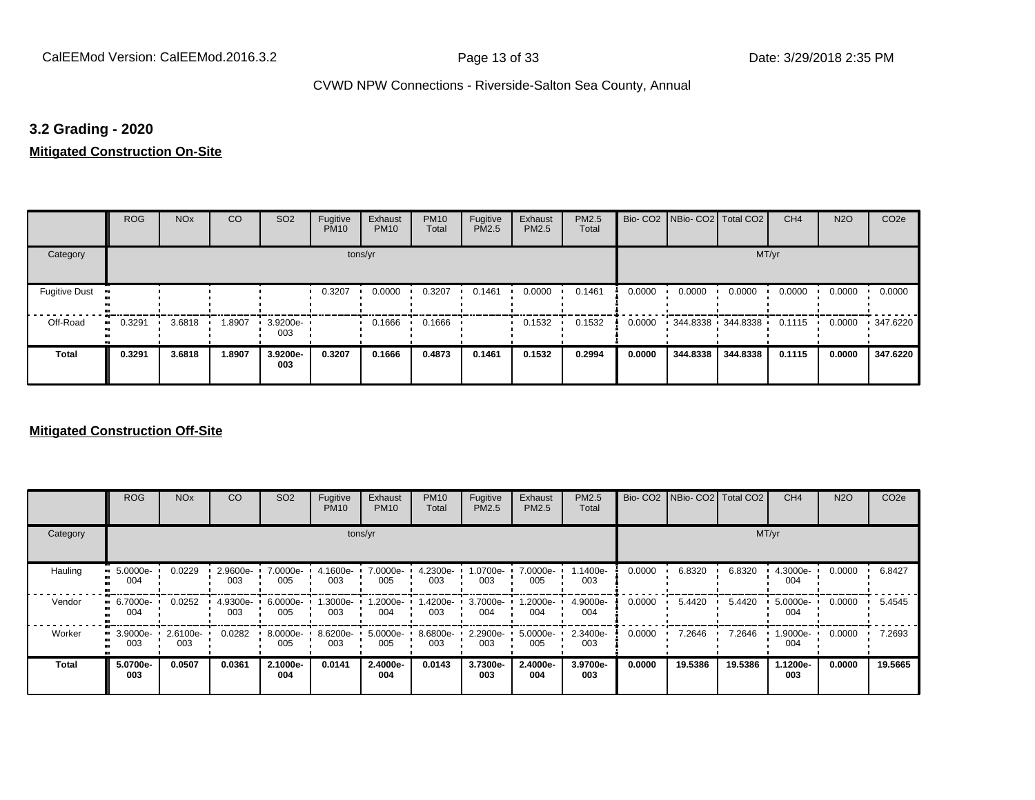### 3.2 Grading - 2020

**Mitigated Construction On-Site**

| | ROG | NOx | CO | SO2 | Fugitive PM10 | Exhaust PM10 | PM10 Total | Fugitive PM2.5 | Exhaust PM2.5 | PM2.5 Total | Bio- CO2 | NBio- CO2 | Total CO2 | CH4 | N2O | CO2e |
|---|---|---|---|---|---|---|---|---|---|---|---|---|---|---|---|---|
| Category | | | | | tons/yr | | | | | | MT/yr | | | | | |
| Fugitive Dust | | | | | 0.3207 | 0.0000 | 0.3207 | 0.1461 | 0.0000 | 0.1461 | 0.0000 | 0.0000 | 0.0000 | 0.0000 | 0.0000 | 0.0000 |
| Off-Road | 0.3291 | 3.6818 | 1.8907 | 3.9200e-003 | | 0.1666 | 0.1666 | | 0.1532 | 0.1532 | 0.0000 | 344.8338 | 344.8338 | 0.1115 | 0.0000 | 347.6220 |
| **Total** | **0.3291** | **3.6818** | **1.8907** | **3.9200e-003** | **0.3207** | **0.1666** | **0.4873** | **0.1461** | **0.1532** | **0.2994** | **0.0000** | **344.8338** | **344.8338** | **0.1115** | **0.0000** | **347.6220** |

**Mitigated Construction Off-Site**

| | ROG | NOx | CO | SO2 | Fugitive PM10 | Exhaust PM10 | PM10 Total | Fugitive PM2.5 | Exhaust PM2.5 | PM2.5 Total | Bio- CO2 | NBio- CO2 | Total CO2 | CH4 | N2O | CO2e |
|---|---|---|---|---|---|---|---|---|---|---|---|---|---|---|---|---|
| Category | | | | | tons/yr | | | | | | MT/yr | | | | | |
| Hauling | 5.0000e-004 | 0.0229 | 2.9600e-003 | 7.0000e-005 | 4.1600e-003 | 7.0000e-005 | 4.2300e-003 | 1.0700e-003 | 7.0000e-005 | 1.1400e-003 | 0.0000 | 6.8320 | 6.8320 | 4.3000e-004 | 0.0000 | 6.8427 |
| Vendor | 6.7000e-004 | 0.0252 | 4.9300e-003 | 6.0000e-005 | 1.3000e-003 | 1.2000e-004 | 1.4200e-003 | 3.7000e-004 | 1.2000e-004 | 4.9000e-004 | 0.0000 | 5.4420 | 5.4420 | 5.0000e-004 | 0.0000 | 5.4545 |
| Worker | 3.9000e-003 | 2.6100e-003 | 0.0282 | 8.0000e-005 | 8.6200e-003 | 5.0000e-005 | 8.6800e-003 | 2.2900e-003 | 5.0000e-005 | 2.3400e-003 | 0.0000 | 7.2646 | 7.2646 | 1.9000e-004 | 0.0000 | 7.2693 |
| **Total** | **5.0700e-003** | **0.0507** | **0.0361** | **2.1000e-004** | **0.0141** | **2.4000e-004** | **0.0143** | **3.7300e-003** | **2.4000e-004** | **3.9700e-003** | **0.0000** | **19.5386** | **19.5386** | **1.1200e-003** | **0.0000** | **19.5665** |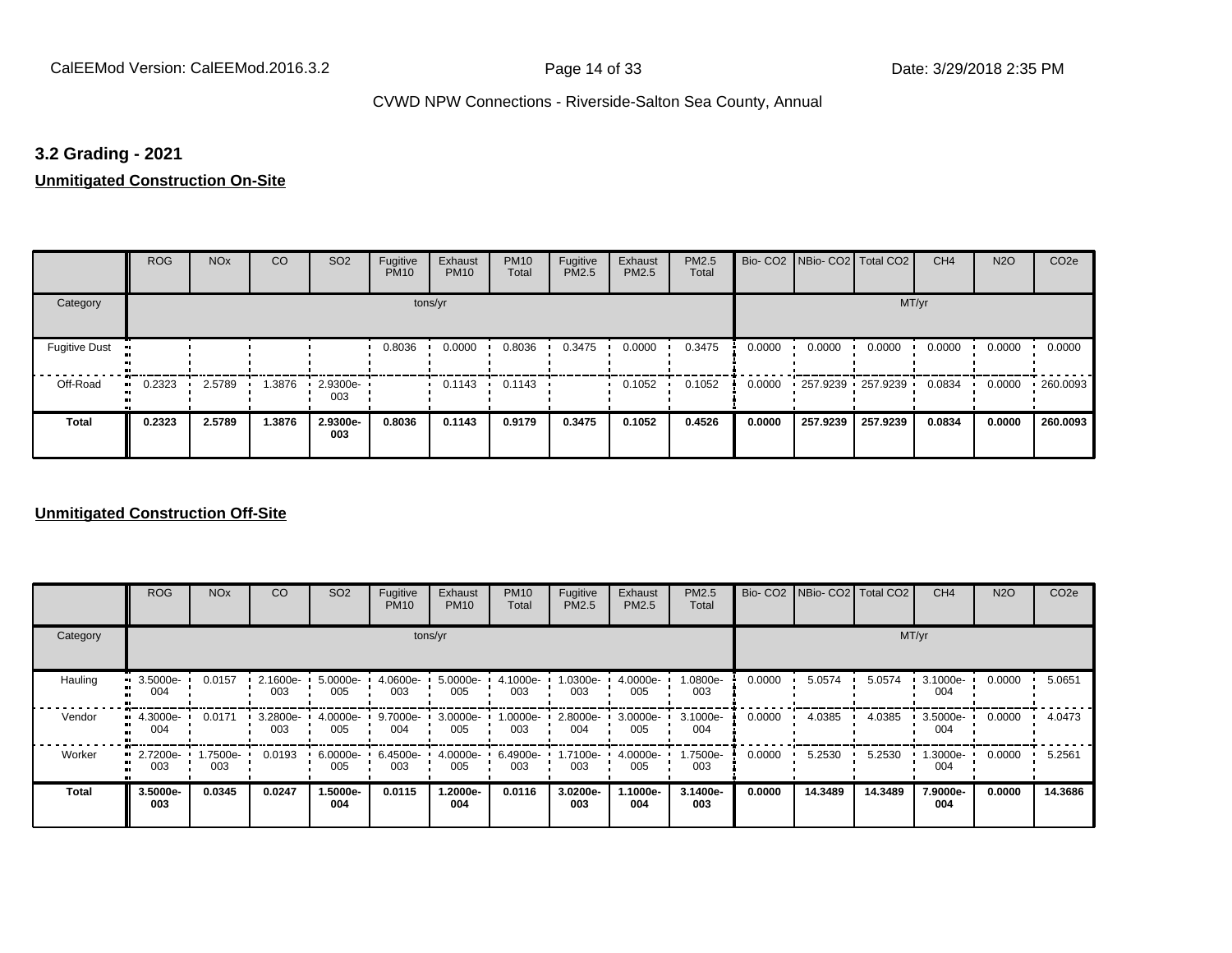## 3.2 Grading - 2021

**Unmitigated Construction On-Site**

| | ROG | NOx | CO | SO2 | Fugitive PM10 | Exhaust PM10 | PM10 Total | Fugitive PM2.5 | Exhaust PM2.5 | PM2.5 Total | Bio- CO2 | NBio- CO2 | Total CO2 | CH4 | N2O | CO2e |
|---|---|---|---|---|---|---|---|---|---|---|---|---|---|---|---|---|
| Category | tons/yr | | | | | | | | | | MT/yr | | | | | |
| Fugitive Dust | | | | | 0.8036 | 0.0000 | 0.8036 | 0.3475 | 0.0000 | 0.3475 | 0.0000 | 0.0000 | 0.0000 | 0.0000 | 0.0000 | 0.0000 |
| Off-Road | 0.2323 | 2.5789 | 1.3876 | 2.9300e-003 | | 0.1143 | 0.1143 | | 0.1052 | 0.1052 | 0.0000 | 257.9239 | 257.9239 | 0.0834 | 0.0000 | 260.0093 |
| **Total** | **0.2323** | **2.5789** | **1.3876** | **2.9300e-003** | **0.8036** | **0.1143** | **0.9179** | **0.3475** | **0.1052** | **0.4526** | **0.0000** | **257.9239** | **257.9239** | **0.0834** | **0.0000** | **260.0093** |

**Unmitigated Construction Off-Site**

| | ROG | NOx | CO | SO2 | Fugitive PM10 | Exhaust PM10 | PM10 Total | Fugitive PM2.5 | Exhaust PM2.5 | PM2.5 Total | Bio- CO2 | NBio- CO2 | Total CO2 | CH4 | N2O | CO2e |
|---|---|---|---|---|---|---|---|---|---|---|---|---|---|---|---|---|
| Category | tons/yr | | | | | | | | | | MT/yr | | | | | |
| Hauling | 3.5000e-004 | 0.0157 | 2.1600e-003 | 5.0000e-005 | 4.0600e-003 | 5.0000e-005 | 4.1000e-003 | 1.0300e-003 | 4.0000e-005 | 1.0800e-003 | 0.0000 | 5.0574 | 5.0574 | 3.1000e-004 | 0.0000 | 5.0651 |
| Vendor | 4.3000e-004 | 0.0171 | 3.2800e-003 | 4.0000e-005 | 9.7000e-004 | 3.0000e-005 | 1.0000e-003 | 2.8000e-004 | 3.0000e-005 | 3.1000e-004 | 0.0000 | 4.0385 | 4.0385 | 3.5000e-004 | 0.0000 | 4.0473 |
| Worker | 2.7200e-003 | 1.7500e-003 | 0.0193 | 6.0000e-005 | 6.4500e-003 | 4.0000e-005 | 6.4900e-003 | 1.7100e-003 | 4.0000e-005 | 1.7500e-003 | 0.0000 | 5.2530 | 5.2530 | 1.3000e-004 | 0.0000 | 5.2561 |
| **Total** | **3.5000e-003** | **0.0345** | **0.0247** | **1.5000e-004** | **0.0115** | **1.2000e-004** | **0.0116** | **3.0200e-003** | **1.1000e-004** | **3.1400e-003** | **0.0000** | **14.3489** | **14.3489** | **7.9000e-004** | **0.0000** | **14.3686** |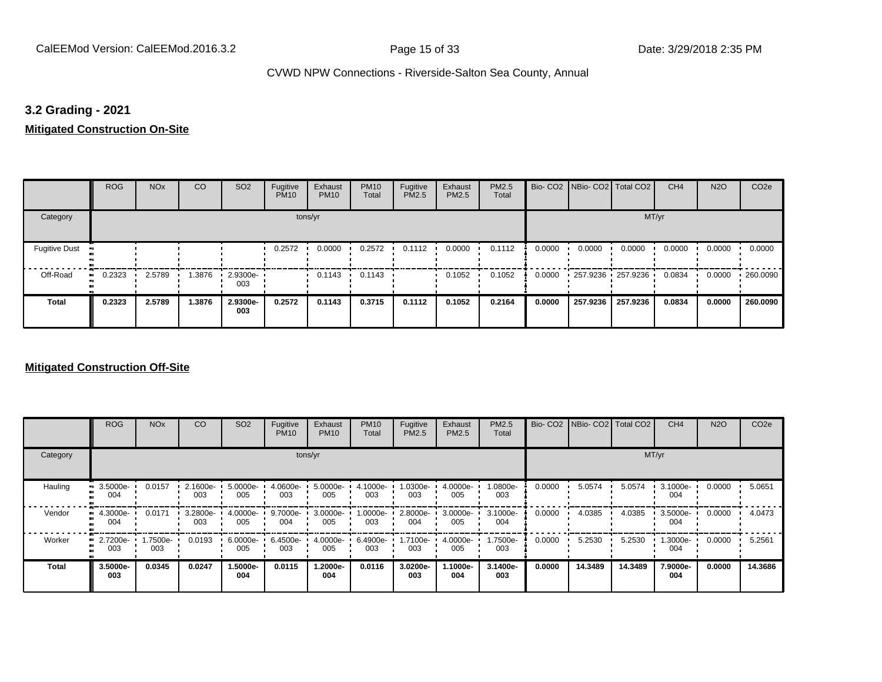## 3.2 Grading - 2021

**Mitigated Construction On-Site**

| | ROG | NOx | CO | SO2 | Fugitive PM10 | Exhaust PM10 | PM10 Total | Fugitive PM2.5 | Exhaust PM2.5 | PM2.5 Total | Bio- CO2 | NBio- CO2 | Total CO2 | CH4 | N2O | CO2e |
|---|---|---|---|---|---|---|---|---|---|---|---|---|---|---|---|---|
| Category | tons/yr | | | | | | | | | | MT/yr | | | | | |
| Fugitive Dust | | | | | 0.2572 | 0.0000 | 0.2572 | 0.1112 | 0.0000 | 0.1112 | 0.0000 | 0.0000 | 0.0000 | 0.0000 | 0.0000 | 0.0000 |
| Off-Road | 0.2323 | 2.5789 | 1.3876 | 2.9300e-003 | | 0.1143 | 0.1143 | | 0.1052 | 0.1052 | 0.0000 | 257.9236 | 257.9236 | 0.0834 | 0.0000 | 260.0090 |
| **Total** | **0.2323** | **2.5789** | **1.3876** | **2.9300e-003** | **0.2572** | **0.1143** | **0.3715** | **0.1112** | **0.1052** | **0.2164** | **0.0000** | **257.9236** | **257.9236** | **0.0834** | **0.0000** | **260.0090** |

**Mitigated Construction Off-Site**

| | ROG | NOx | CO | SO2 | Fugitive PM10 | Exhaust PM10 | PM10 Total | Fugitive PM2.5 | Exhaust PM2.5 | PM2.5 Total | Bio- CO2 | NBio- CO2 | Total CO2 | CH4 | N2O | CO2e |
|---|---|---|---|---|---|---|---|---|---|---|---|---|---|---|---|---|
| Category | tons/yr | | | | | | | | | | MT/yr | | | | | |
| Hauling | 3.5000e-004 | 0.0157 | 2.1600e-003 | 5.0000e-005 | 4.0600e-003 | 5.0000e-005 | 4.1000e-003 | 1.0300e-003 | 4.0000e-005 | 1.0800e-003 | 0.0000 | 5.0574 | 5.0574 | 3.1000e-004 | 0.0000 | 5.0651 |
| Vendor | 4.3000e-004 | 0.0171 | 3.2800e-003 | 4.0000e-005 | 9.7000e-004 | 3.0000e-005 | 1.0000e-003 | 2.8000e-004 | 3.0000e-005 | 3.1000e-004 | 0.0000 | 4.0385 | 4.0385 | 3.5000e-004 | 0.0000 | 4.0473 |
| Worker | 2.7200e-003 | 1.7500e-003 | 0.0193 | 6.0000e-005 | 6.4500e-003 | 4.0000e-005 | 6.4900e-003 | 1.7100e-003 | 4.0000e-005 | 1.7500e-003 | 0.0000 | 5.2530 | 5.2530 | 1.3000e-004 | 0.0000 | 5.2561 |
| **Total** | **3.5000e-003** | **0.0345** | **0.0247** | **1.5000e-004** | **0.0115** | **1.2000e-004** | **0.0116** | **3.0200e-003** | **1.1000e-004** | **3.1400e-003** | **0.0000** | **14.3489** | **14.3489** | **7.9000e-004** | **0.0000** | **14.3686** |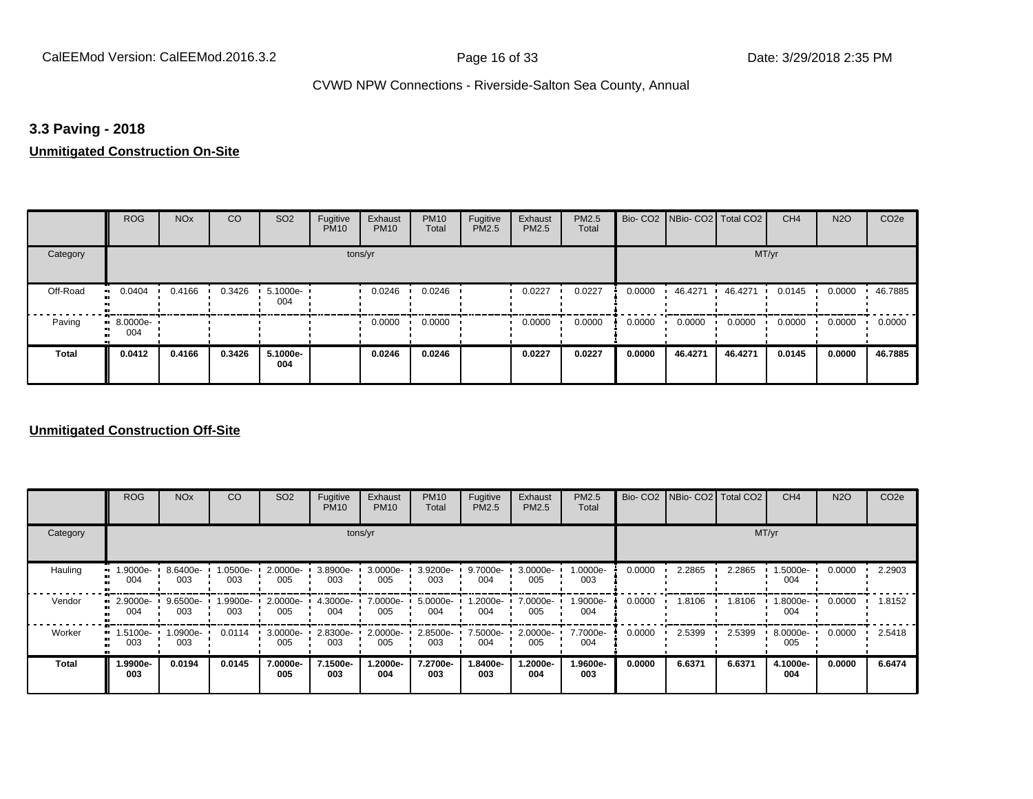### 3.3 Paving - 2018

**Unmitigated Construction On-Site**

| | ROG | NOx | CO | SO2 | Fugitive PM10 | Exhaust PM10 | PM10 Total | Fugitive PM2.5 | Exhaust PM2.5 | PM2.5 Total | Bio- CO2 | NBio- CO2 | Total CO2 | CH4 | N2O | CO2e |
|---|---|---|---|---|---|---|---|---|---|---|---|---|---|---|---|---|
| Category | tons/yr | | | | | | | | | | MT/yr | | | | | |
| Off-Road | 0.0404 | 0.4166 | 0.3426 | 5.1000e-004 | | 0.0246 | 0.0246 | | 0.0227 | 0.0227 | 0.0000 | 46.4271 | 46.4271 | 0.0145 | 0.0000 | 46.7885 |
| Paving | 8.0000e-004 | | | | | 0.0000 | 0.0000 | | 0.0000 | 0.0000 | 0.0000 | 0.0000 | 0.0000 | 0.0000 | 0.0000 | 0.0000 |
| **Total** | **0.0412** | **0.4166** | **0.3426** | **5.1000e-004** | | **0.0246** | **0.0246** | | **0.0227** | **0.0227** | **0.0000** | **46.4271** | **46.4271** | **0.0145** | **0.0000** | **46.7885** |

**Unmitigated Construction Off-Site**

| | ROG | NOx | CO | SO2 | Fugitive PM10 | Exhaust PM10 | PM10 Total | Fugitive PM2.5 | Exhaust PM2.5 | PM2.5 Total | Bio- CO2 | NBio- CO2 | Total CO2 | CH4 | N2O | CO2e |
|---|---|---|---|---|---|---|---|---|---|---|---|---|---|---|---|---|
| Category | tons/yr | | | | | | | | | | MT/yr | | | | | |
| Hauling | 1.9000e-004 | 8.6400e-003 | 1.0500e-003 | 2.0000e-005 | 3.8900e-003 | 3.0000e-005 | 3.9200e-003 | 9.7000e-004 | 3.0000e-005 | 1.0000e-003 | 0.0000 | 2.2865 | 2.2865 | 1.5000e-004 | 0.0000 | 2.2903 |
| Vendor | 2.9000e-004 | 9.6500e-003 | 1.9900e-003 | 2.0000e-005 | 4.3000e-004 | 7.0000e-005 | 5.0000e-004 | 1.2000e-004 | 7.0000e-005 | 1.9000e-004 | 0.0000 | 1.8106 | 1.8106 | 1.8000e-004 | 0.0000 | 1.8152 |
| Worker | 1.5100e-003 | 1.0900e-003 | 0.0114 | 3.0000e-005 | 2.8300e-003 | 2.0000e-005 | 2.8500e-003 | 7.5000e-004 | 2.0000e-005 | 7.7000e-004 | 0.0000 | 2.5399 | 2.5399 | 8.0000e-005 | 0.0000 | 2.5418 |
| **Total** | **1.9900e-003** | **0.0194** | **0.0145** | **7.0000e-005** | **7.1500e-003** | **1.2000e-004** | **7.2700e-003** | **1.8400e-003** | **1.2000e-004** | **1.9600e-003** | **0.0000** | **6.6371** | **6.6371** | **4.1000e-004** | **0.0000** | **6.6474** |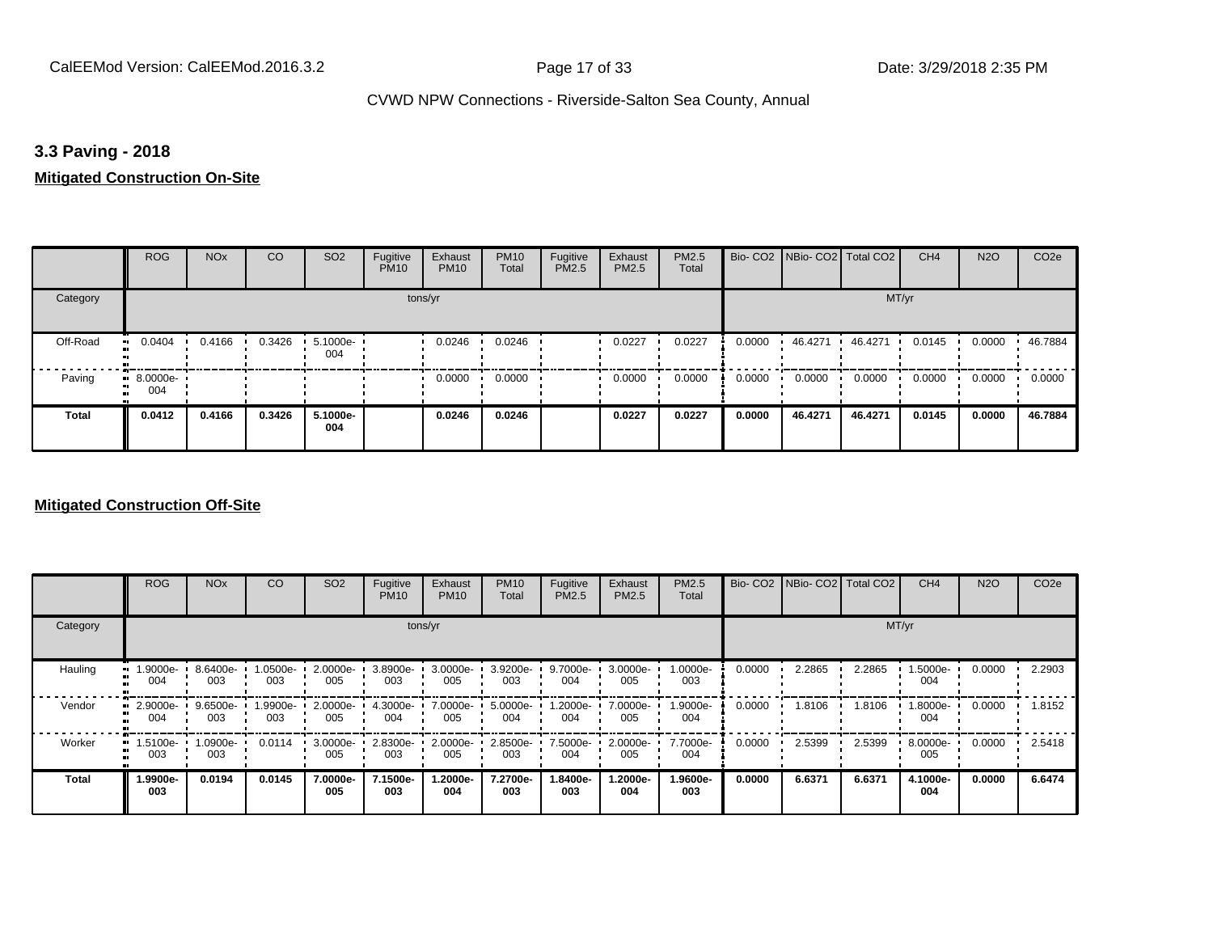## 3.3 Paving - 2018

**Mitigated Construction On-Site**

| | ROG | NOx | CO | SO2 | Fugitive PM10 | Exhaust PM10 | PM10 Total | Fugitive PM2.5 | Exhaust PM2.5 | PM2.5 Total | Bio- CO2 | NBio- CO2 | Total CO2 | CH4 | N2O | CO2e |
|---|---|---|---|---|---|---|---|---|---|---|---|---|---|---|---|---|
| Category | tons/yr | | | | | | | | | | MT/yr | | | | | |
| Off-Road | 0.0404 | 0.4166 | 0.3426 | 5.1000e-004 | | 0.0246 | 0.0246 | | 0.0227 | 0.0227 | 0.0000 | 46.4271 | 46.4271 | 0.0145 | 0.0000 | 46.7884 |
| Paving | 8.0000e-004 | | | | | 0.0000 | 0.0000 | | 0.0000 | 0.0000 | 0.0000 | 0.0000 | 0.0000 | 0.0000 | 0.0000 | 0.0000 |
| **Total** | **0.0412** | **0.4166** | **0.3426** | **5.1000e-004** | | **0.0246** | **0.0246** | | **0.0227** | **0.0227** | **0.0000** | **46.4271** | **46.4271** | **0.0145** | **0.0000** | **46.7884** |

**Mitigated Construction Off-Site**

| | ROG | NOx | CO | SO2 | Fugitive PM10 | Exhaust PM10 | PM10 Total | Fugitive PM2.5 | Exhaust PM2.5 | PM2.5 Total | Bio- CO2 | NBio- CO2 | Total CO2 | CH4 | N2O | CO2e |
|---|---|---|---|---|---|---|---|---|---|---|---|---|---|---|---|---|
| Category | tons/yr | | | | | | | | | | MT/yr | | | | | |
| Hauling | 1.9000e-004 | 8.6400e-003 | 1.0500e-003 | 2.0000e-005 | 3.8900e-003 | 3.0000e-005 | 3.9200e-003 | 9.7000e-004 | 3.0000e-005 | 1.0000e-003 | 0.0000 | 2.2865 | 2.2865 | 1.5000e-004 | 0.0000 | 2.2903 |
| Vendor | 2.9000e-004 | 9.6500e-003 | 1.9900e-003 | 2.0000e-005 | 4.3000e-004 | 7.0000e-005 | 5.0000e-004 | 1.2000e-004 | 7.0000e-005 | 1.9000e-004 | 0.0000 | 1.8106 | 1.8106 | 1.8000e-004 | 0.0000 | 1.8152 |
| Worker | 1.5100e-003 | 1.0900e-003 | 0.0114 | 3.0000e-005 | 2.8300e-003 | 2.0000e-005 | 2.8500e-003 | 7.5000e-004 | 2.0000e-005 | 7.7000e-004 | 0.0000 | 2.5399 | 2.5399 | 8.0000e-005 | 0.0000 | 2.5418 |
| **Total** | **1.9900e-003** | **0.0194** | **0.0145** | **7.0000e-005** | **7.1500e-003** | **1.2000e-004** | **7.2700e-003** | **1.8400e-003** | **1.2000e-004** | **1.9600e-003** | **0.0000** | **6.6371** | **6.6371** | **4.1000e-004** | **0.0000** | **6.6474** |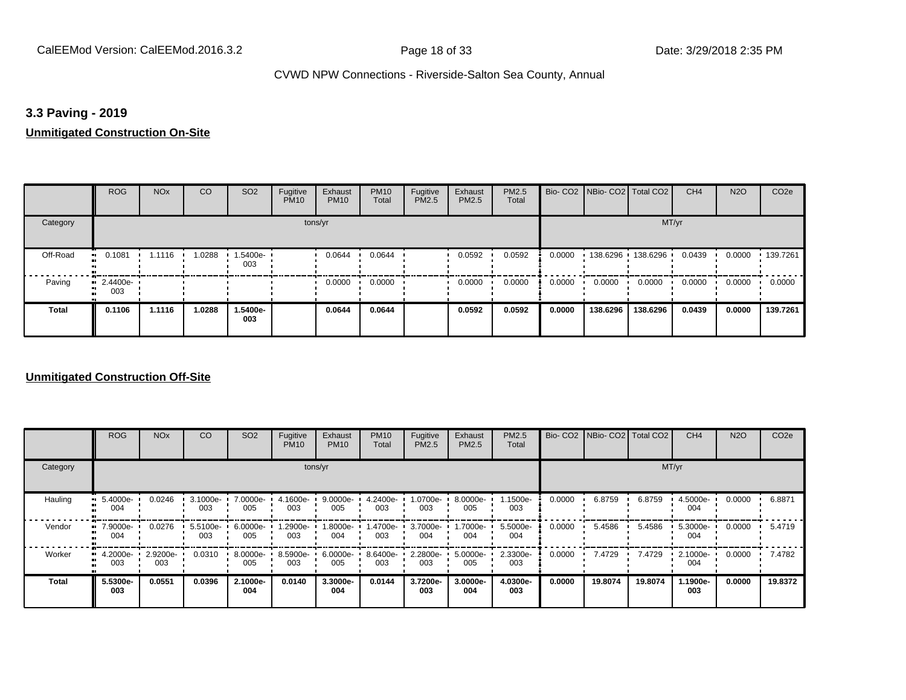### 3.3 Paving - 2019

**Unmitigated Construction On-Site**

| | ROG | NOx | CO | SO2 | Fugitive PM10 | Exhaust PM10 | PM10 Total | Fugitive PM2.5 | Exhaust PM2.5 | PM2.5 Total | Bio- CO2 | NBio- CO2 | Total CO2 | CH4 | N2O | CO2e |
|---|---|---|---|---|---|---|---|---|---|---|---|---|---|---|---|---|
| Category | tons/yr | | | | | | | | | | MT/yr | | | | | |
| Off-Road | 0.1081 | 1.1116 | 1.0288 | 1.5400e-003 | | 0.0644 | 0.0644 | | 0.0592 | 0.0592 | 0.0000 | 138.6296 | 138.6296 | 0.0439 | 0.0000 | 139.7261 |
| Paving | 2.4400e-003 | | | | | 0.0000 | 0.0000 | | 0.0000 | 0.0000 | 0.0000 | 0.0000 | 0.0000 | 0.0000 | 0.0000 | 0.0000 |
| **Total** | **0.1106** | **1.1116** | **1.0288** | **1.5400e-003** | | **0.0644** | **0.0644** | | **0.0592** | **0.0592** | **0.0000** | **138.6296** | **138.6296** | **0.0439** | **0.0000** | **139.7261** |

**Unmitigated Construction Off-Site**

| | ROG | NOx | CO | SO2 | Fugitive PM10 | Exhaust PM10 | PM10 Total | Fugitive PM2.5 | Exhaust PM2.5 | PM2.5 Total | Bio- CO2 | NBio- CO2 | Total CO2 | CH4 | N2O | CO2e |
|---|---|---|---|---|---|---|---|---|---|---|---|---|---|---|---|---|
| Category | tons/yr | | | | | | | | | | MT/yr | | | | | |
| Hauling | 5.4000e-004 | 0.0246 | 3.1000e-003 | 7.0000e-005 | 4.1600e-003 | 9.0000e-005 | 4.2400e-003 | 1.0700e-003 | 8.0000e-005 | 1.1500e-003 | 0.0000 | 6.8759 | 6.8759 | 4.5000e-004 | 0.0000 | 6.8871 |
| Vendor | 7.9000e-004 | 0.0276 | 5.5100e-003 | 6.0000e-005 | 1.2900e-003 | 1.8000e-004 | 1.4700e-003 | 3.7000e-004 | 1.7000e-004 | 5.5000e-004 | 0.0000 | 5.4586 | 5.4586 | 5.3000e-004 | 0.0000 | 5.4719 |
| Worker | 4.2000e-003 | 2.9200e-003 | 0.0310 | 8.0000e-005 | 8.5900e-003 | 6.0000e-005 | 8.6400e-003 | 2.2800e-003 | 5.0000e-005 | 2.3300e-003 | 0.0000 | 7.4729 | 7.4729 | 2.1000e-004 | 0.0000 | 7.4782 |
| **Total** | **5.5300e-003** | **0.0551** | **0.0396** | **2.1000e-004** | **0.0140** | **3.3000e-004** | **0.0144** | **3.7200e-003** | **3.0000e-004** | **4.0300e-003** | **0.0000** | **19.8074** | **19.8074** | **1.1900e-003** | **0.0000** | **19.8372** |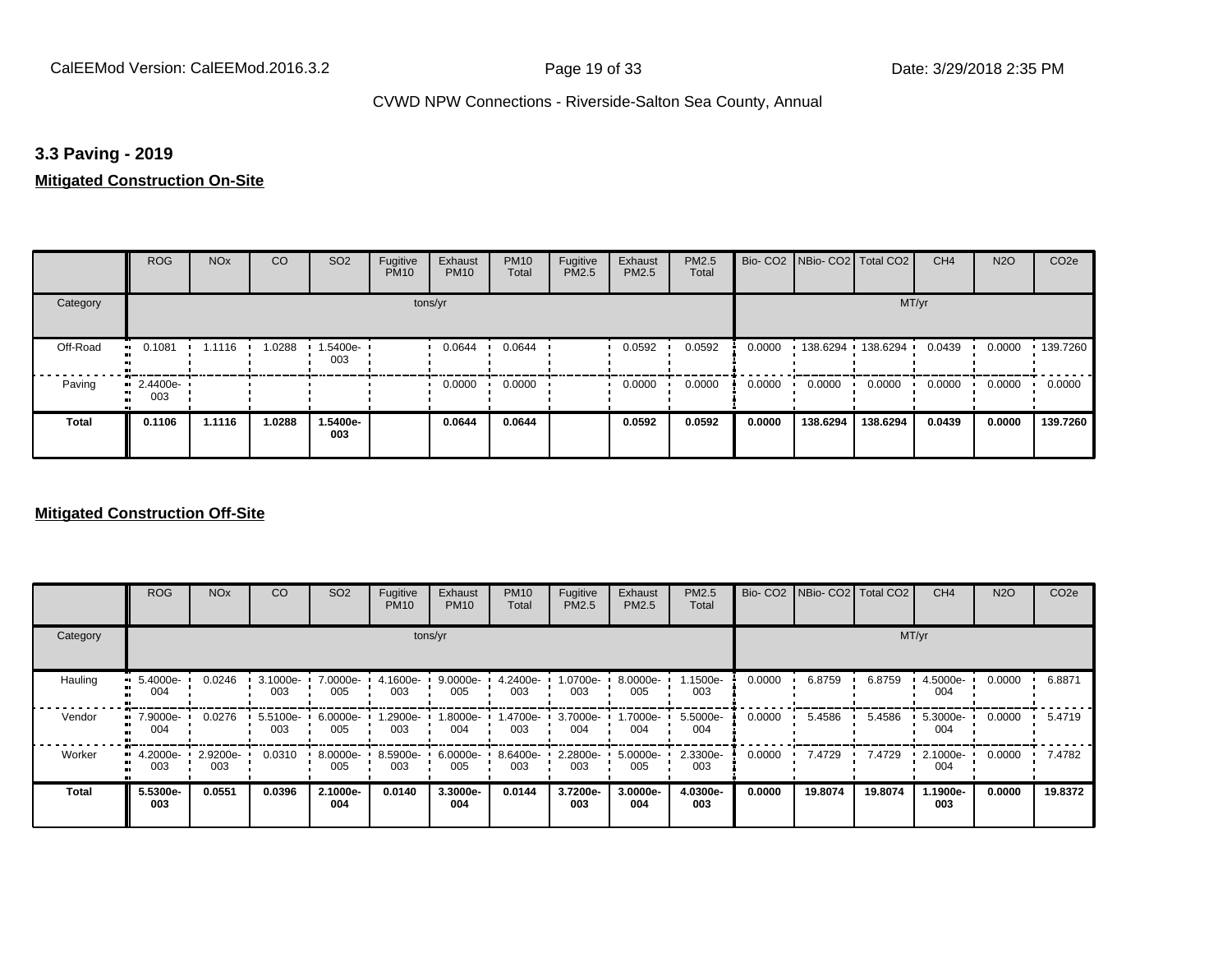## 3.3 Paving - 2019

**Mitigated Construction On-Site**

| | ROG | NOx | CO | SO2 | Fugitive PM10 | Exhaust PM10 | PM10 Total | Fugitive PM2.5 | Exhaust PM2.5 | PM2.5 Total | Bio- CO2 | NBio- CO2 | Total CO2 | CH4 | N2O | CO2e |
|---|---|---|---|---|---|---|---|---|---|---|---|---|---|---|---|---|
| Category | tons/yr | | | | | | | | | | MT/yr | | | | | |
| Off-Road | 0.1081 | 1.1116 | 1.0288 | 1.5400e-003 | | 0.0644 | 0.0644 | | 0.0592 | 0.0592 | 0.0000 | 138.6294 | 138.6294 | 0.0439 | 0.0000 | 139.7260 |
| Paving | 2.4400e-003 | | | | | 0.0000 | 0.0000 | | 0.0000 | 0.0000 | 0.0000 | 0.0000 | 0.0000 | 0.0000 | 0.0000 | 0.0000 |
| **Total** | **0.1106** | **1.1116** | **1.0288** | **1.5400e-003** | | **0.0644** | **0.0644** | | **0.0592** | **0.0592** | **0.0000** | **138.6294** | **138.6294** | **0.0439** | **0.0000** | **139.7260** |

**Mitigated Construction Off-Site**

| | ROG | NOx | CO | SO2 | Fugitive PM10 | Exhaust PM10 | PM10 Total | Fugitive PM2.5 | Exhaust PM2.5 | PM2.5 Total | Bio- CO2 | NBio- CO2 | Total CO2 | CH4 | N2O | CO2e |
|---|---|---|---|---|---|---|---|---|---|---|---|---|---|---|---|---|
| Category | tons/yr | | | | | | | | | | MT/yr | | | | | |
| Hauling | 5.4000e-004 | 0.0246 | 3.1000e-003 | 7.0000e-005 | 4.1600e-003 | 9.0000e-005 | 4.2400e-003 | 1.0700e-003 | 8.0000e-005 | 1.1500e-003 | 0.0000 | 6.8759 | 6.8759 | 4.5000e-004 | 0.0000 | 6.8871 |
| Vendor | 7.9000e-004 | 0.0276 | 5.5100e-003 | 6.0000e-005 | 1.2900e-003 | 1.8000e-004 | 1.4700e-003 | 3.7000e-004 | 1.7000e-004 | 5.5000e-004 | 0.0000 | 5.4586 | 5.4586 | 5.3000e-004 | 0.0000 | 5.4719 |
| Worker | 4.2000e-003 | 2.9200e-003 | 0.0310 | 8.0000e-005 | 8.5900e-003 | 6.0000e-005 | 8.6400e-003 | 2.2800e-003 | 5.0000e-005 | 2.3300e-003 | 0.0000 | 7.4729 | 7.4729 | 2.1000e-004 | 0.0000 | 7.4782 |
| **Total** | **5.5300e-003** | **0.0551** | **0.0396** | **2.1000e-004** | **0.0140** | **3.3000e-004** | **0.0144** | **3.7200e-003** | **3.0000e-004** | **4.0300e-003** | **0.0000** | **19.8074** | **19.8074** | **1.1900e-003** | **0.0000** | **19.8372** |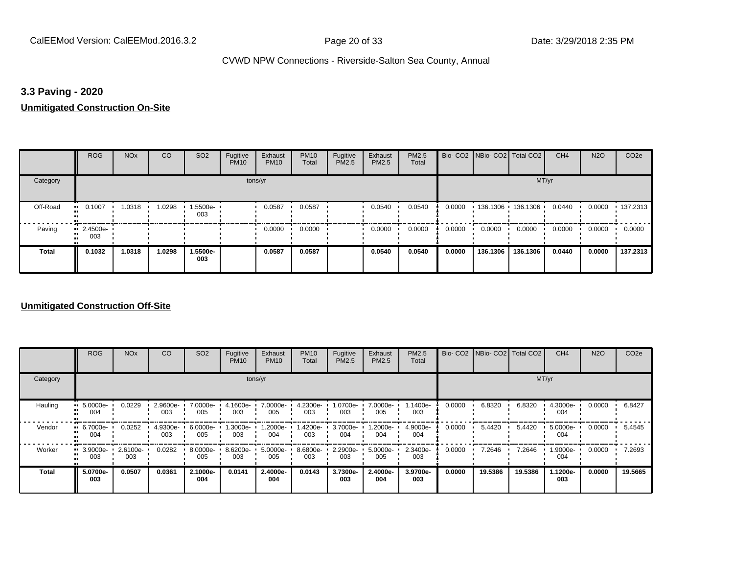## 3.3 Paving - 2020

**Unmitigated Construction On-Site**

| | ROG | NOx | CO | SO2 | Fugitive PM10 | Exhaust PM10 | PM10 Total | Fugitive PM2.5 | Exhaust PM2.5 | PM2.5 Total | Bio- CO2 | NBio- CO2 | Total CO2 | CH4 | N2O | CO2e |
|---|---|---|---|---|---|---|---|---|---|---|---|---|---|---|---|---|
| Category | tons/yr | | | | | | | | | | MT/yr | | | | | |
| Off-Road | 0.1007 | 1.0318 | 1.0298 | 1.5500e-003 | | 0.0587 | 0.0587 | | 0.0540 | 0.0540 | 0.0000 | 136.1306 | 136.1306 | 0.0440 | 0.0000 | 137.2313 |
| Paving | 2.4500e-003 | | | | | 0.0000 | 0.0000 | | 0.0000 | 0.0000 | 0.0000 | 0.0000 | 0.0000 | 0.0000 | 0.0000 | 0.0000 |
| **Total** | **0.1032** | **1.0318** | **1.0298** | **1.5500e-003** | | **0.0587** | **0.0587** | | **0.0540** | **0.0540** | **0.0000** | **136.1306** | **136.1306** | **0.0440** | **0.0000** | **137.2313** |

**Unmitigated Construction Off-Site**

| | ROG | NOx | CO | SO2 | Fugitive PM10 | Exhaust PM10 | PM10 Total | Fugitive PM2.5 | Exhaust PM2.5 | PM2.5 Total | Bio- CO2 | NBio- CO2 | Total CO2 | CH4 | N2O | CO2e |
|---|---|---|---|---|---|---|---|---|---|---|---|---|---|---|---|---|
| Category | tons/yr | | | | | | | | | | MT/yr | | | | | |
| Hauling | 5.0000e-004 | 0.0229 | 2.9600e-003 | 7.0000e-005 | 4.1600e-003 | 7.0000e-005 | 4.2300e-003 | 1.0700e-003 | 7.0000e-005 | 1.1400e-003 | 0.0000 | 6.8320 | 6.8320 | 4.3000e-004 | 0.0000 | 6.8427 |
| Vendor | 6.7000e-004 | 0.0252 | 4.9300e-003 | 6.0000e-005 | 1.3000e-003 | 1.2000e-004 | 1.4200e-003 | 3.7000e-004 | 1.2000e-004 | 4.9000e-004 | 0.0000 | 5.4420 | 5.4420 | 5.0000e-004 | 0.0000 | 5.4545 |
| Worker | 3.9000e-003 | 2.6100e-003 | 0.0282 | 8.0000e-005 | 8.6200e-003 | 5.0000e-005 | 8.6800e-003 | 2.2900e-003 | 5.0000e-005 | 2.3400e-003 | 0.0000 | 7.2646 | 7.2646 | 1.9000e-004 | 0.0000 | 7.2693 |
| **Total** | **5.0700e-003** | **0.0507** | **0.0361** | **2.1000e-004** | **0.0141** | **2.4000e-004** | **0.0143** | **3.7300e-003** | **2.4000e-004** | **3.9700e-003** | **0.0000** | **19.5386** | **19.5386** | **1.1200e-003** | **0.0000** | **19.5665** |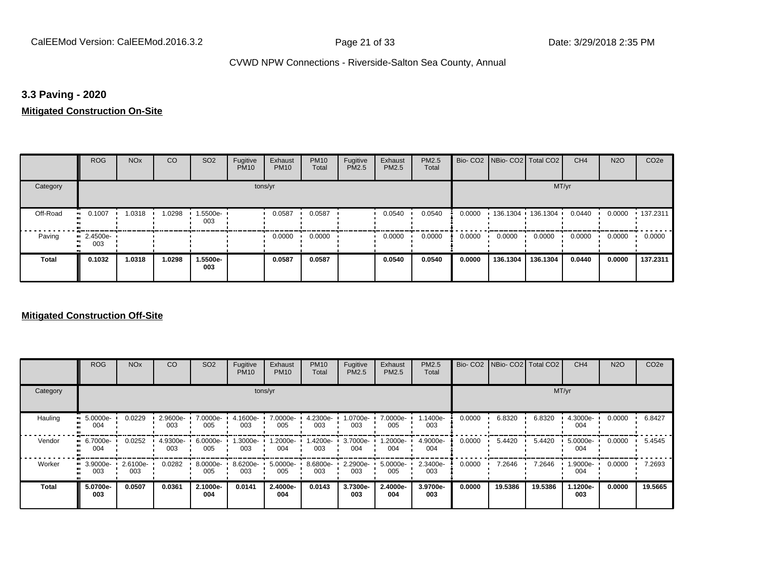## 3.3 Paving - 2020

**Mitigated Construction On-Site**

| | ROG | NOx | CO | SO2 | Fugitive PM10 | Exhaust PM10 | PM10 Total | Fugitive PM2.5 | Exhaust PM2.5 | PM2.5 Total | Bio- CO2 | NBio- CO2 | Total CO2 | CH4 | N2O | CO2e |
|---|---|---|---|---|---|---|---|---|---|---|---|---|---|---|---|---|
| Category | | | | | | tons/yr | | | | | | | | MT/yr | | |
| Off-Road | 0.1007 | 1.0318 | 1.0298 | 1.5500e-003 | | 0.0587 | 0.0587 | | 0.0540 | 0.0540 | 0.0000 | 136.1304 | 136.1304 | 0.0440 | 0.0000 | 137.2311 |
| Paving | 2.4500e-003 | | | | | 0.0000 | 0.0000 | | 0.0000 | 0.0000 | 0.0000 | 0.0000 | 0.0000 | 0.0000 | 0.0000 | 0.0000 |
| **Total** | **0.1032** | **1.0318** | **1.0298** | **1.5500e-003** | | **0.0587** | **0.0587** | | **0.0540** | **0.0540** | **0.0000** | **136.1304** | **136.1304** | **0.0440** | **0.0000** | **137.2311** |

**Mitigated Construction Off-Site**

| | ROG | NOx | CO | SO2 | Fugitive PM10 | Exhaust PM10 | PM10 Total | Fugitive PM2.5 | Exhaust PM2.5 | PM2.5 Total | Bio- CO2 | NBio- CO2 | Total CO2 | CH4 | N2O | CO2e |
|---|---|---|---|---|---|---|---|---|---|---|---|---|---|---|---|---|
| Category | | | | | | tons/yr | | | | | | | | MT/yr | | |
| Hauling | 5.0000e-004 | 0.0229 | 2.9600e-003 | 7.0000e-005 | 4.1600e-003 | 7.0000e-005 | 4.2300e-003 | 1.0700e-003 | 7.0000e-005 | 1.1400e-003 | 0.0000 | 6.8320 | 6.8320 | 4.3000e-004 | 0.0000 | 6.8427 |
| Vendor | 6.7000e-004 | 0.0252 | 4.9300e-003 | 6.0000e-005 | 1.3000e-003 | 1.2000e-004 | 1.4200e-003 | 3.7000e-004 | 1.2000e-004 | 4.9000e-004 | 0.0000 | 5.4420 | 5.4420 | 5.0000e-004 | 0.0000 | 5.4545 |
| Worker | 3.9000e-003 | 2.6100e-003 | 0.0282 | 8.0000e-005 | 8.6200e-003 | 5.0000e-005 | 8.6800e-003 | 2.2900e-003 | 5.0000e-005 | 2.3400e-003 | 0.0000 | 7.2646 | 7.2646 | 1.9000e-004 | 0.0000 | 7.2693 |
| **Total** | **5.0700e-003** | **0.0507** | **0.0361** | **2.1000e-004** | **0.0141** | **2.4000e-004** | **0.0143** | **3.7300e-003** | **2.4000e-004** | **3.9700e-003** | **0.0000** | **19.5386** | **19.5386** | **1.1200e-003** | **0.0000** | **19.5665** |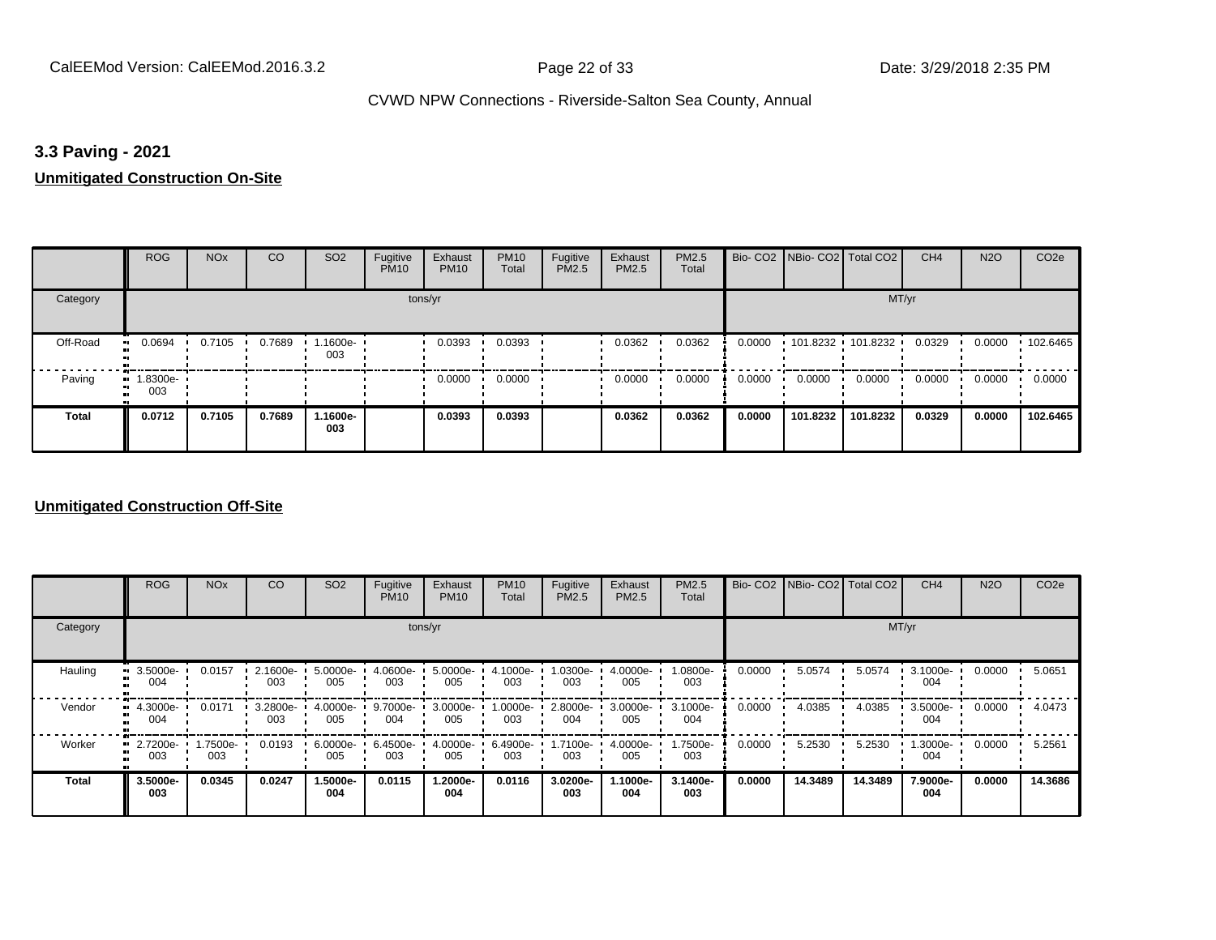## 3.3 Paving - 2021

**Unmitigated Construction On-Site**

| | ROG | NOx | CO | SO2 | Fugitive PM10 | Exhaust PM10 | PM10 Total | Fugitive PM2.5 | Exhaust PM2.5 | PM2.5 Total | Bio- CO2 | NBio- CO2 | Total CO2 | CH4 | N2O | CO2e |
|---|---|---|---|---|---|---|---|---|---|---|---|---|---|---|---|---|
| Category | tons/yr | | | | | | | | | | MT/yr | | | | | |
| Off-Road | 0.0694 | 0.7105 | 0.7689 | 1.1600e-003 | | 0.0393 | 0.0393 | | 0.0362 | 0.0362 | 0.0000 | 101.8232 | 101.8232 | 0.0329 | 0.0000 | 102.6465 |
| Paving | 1.8300e-003 | | | | | 0.0000 | 0.0000 | | 0.0000 | 0.0000 | 0.0000 | 0.0000 | 0.0000 | 0.0000 | 0.0000 | 0.0000 |
| **Total** | **0.0712** | **0.7105** | **0.7689** | **1.1600e-003** | | **0.0393** | **0.0393** | | **0.0362** | **0.0362** | **0.0000** | **101.8232** | **101.8232** | **0.0329** | **0.0000** | **102.6465** |

**Unmitigated Construction Off-Site**

| | ROG | NOx | CO | SO2 | Fugitive PM10 | Exhaust PM10 | PM10 Total | Fugitive PM2.5 | Exhaust PM2.5 | PM2.5 Total | Bio- CO2 | NBio- CO2 | Total CO2 | CH4 | N2O | CO2e |
|---|---|---|---|---|---|---|---|---|---|---|---|---|---|---|---|---|
| Category | tons/yr | | | | | | | | | | MT/yr | | | | | |
| Hauling | 3.5000e-004 | 0.0157 | 2.1600e-003 | 5.0000e-005 | 4.0600e-003 | 5.0000e-005 | 4.1000e-003 | 1.0300e-003 | 4.0000e-005 | 1.0800e-003 | 0.0000 | 5.0574 | 5.0574 | 3.1000e-004 | 0.0000 | 5.0651 |
| Vendor | 4.3000e-004 | 0.0171 | 3.2800e-003 | 4.0000e-005 | 9.7000e-004 | 3.0000e-005 | 1.0000e-003 | 2.8000e-004 | 3.0000e-005 | 3.1000e-004 | 0.0000 | 4.0385 | 4.0385 | 3.5000e-004 | 0.0000 | 4.0473 |
| Worker | 2.7200e-003 | 1.7500e-003 | 0.0193 | 6.0000e-005 | 6.4500e-003 | 4.0000e-005 | 6.4900e-003 | 1.7100e-003 | 4.0000e-005 | 1.7500e-003 | 0.0000 | 5.2530 | 5.2530 | 1.3000e-004 | 0.0000 | 5.2561 |
| **Total** | **3.5000e-003** | **0.0345** | **0.0247** | **1.5000e-004** | **0.0115** | **1.2000e-004** | **0.0116** | **3.0200e-003** | **1.1000e-004** | **3.1400e-003** | **0.0000** | **14.3489** | **14.3489** | **7.9000e-004** | **0.0000** | **14.3686** |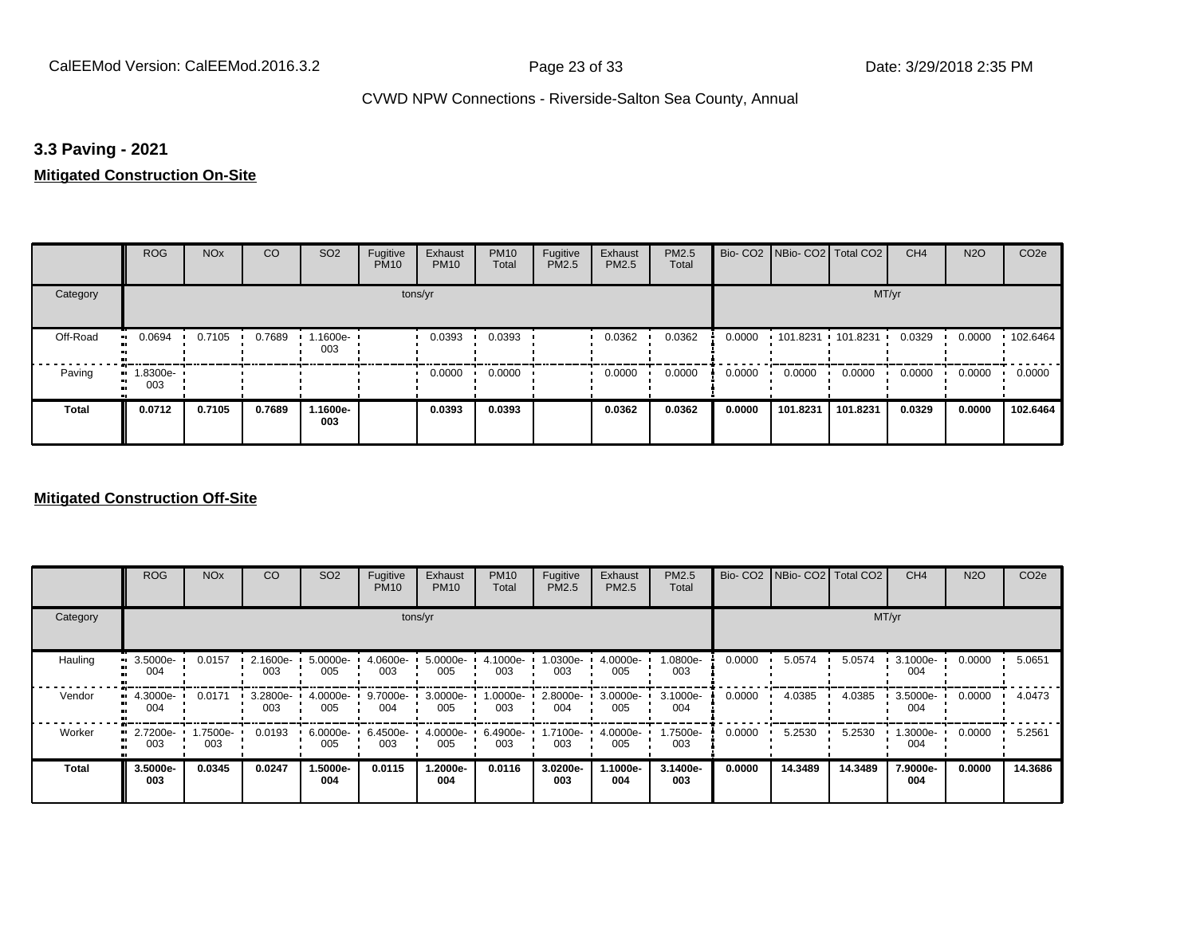## 3.3 Paving - 2021

**Mitigated Construction On-Site**

| | ROG | NOx | CO | SO2 | Fugitive PM10 | Exhaust PM10 | PM10 Total | Fugitive PM2.5 | Exhaust PM2.5 | PM2.5 Total | Bio- CO2 | NBio- CO2 | Total CO2 | CH4 | N2O | CO2e |
|---|---|---|---|---|---|---|---|---|---|---|---|---|---|---|---|---|
| Category | tons/yr | | | | | | | | | | MT/yr | | | | | |
| Off-Road | 0.0694 | 0.7105 | 0.7689 | 1.1600e-003 | | 0.0393 | 0.0393 | | 0.0362 | 0.0362 | 0.0000 | 101.8231 | 101.8231 | 0.0329 | 0.0000 | 102.6464 |
| Paving | 1.8300e-003 | | | | | 0.0000 | 0.0000 | | 0.0000 | 0.0000 | 0.0000 | 0.0000 | 0.0000 | 0.0000 | 0.0000 | 0.0000 |
| **Total** | **0.0712** | **0.7105** | **0.7689** | **1.1600e-003** | | **0.0393** | **0.0393** | | **0.0362** | **0.0362** | **0.0000** | **101.8231** | **101.8231** | **0.0329** | **0.0000** | **102.6464** |

**Mitigated Construction Off-Site**

| | ROG | NOx | CO | SO2 | Fugitive PM10 | Exhaust PM10 | PM10 Total | Fugitive PM2.5 | Exhaust PM2.5 | PM2.5 Total | Bio- CO2 | NBio- CO2 | Total CO2 | CH4 | N2O | CO2e |
|---|---|---|---|---|---|---|---|---|---|---|---|---|---|---|---|---|
| Category | tons/yr | | | | | | | | | | MT/yr | | | | | |
| Hauling | 3.5000e-004 | 0.0157 | 2.1600e-003 | 5.0000e-005 | 4.0600e-003 | 5.0000e-005 | 4.1000e-003 | 1.0300e-003 | 4.0000e-005 | 1.0800e-003 | 0.0000 | 5.0574 | 5.0574 | 3.1000e-004 | 0.0000 | 5.0651 |
| Vendor | 4.3000e-004 | 0.0171 | 3.2800e-003 | 4.0000e-005 | 9.7000e-004 | 3.0000e-005 | 1.0000e-003 | 2.8000e-004 | 3.0000e-005 | 3.1000e-004 | 0.0000 | 4.0385 | 4.0385 | 3.5000e-004 | 0.0000 | 4.0473 |
| Worker | 2.7200e-003 | 1.7500e-003 | 0.0193 | 6.0000e-005 | 6.4500e-003 | 4.0000e-005 | 6.4900e-003 | 1.7100e-003 | 4.0000e-005 | 1.7500e-003 | 0.0000 | 5.2530 | 5.2530 | 1.3000e-004 | 0.0000 | 5.2561 |
| **Total** | **3.5000e-003** | **0.0345** | **0.0247** | **1.5000e-004** | **0.0115** | **1.2000e-004** | **0.0116** | **3.0200e-003** | **1.1000e-004** | **3.1400e-003** | **0.0000** | **14.3489** | **14.3489** | **7.9000e-004** | **0.0000** | **14.3686** |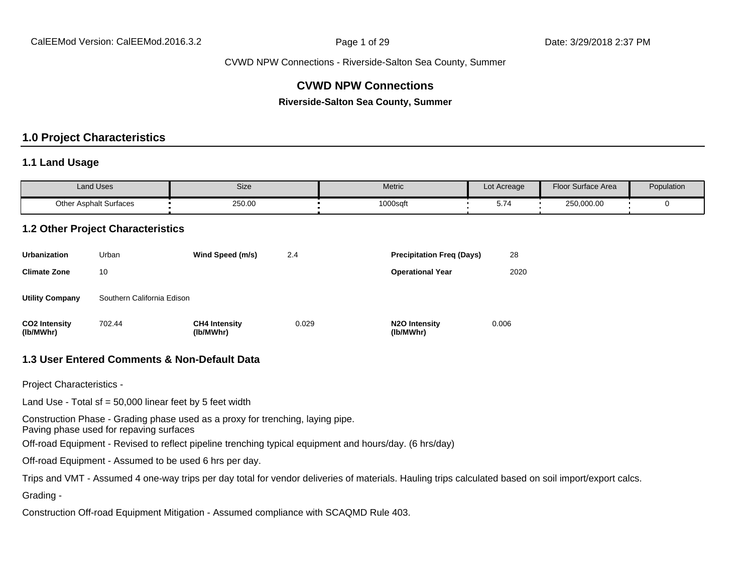# CVWD NPW Connections

**Riverside-Salton Sea County, Summer**

## 1.0 Project Characteristics

### 1.1 Land Usage

| Land Uses | Size | Metric | Lot Acreage | Floor Surface Area | Population |
|---|---|---|---|---|---|
| Other Asphalt Surfaces | 250.00 | 1000sqft | 5.74 | 250,000.00 | 0 |

### 1.2 Other Project Characteristics

| | | | | | |
|---|---|---|---|---|---|
| **Urbanization** | Urban | **Wind Speed (m/s)** | 2.4 | **Precipitation Freq (Days)** | 28 |
| **Climate Zone** | 10 | | | **Operational Year** | 2020 |
| **Utility Company** | Southern California Edison | | | | |
| **CO2 Intensity (lb/MWhr)** | 702.44 | **CH4 Intensity (lb/MWhr)** | 0.029 | **N2O Intensity (lb/MWhr)** | 0.006 |

### 1.3 User Entered Comments & Non-Default Data

Project Characteristics -

Land Use - Total sf = 50,000 linear feet by 5 feet width

Construction Phase - Grading phase used as a proxy for trenching, laying pipe.
Paving phase used for repaving surfaces

Off-road Equipment - Revised to reflect pipeline trenching typical equipment and hours/day. (6 hrs/day)

Off-road Equipment - Assumed to be used 6 hrs per day.

Trips and VMT - Assumed 4 one-way trips per day total for vendor deliveries of materials. Hauling trips calculated based on soil import/export calcs.

Grading -

Construction Off-road Equipment Mitigation - Assumed compliance with SCAQMD Rule 403.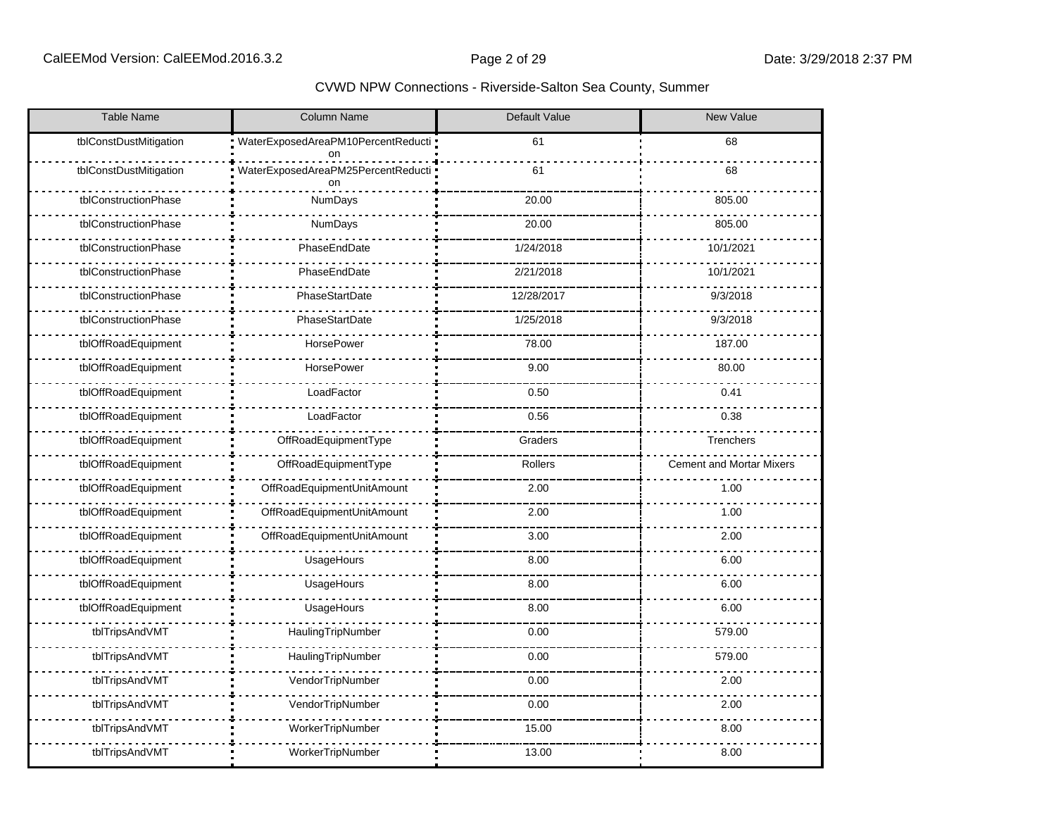CVWD NPW Connections - Riverside-Salton Sea County, Summer

| Table Name | Column Name | Default Value | New Value |
|---|---|---|---|
| tblConstDustMitigation | WaterExposedAreaPM10PercentReduction | 61 | 68 |
| tblConstDustMitigation | WaterExposedAreaPM25PercentReduction | 61 | 68 |
| tblConstructionPhase | NumDays | 20.00 | 805.00 |
| tblConstructionPhase | NumDays | 20.00 | 805.00 |
| tblConstructionPhase | PhaseEndDate | 1/24/2018 | 10/1/2021 |
| tblConstructionPhase | PhaseEndDate | 2/21/2018 | 10/1/2021 |
| tblConstructionPhase | PhaseStartDate | 12/28/2017 | 9/3/2018 |
| tblConstructionPhase | PhaseStartDate | 1/25/2018 | 9/3/2018 |
| tblOffRoadEquipment | HorsePower | 78.00 | 187.00 |
| tblOffRoadEquipment | HorsePower | 9.00 | 80.00 |
| tblOffRoadEquipment | LoadFactor | 0.50 | 0.41 |
| tblOffRoadEquipment | LoadFactor | 0.56 | 0.38 |
| tblOffRoadEquipment | OffRoadEquipmentType | Graders | Trenchers |
| tblOffRoadEquipment | OffRoadEquipmentType | Rollers | Cement and Mortar Mixers |
| tblOffRoadEquipment | OffRoadEquipmentUnitAmount | 2.00 | 1.00 |
| tblOffRoadEquipment | OffRoadEquipmentUnitAmount | 2.00 | 1.00 |
| tblOffRoadEquipment | OffRoadEquipmentUnitAmount | 3.00 | 2.00 |
| tblOffRoadEquipment | UsageHours | 8.00 | 6.00 |
| tblOffRoadEquipment | UsageHours | 8.00 | 6.00 |
| tblOffRoadEquipment | UsageHours | 8.00 | 6.00 |
| tblTripsAndVMT | HaulingTripNumber | 0.00 | 579.00 |
| tblTripsAndVMT | HaulingTripNumber | 0.00 | 579.00 |
| tblTripsAndVMT | VendorTripNumber | 0.00 | 2.00 |
| tblTripsAndVMT | VendorTripNumber | 0.00 | 2.00 |
| tblTripsAndVMT | WorkerTripNumber | 15.00 | 8.00 |
| tblTripsAndVMT | WorkerTripNumber | 13.00 | 8.00 |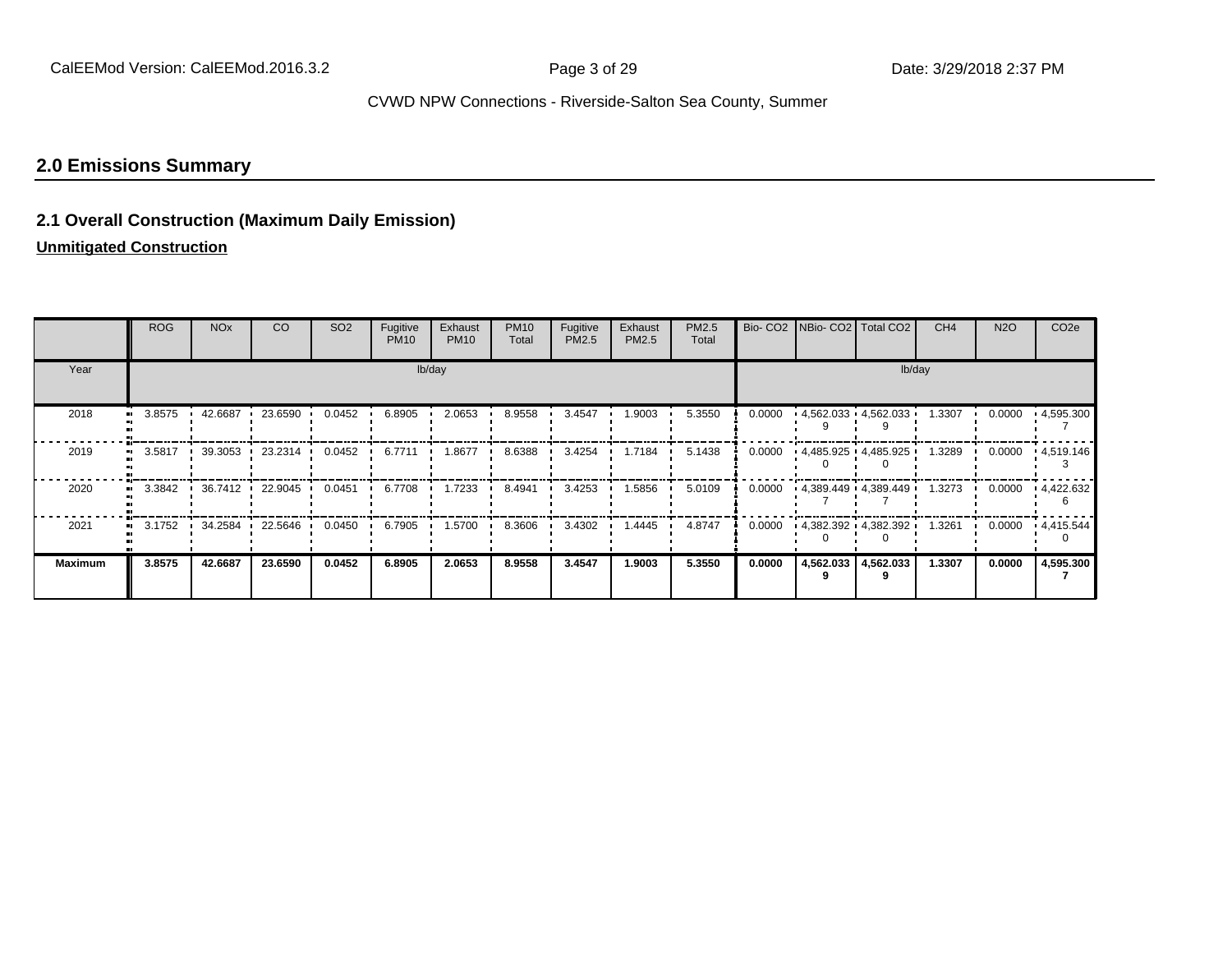## 2.0 Emissions Summary

### 2.1 Overall Construction (Maximum Daily Emission)

**Unmitigated Construction**

| | ROG | NOx | CO | SO2 | Fugitive PM10 | Exhaust PM10 | PM10 Total | Fugitive PM2.5 | Exhaust PM2.5 | PM2.5 Total | Bio- CO2 | NBio- CO2 | Total CO2 | CH4 | N2O | CO2e |
|---|---|---|---|---|---|---|---|---|---|---|---|---|---|---|---|---|
| Year | lb/day | | | | | | | | | | lb/day | | | | | |
| 2018 | 3.8575 | 42.6687 | 23.6590 | 0.0452 | 6.8905 | 2.0653 | 8.9558 | 3.4547 | 1.9003 | 5.3550 | 0.0000 | 4,562.0339 | 4,562.0339 | 1.3307 | 0.0000 | 4,595.3007 |
| 2019 | 3.5817 | 39.3053 | 23.2314 | 0.0452 | 6.7711 | 1.8677 | 8.6388 | 3.4254 | 1.7184 | 5.1438 | 0.0000 | 4,485.9250 | 4,485.9250 | 1.3289 | 0.0000 | 4,519.1463 |
| 2020 | 3.3842 | 36.7412 | 22.9045 | 0.0451 | 6.7708 | 1.7233 | 8.4941 | 3.4253 | 1.5856 | 5.0109 | 0.0000 | 4,389.4497 | 4,389.4497 | 1.3273 | 0.0000 | 4,422.6326 |
| 2021 | 3.1752 | 34.2584 | 22.5646 | 0.0450 | 6.7905 | 1.5700 | 8.3606 | 3.4302 | 1.4445 | 4.8747 | 0.0000 | 4,382.3920 | 4,382.3920 | 1.3261 | 0.0000 | 4,415.5440 |
| **Maximum** | **3.8575** | **42.6687** | **23.6590** | **0.0452** | **6.8905** | **2.0653** | **8.9558** | **3.4547** | **1.9003** | **5.3550** | **0.0000** | **4,562.0339** | **4,562.0339** | **1.3307** | **0.0000** | **4,595.3007** |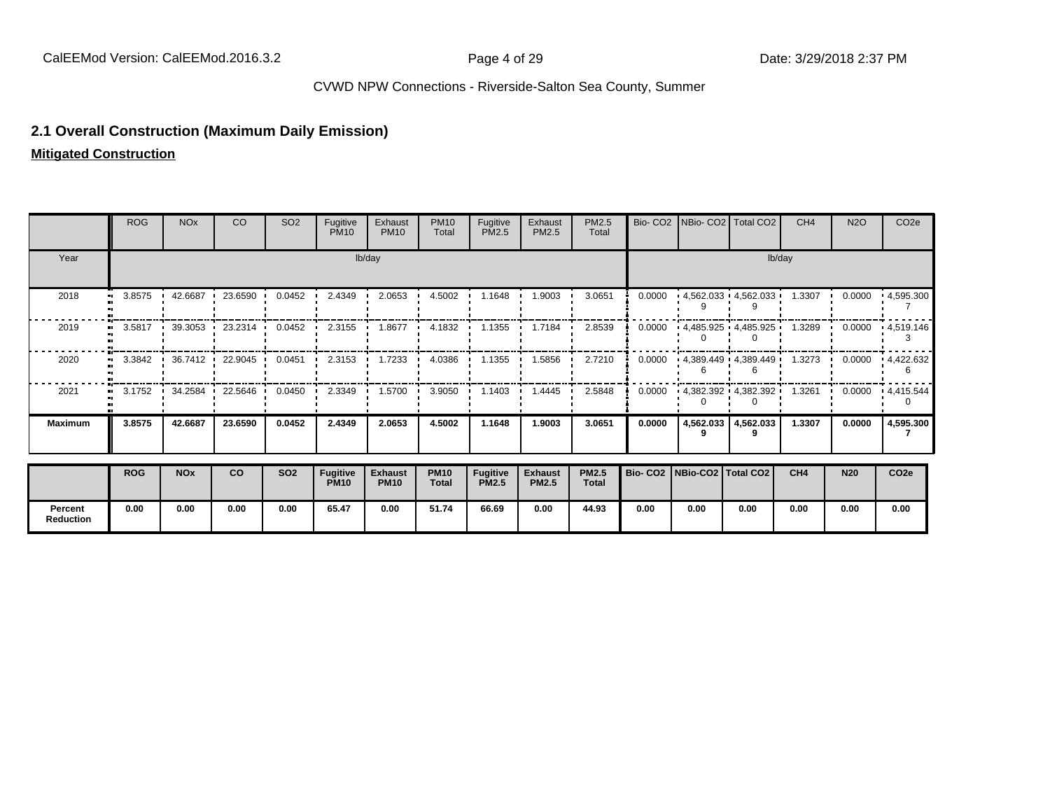## 2.1 Overall Construction (Maximum Daily Emission)

**Mitigated Construction**

| | ROG | NOx | CO | SO2 | Fugitive PM10 | Exhaust PM10 | PM10 Total | Fugitive PM2.5 | Exhaust PM2.5 | PM2.5 Total | Bio- CO2 | NBio- CO2 | Total CO2 | CH4 | N2O | CO2e |
|---|---|---|---|---|---|---|---|---|---|---|---|---|---|---|---|---|
| Year | lb/day | | | | | | | | | | lb/day | | | | | |
| 2018 | 3.8575 | 42.6687 | 23.6590 | 0.0452 | 2.4349 | 2.0653 | 4.5002 | 1.1648 | 1.9003 | 3.0651 | 0.0000 | 4,562.0339 | 4,562.0339 | 1.3307 | 0.0000 | 4,595.3007 |
| 2019 | 3.5817 | 39.3053 | 23.2314 | 0.0452 | 2.3155 | 1.8677 | 4.1832 | 1.1355 | 1.7184 | 2.8539 | 0.0000 | 4,485.9250 | 4,485.9250 | 1.3289 | 0.0000 | 4,519.1463 |
| 2020 | 3.3842 | 36.7412 | 22.9045 | 0.0451 | 2.3153 | 1.7233 | 4.0386 | 1.1355 | 1.5856 | 2.7210 | 0.0000 | 4,389.4496 | 4,389.4496 | 1.3273 | 0.0000 | 4,422.6326 |
| 2021 | 3.1752 | 34.2584 | 22.5646 | 0.0450 | 2.3349 | 1.5700 | 3.9050 | 1.1403 | 1.4445 | 2.5848 | 0.0000 | 4,382.3920 | 4,382.3920 | 1.3261 | 0.0000 | 4,415.5440 |
| **Maximum** | **3.8575** | **42.6687** | **23.6590** | **0.0452** | **2.4349** | **2.0653** | **4.5002** | **1.1648** | **1.9003** | **3.0651** | **0.0000** | **4,562.0339** | **4,562.0339** | **1.3307** | **0.0000** | **4,595.3007** |

| | ROG | NOx | CO | SO2 | Fugitive PM10 | Exhaust PM10 | PM10 Total | Fugitive PM2.5 | Exhaust PM2.5 | PM2.5 Total | Bio- CO2 | NBio-CO2 | Total CO2 | CH4 | N20 | CO2e |
|---|---|---|---|---|---|---|---|---|---|---|---|---|---|---|---|---|
| **Percent Reduction** | **0.00** | **0.00** | **0.00** | **0.00** | **65.47** | **0.00** | **51.74** | **66.69** | **0.00** | **44.93** | **0.00** | **0.00** | **0.00** | **0.00** | **0.00** | **0.00** |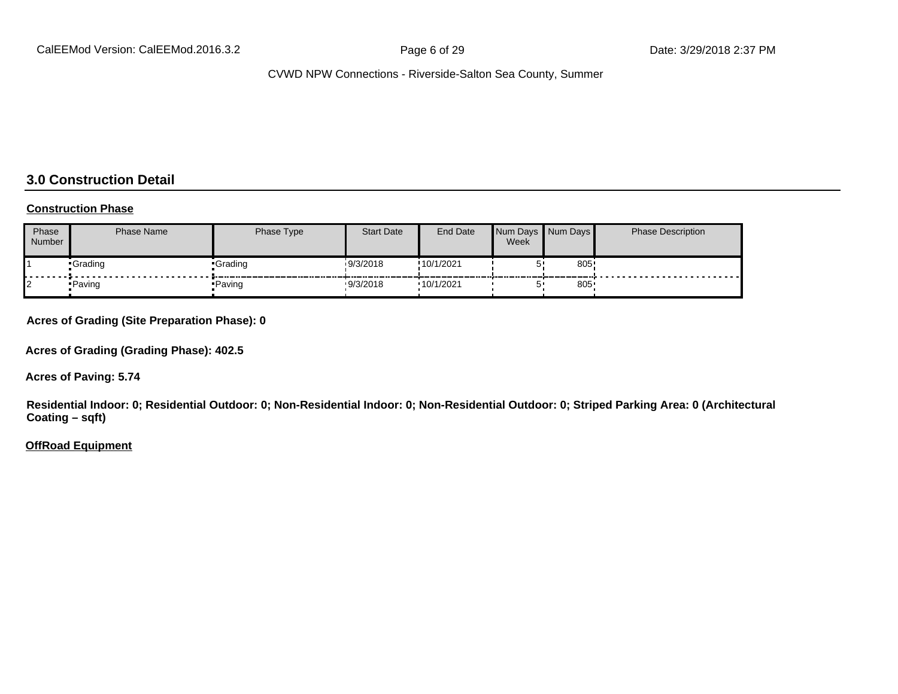## 3.0 Construction Detail

**Construction Phase**

| Phase Number | Phase Name | Phase Type | Start Date | End Date | Num Days Week | Num Days | Phase Description |
|---|---|---|---|---|---|---|---|
| 1 | Grading | Grading | 9/3/2018 | 10/1/2021 | 5 | 805 | |
| 2 | Paving | Paving | 9/3/2018 | 10/1/2021 | 5 | 805 | |

**Acres of Grading (Site Preparation Phase): 0**

**Acres of Grading (Grading Phase): 402.5**

**Acres of Paving: 5.74**

**Residential Indoor: 0; Residential Outdoor: 0; Non-Residential Indoor: 0; Non-Residential Outdoor: 0; Striped Parking Area: 0 (Architectural Coating – sqft)**

**OffRoad Equipment**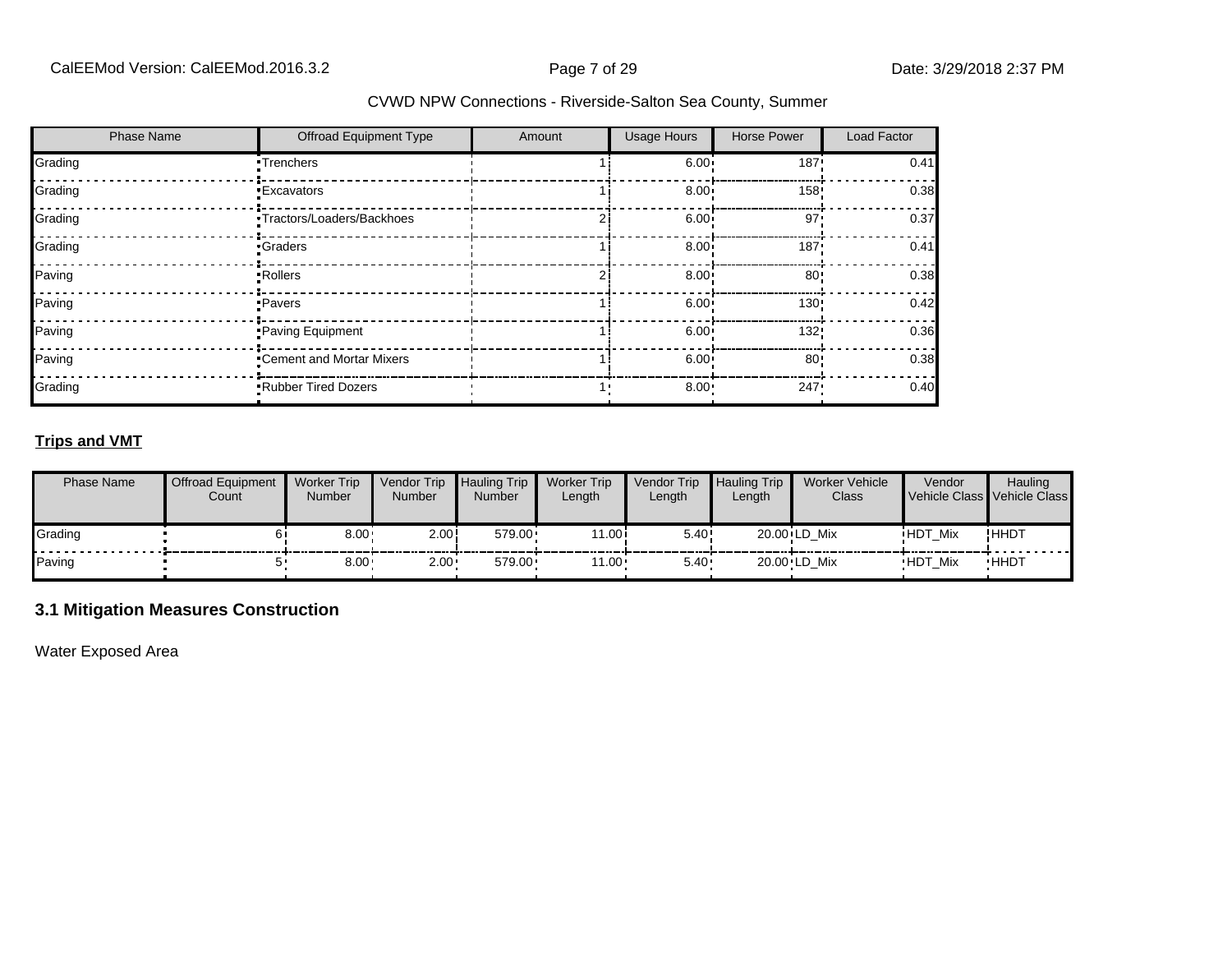| Phase Name | Offroad Equipment Type | Amount | Usage Hours | Horse Power | Load Factor |
|---|---|---|---|---|---|
| Grading | Trenchers | 1 | 6.00 | 187 | 0.41 |
| Grading | Excavators | 1 | 8.00 | 158 | 0.38 |
| Grading | Tractors/Loaders/Backhoes | 2 | 6.00 | 97 | 0.37 |
| Grading | Graders | 1 | 8.00 | 187 | 0.41 |
| Paving | Rollers | 2 | 8.00 | 80 | 0.38 |
| Paving | Pavers | 1 | 6.00 | 130 | 0.42 |
| Paving | Paving Equipment | 1 | 6.00 | 132 | 0.36 |
| Paving | Cement and Mortar Mixers | 1 | 6.00 | 80 | 0.38 |
| Grading | Rubber Tired Dozers | 1 | 8.00 | 247 | 0.40 |

**Trips and VMT**

| Phase Name | Offroad Equipment Count | Worker Trip Number | Vendor Trip Number | Hauling Trip Number | Worker Trip Length | Vendor Trip Length | Hauling Trip Length | Worker Vehicle Class | Vendor Vehicle Class | Hauling Vehicle Class |
|---|---|---|---|---|---|---|---|---|---|---|
| Grading | 6 | 8.00 | 2.00 | 579.00 | 11.00 | 5.40 | 20.00 | LD_Mix | HDT_Mix | HHDT |
| Paving | 5 | 8.00 | 2.00 | 579.00 | 11.00 | 5.40 | 20.00 | LD_Mix | HDT_Mix | HHDT |

## 3.1 Mitigation Measures Construction

Water Exposed Area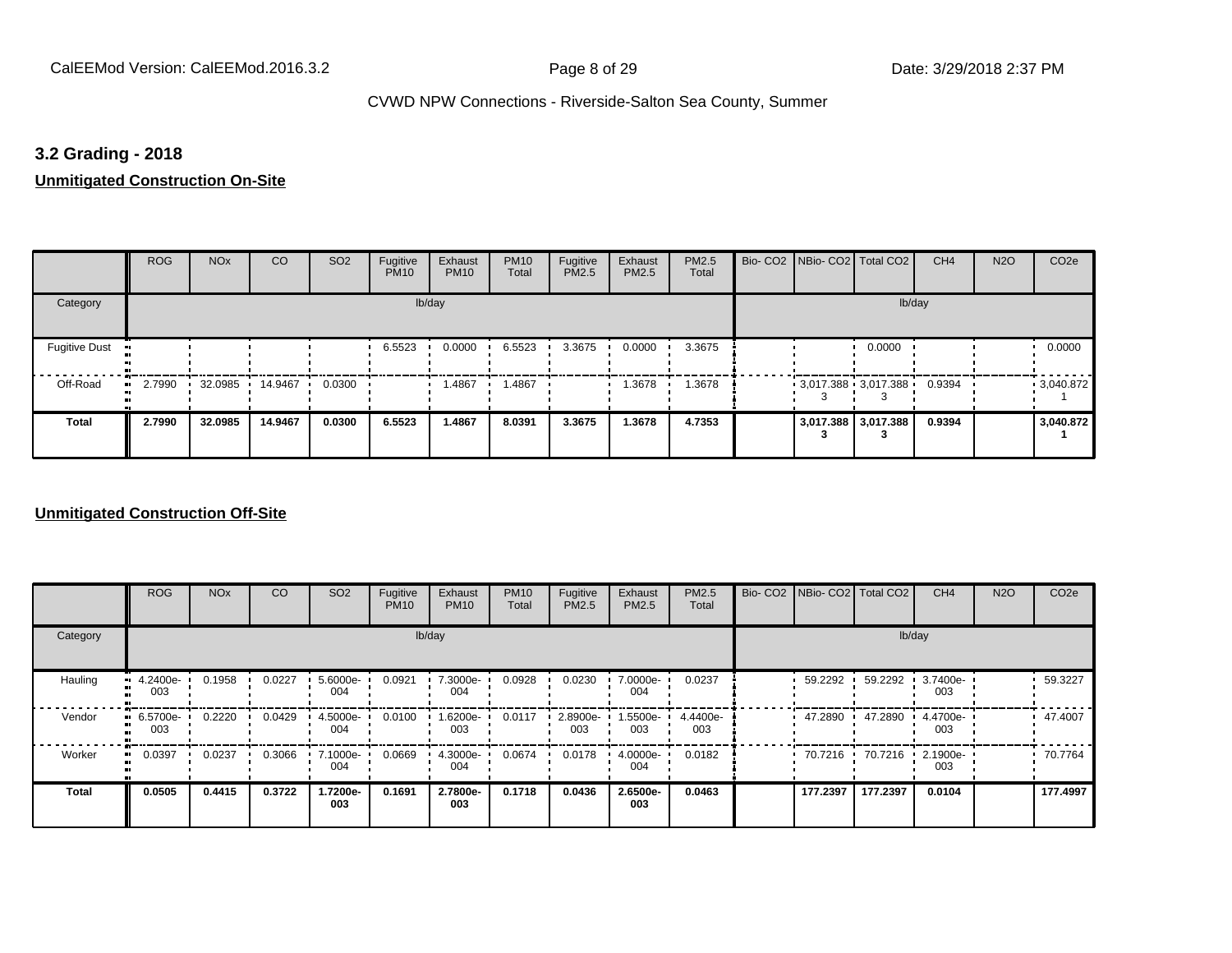### 3.2 Grading - 2018

**Unmitigated Construction On-Site**

| | ROG | NOx | CO | SO2 | Fugitive PM10 | Exhaust PM10 | PM10 Total | Fugitive PM2.5 | Exhaust PM2.5 | PM2.5 Total | Bio- CO2 | NBio- CO2 | Total CO2 | CH4 | N2O | CO2e |
|---|---|---|---|---|---|---|---|---|---|---|---|---|---|---|---|---|
| Category | lb/day | | | | | | | | | | lb/day | | | | | |
| Fugitive Dust | | | | | 6.5523 | 0.0000 | 6.5523 | 3.3675 | 0.0000 | 3.3675 | | | 0.0000 | | | 0.0000 |
| Off-Road | 2.7990 | 32.0985 | 14.9467 | 0.0300 | | 1.4867 | 1.4867 | | 1.3678 | 1.3678 | | 3,017.388 3 | 3,017.388 3 | 0.9394 | | 3,040.872 1 |
| **Total** | **2.7990** | **32.0985** | **14.9467** | **0.0300** | **6.5523** | **1.4867** | **8.0391** | **3.3675** | **1.3678** | **4.7353** | | **3,017.388 3** | **3,017.388 3** | **0.9394** | | **3,040.872 1** |

**Unmitigated Construction Off-Site**

| | ROG | NOx | CO | SO2 | Fugitive PM10 | Exhaust PM10 | PM10 Total | Fugitive PM2.5 | Exhaust PM2.5 | PM2.5 Total | Bio- CO2 | NBio- CO2 | Total CO2 | CH4 | N2O | CO2e |
|---|---|---|---|---|---|---|---|---|---|---|---|---|---|---|---|---|
| Category | lb/day | | | | | | | | | | lb/day | | | | | |
| Hauling | 4.2400e-003 | 0.1958 | 0.0227 | 5.6000e-004 | 0.0921 | 7.3000e-004 | 0.0928 | 0.0230 | 7.0000e-004 | 0.0237 | | 59.2292 | 59.2292 | 3.7400e-003 | | 59.3227 |
| Vendor | 6.5700e-003 | 0.2220 | 0.0429 | 4.5000e-004 | 0.0100 | 1.6200e-003 | 0.0117 | 2.8900e-003 | 1.5500e-003 | 4.4400e-003 | | 47.2890 | 47.2890 | 4.4700e-003 | | 47.4007 |
| Worker | 0.0397 | 0.0237 | 0.3066 | 7.1000e-004 | 0.0669 | 4.3000e-004 | 0.0674 | 0.0178 | 4.0000e-004 | 0.0182 | | 70.7216 | 70.7216 | 2.1900e-003 | | 70.7764 |
| **Total** | **0.0505** | **0.4415** | **0.3722** | **1.7200e-003** | **0.1691** | **2.7800e-003** | **0.1718** | **0.0436** | **2.6500e-003** | **0.0463** | | **177.2397** | **177.2397** | **0.0104** | | **177.4997** |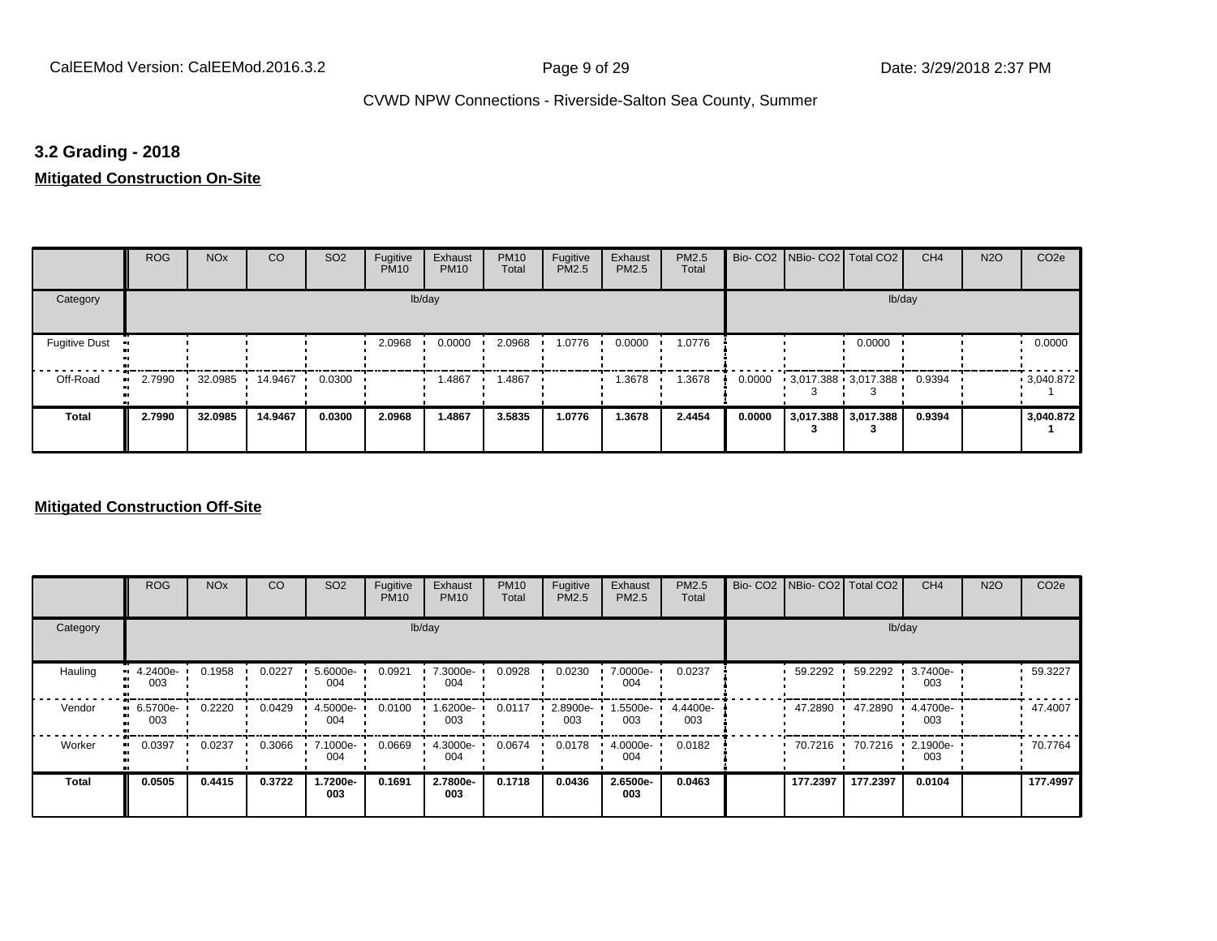## 3.2 Grading - 2018

### Mitigated Construction On-Site

| | ROG | NOx | CO | SO2 | Fugitive PM10 | Exhaust PM10 | PM10 Total | Fugitive PM2.5 | Exhaust PM2.5 | PM2.5 Total | Bio- CO2 | NBio- CO2 | Total CO2 | CH4 | N2O | CO2e |
|---|---|---|---|---|---|---|---|---|---|---|---|---|---|---|---|---|
| Category | lb/day | | | | | | | | | | lb/day | | | | | |
| Fugitive Dust | | | | | 2.0968 | 0.0000 | 2.0968 | 1.0776 | 0.0000 | 1.0776 | | | 0.0000 | | | 0.0000 |
| Off-Road | 2.7990 | 32.0985 | 14.9467 | 0.0300 | | 1.4867 | 1.4867 | | 1.3678 | 1.3678 | 0.0000 | 3,017.388 3 | 3,017.388 3 | 0.9394 | | 3,040.872 1 |
| **Total** | **2.7990** | **32.0985** | **14.9467** | **0.0300** | **2.0968** | **1.4867** | **3.5835** | **1.0776** | **1.3678** | **2.4454** | **0.0000** | **3,017.388 3** | **3,017.388 3** | **0.9394** | | **3,040.872 1** |

### Mitigated Construction Off-Site

| | ROG | NOx | CO | SO2 | Fugitive PM10 | Exhaust PM10 | PM10 Total | Fugitive PM2.5 | Exhaust PM2.5 | PM2.5 Total | Bio- CO2 | NBio- CO2 | Total CO2 | CH4 | N2O | CO2e |
|---|---|---|---|---|---|---|---|---|---|---|---|---|---|---|---|---|
| Category | lb/day | | | | | | | | | | lb/day | | | | | |
| Hauling | 4.2400e-003 | 0.1958 | 0.0227 | 5.6000e-004 | 0.0921 | 7.3000e-004 | 0.0928 | 0.0230 | 7.0000e-004 | 0.0237 | | 59.2292 | 59.2292 | 3.7400e-003 | | 59.3227 |
| Vendor | 6.5700e-003 | 0.2220 | 0.0429 | 4.5000e-004 | 0.0100 | 1.6200e-003 | 0.0117 | 2.8900e-003 | 1.5500e-003 | 4.4400e-003 | | 47.2890 | 47.2890 | 4.4700e-003 | | 47.4007 |
| Worker | 0.0397 | 0.0237 | 0.3066 | 7.1000e-004 | 0.0669 | 4.3000e-004 | 0.0674 | 0.0178 | 4.0000e-004 | 0.0182 | | 70.7216 | 70.7216 | 2.1900e-003 | | 70.7764 |
| **Total** | **0.0505** | **0.4415** | **0.3722** | **1.7200e-003** | **0.1691** | **2.7800e-003** | **0.1718** | **0.0436** | **2.6500e-003** | **0.0463** | | **177.2397** | **177.2397** | **0.0104** | | **177.4997** |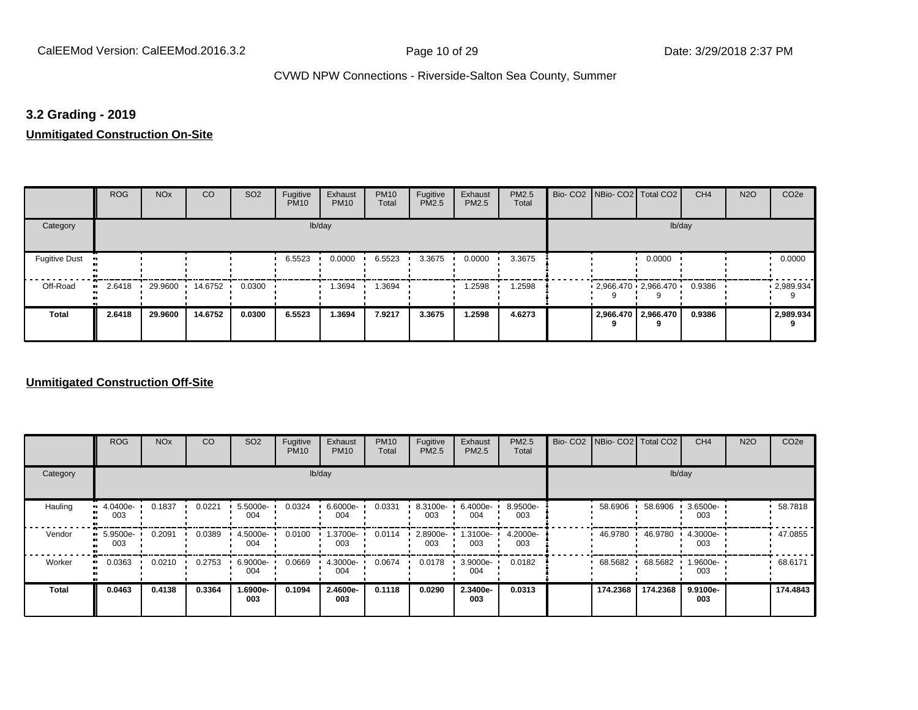## 3.2 Grading - 2019

**Unmitigated Construction On-Site**

| | ROG | NOx | CO | SO2 | Fugitive PM10 | Exhaust PM10 | PM10 Total | Fugitive PM2.5 | Exhaust PM2.5 | PM2.5 Total | Bio- CO2 | NBio- CO2 | Total CO2 | CH4 | N2O | CO2e |
|---|---|---|---|---|---|---|---|---|---|---|---|---|---|---|---|---|
| Category | | | | | lb/day | | | | | | | | | lb/day | | |
| Fugitive Dust | | | | | 6.5523 | 0.0000 | 6.5523 | 3.3675 | 0.0000 | 3.3675 | | | 0.0000 | | | 0.0000 |
| Off-Road | 2.6418 | 29.9600 | 14.6752 | 0.0300 | | 1.3694 | 1.3694 | | 1.2598 | 1.2598 | | 2,966.470 9 | 2,966.470 9 | 0.9386 | | 2,989.934 9 |
| **Total** | **2.6418** | **29.9600** | **14.6752** | **0.0300** | **6.5523** | **1.3694** | **7.9217** | **3.3675** | **1.2598** | **4.6273** | | **2,966.470 9** | **2,966.470 9** | **0.9386** | | **2,989.934 9** |

**Unmitigated Construction Off-Site**

| | ROG | NOx | CO | SO2 | Fugitive PM10 | Exhaust PM10 | PM10 Total | Fugitive PM2.5 | Exhaust PM2.5 | PM2.5 Total | Bio- CO2 | NBio- CO2 | Total CO2 | CH4 | N2O | CO2e |
|---|---|---|---|---|---|---|---|---|---|---|---|---|---|---|---|---|
| Category | | | | | lb/day | | | | | | | | | lb/day | | |
| Hauling | 4.0400e-003 | 0.1837 | 0.0221 | 5.5000e-004 | 0.0324 | 6.6000e-004 | 0.0331 | 8.3100e-003 | 6.4000e-004 | 8.9500e-003 | | 58.6906 | 58.6906 | 3.6500e-003 | | 58.7818 |
| Vendor | 5.9500e-003 | 0.2091 | 0.0389 | 4.5000e-004 | 0.0100 | 1.3700e-003 | 0.0114 | 2.8900e-003 | 1.3100e-003 | 4.2000e-003 | | 46.9780 | 46.9780 | 4.3000e-003 | | 47.0855 |
| Worker | 0.0363 | 0.0210 | 0.2753 | 6.9000e-004 | 0.0669 | 4.3000e-004 | 0.0674 | 0.0178 | 3.9000e-004 | 0.0182 | | 68.5682 | 68.5682 | 1.9600e-003 | | 68.6171 |
| **Total** | **0.0463** | **0.4138** | **0.3364** | **1.6900e-003** | **0.1094** | **2.4600e-003** | **0.1118** | **0.0290** | **2.3400e-003** | **0.0313** | | **174.2368** | **174.2368** | **9.9100e-003** | | **174.4843** |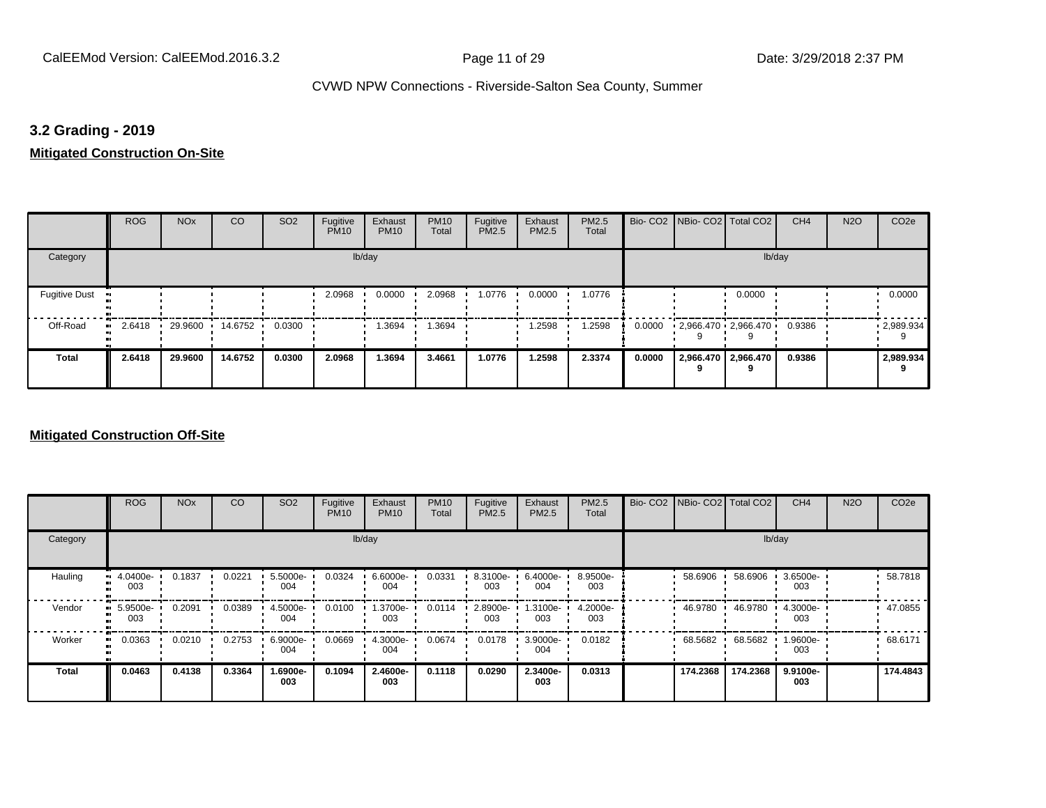### 3.2 Grading - 2019

**Mitigated Construction On-Site**

| | ROG | NOx | CO | SO2 | Fugitive PM10 | Exhaust PM10 | PM10 Total | Fugitive PM2.5 | Exhaust PM2.5 | PM2.5 Total | Bio- CO2 | NBio- CO2 | Total CO2 | CH4 | N2O | CO2e |
|---|---|---|---|---|---|---|---|---|---|---|---|---|---|---|---|---|
| Category | lb/day | | | | | | | | | | lb/day | | | | | |
| Fugitive Dust | | | | | 2.0968 | 0.0000 | 2.0968 | 1.0776 | 0.0000 | 1.0776 | | | 0.0000 | | | 0.0000 |
| Off-Road | 2.6418 | 29.9600 | 14.6752 | 0.0300 | | 1.3694 | 1.3694 | | 1.2598 | 1.2598 | 0.0000 | 2,966.4709 | 2,966.4709 | 0.9386 | | 2,989.9349 |
| **Total** | **2.6418** | **29.9600** | **14.6752** | **0.0300** | **2.0968** | **1.3694** | **3.4661** | **1.0776** | **1.2598** | **2.3374** | **0.0000** | **2,966.4709** | **2,966.4709** | **0.9386** | | **2,989.9349** |

**Mitigated Construction Off-Site**

| | ROG | NOx | CO | SO2 | Fugitive PM10 | Exhaust PM10 | PM10 Total | Fugitive PM2.5 | Exhaust PM2.5 | PM2.5 Total | Bio- CO2 | NBio- CO2 | Total CO2 | CH4 | N2O | CO2e |
|---|---|---|---|---|---|---|---|---|---|---|---|---|---|---|---|---|
| Category | lb/day | | | | | | | | | | lb/day | | | | | |
| Hauling | 4.0400e-003 | 0.1837 | 0.0221 | 5.5000e-004 | 0.0324 | 6.6000e-004 | 0.0331 | 8.3100e-003 | 6.4000e-004 | 8.9500e-003 | | 58.6906 | 58.6906 | 3.6500e-003 | | 58.7818 |
| Vendor | 5.9500e-003 | 0.2091 | 0.0389 | 4.5000e-004 | 0.0100 | 1.3700e-003 | 0.0114 | 2.8900e-003 | 1.3100e-003 | 4.2000e-003 | | 46.9780 | 46.9780 | 4.3000e-003 | | 47.0855 |
| Worker | 0.0363 | 0.0210 | 0.2753 | 6.9000e-004 | 0.0669 | 4.3000e-004 | 0.0674 | 0.0178 | 3.9000e-004 | 0.0182 | | 68.5682 | 68.5682 | 1.9600e-003 | | 68.6171 |
| **Total** | **0.0463** | **0.4138** | **0.3364** | **1.6900e-003** | **0.1094** | **2.4600e-003** | **0.1118** | **0.0290** | **2.3400e-003** | **0.0313** | | **174.2368** | **174.2368** | **9.9100e-003** | | **174.4843** |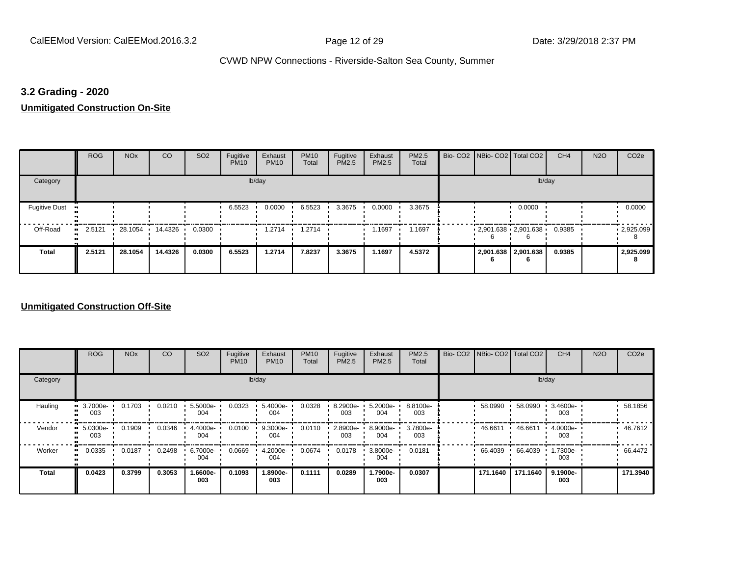## 3.2 Grading - 2020

**Unmitigated Construction On-Site**

| | ROG | NOx | CO | SO2 | Fugitive PM10 | Exhaust PM10 | PM10 Total | Fugitive PM2.5 | Exhaust PM2.5 | PM2.5 Total | Bio- CO2 | NBio- CO2 | Total CO2 | CH4 | N2O | CO2e |
|---|---|---|---|---|---|---|---|---|---|---|---|---|---|---|---|---|
| Category | lb/day | | | | | | | | | | lb/day | | | | | |
| Fugitive Dust | | | | | 6.5523 | 0.0000 | 6.5523 | 3.3675 | 0.0000 | 3.3675 | | | 0.0000 | | | 0.0000 |
| Off-Road | 2.5121 | 28.1054 | 14.4326 | 0.0300 | | 1.2714 | 1.2714 | | 1.1697 | 1.1697 | | 2,901.6386 | 2,901.6386 | 0.9385 | | 2,925.0998 |
| **Total** | **2.5121** | **28.1054** | **14.4326** | **0.0300** | **6.5523** | **1.2714** | **7.8237** | **3.3675** | **1.1697** | **4.5372** | | **2,901.6386** | **2,901.6386** | **0.9385** | | **2,925.0998** |

**Unmitigated Construction Off-Site**

| | ROG | NOx | CO | SO2 | Fugitive PM10 | Exhaust PM10 | PM10 Total | Fugitive PM2.5 | Exhaust PM2.5 | PM2.5 Total | Bio- CO2 | NBio- CO2 | Total CO2 | CH4 | N2O | CO2e |
|---|---|---|---|---|---|---|---|---|---|---|---|---|---|---|---|---|
| Category | lb/day | | | | | | | | | | lb/day | | | | | |
| Hauling | 3.7000e-003 | 0.1703 | 0.0210 | 5.5000e-004 | 0.0323 | 5.4000e-004 | 0.0328 | 8.2900e-003 | 5.2000e-004 | 8.8100e-003 | | 58.0990 | 58.0990 | 3.4600e-003 | | 58.1856 |
| Vendor | 5.0300e-003 | 0.1909 | 0.0346 | 4.4000e-004 | 0.0100 | 9.3000e-004 | 0.0110 | 2.8900e-003 | 8.9000e-004 | 3.7800e-003 | | 46.6611 | 46.6611 | 4.0000e-003 | | 46.7612 |
| Worker | 0.0335 | 0.0187 | 0.2498 | 6.7000e-004 | 0.0669 | 4.2000e-004 | 0.0674 | 0.0178 | 3.8000e-004 | 0.0181 | | 66.4039 | 66.4039 | 1.7300e-003 | | 66.4472 |
| **Total** | **0.0423** | **0.3799** | **0.3053** | **1.6600e-003** | **0.1093** | **1.8900e-003** | **0.1111** | **0.0289** | **1.7900e-003** | **0.0307** | | **171.1640** | **171.1640** | **9.1900e-003** | | **171.3940** |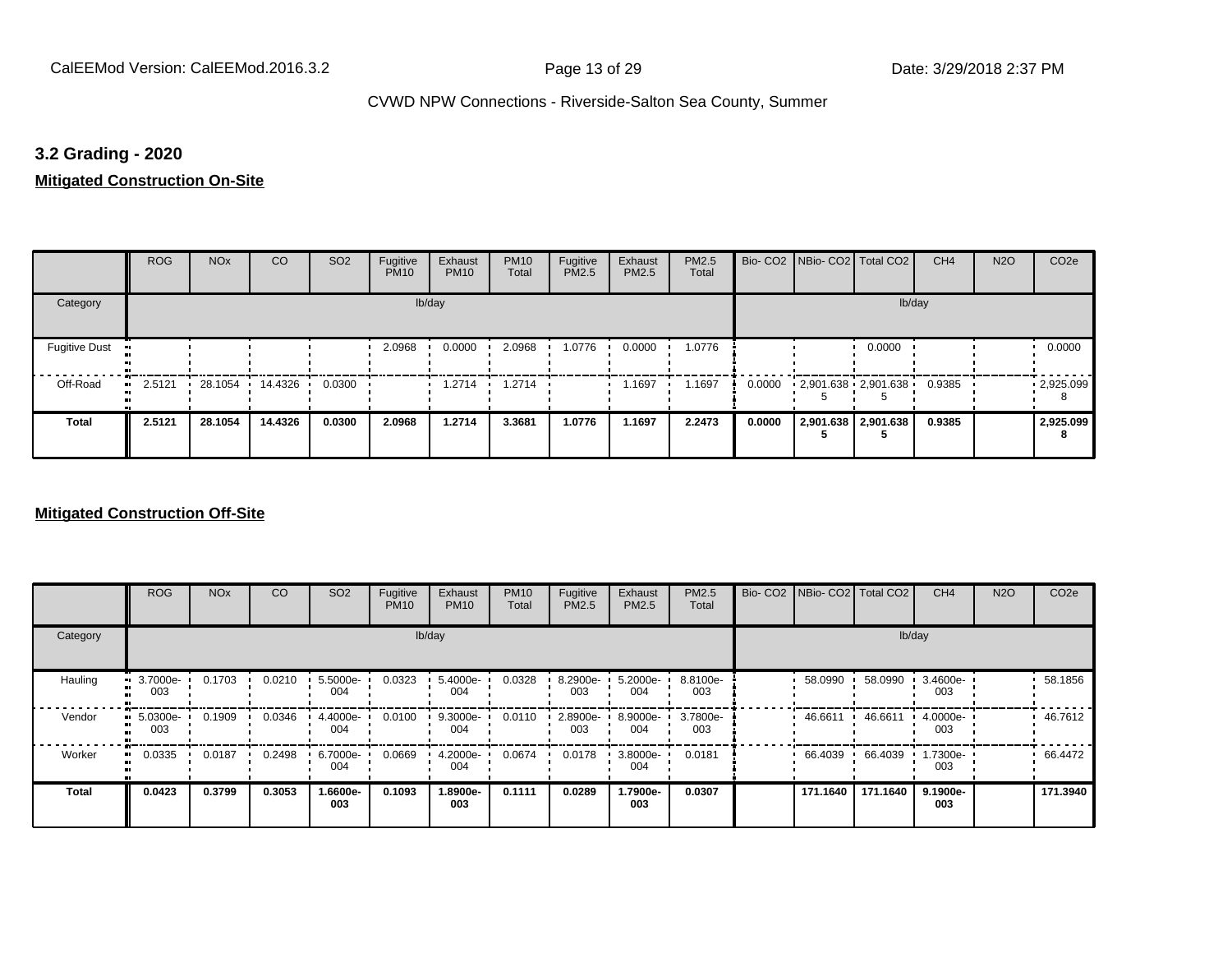### 3.2 Grading - 2020

**Mitigated Construction On-Site**

| | ROG | NOx | CO | SO2 | Fugitive PM10 | Exhaust PM10 | PM10 Total | Fugitive PM2.5 | Exhaust PM2.5 | PM2.5 Total | Bio- CO2 | NBio- CO2 | Total CO2 | CH4 | N2O | CO2e |
|---|---|---|---|---|---|---|---|---|---|---|---|---|---|---|---|---|
| Category | lb/day | | | | | | | | | | lb/day | | | | | |
| Fugitive Dust | | | | | 2.0968 | 0.0000 | 2.0968 | 1.0776 | 0.0000 | 1.0776 | | | 0.0000 | | | 0.0000 |
| Off-Road | 2.5121 | 28.1054 | 14.4326 | 0.0300 | | 1.2714 | 1.2714 | | 1.1697 | 1.1697 | 0.0000 | 2,901.6385 | 2,901.6385 | 0.9385 | | 2,925.0998 |
| **Total** | **2.5121** | **28.1054** | **14.4326** | **0.0300** | **2.0968** | **1.2714** | **3.3681** | **1.0776** | **1.1697** | **2.2473** | **0.0000** | **2,901.6385** | **2,901.6385** | **0.9385** | | **2,925.0998** |

**Mitigated Construction Off-Site**

| | ROG | NOx | CO | SO2 | Fugitive PM10 | Exhaust PM10 | PM10 Total | Fugitive PM2.5 | Exhaust PM2.5 | PM2.5 Total | Bio- CO2 | NBio- CO2 | Total CO2 | CH4 | N2O | CO2e |
|---|---|---|---|---|---|---|---|---|---|---|---|---|---|---|---|---|
| Category | lb/day | | | | | | | | | | lb/day | | | | | |
| Hauling | 3.7000e-003 | 0.1703 | 0.0210 | 5.5000e-004 | 0.0323 | 5.4000e-004 | 0.0328 | 8.2900e-003 | 5.2000e-004 | 8.8100e-003 | | 58.0990 | 58.0990 | 3.4600e-003 | | 58.1856 |
| Vendor | 5.0300e-003 | 0.1909 | 0.0346 | 4.4000e-004 | 0.0100 | 9.3000e-004 | 0.0110 | 2.8900e-003 | 8.9000e-004 | 3.7800e-003 | | 46.6611 | 46.6611 | 4.0000e-003 | | 46.7612 |
| Worker | 0.0335 | 0.0187 | 0.2498 | 6.7000e-004 | 0.0669 | 4.2000e-004 | 0.0674 | 0.0178 | 3.8000e-004 | 0.0181 | | 66.4039 | 66.4039 | 1.7300e-003 | | 66.4472 |
| **Total** | **0.0423** | **0.3799** | **0.3053** | **1.6600e-003** | **0.1093** | **1.8900e-003** | **0.1111** | **0.0289** | **1.7900e-003** | **0.0307** | | **171.1640** | **171.1640** | **9.1900e-003** | | **171.3940** |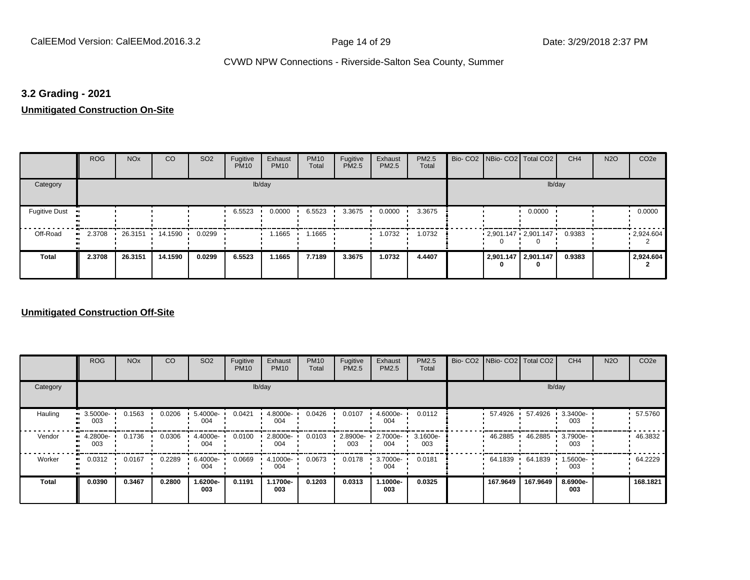### 3.2 Grading - 2021

**Unmitigated Construction On-Site**

| | ROG | NOx | CO | SO2 | Fugitive PM10 | Exhaust PM10 | PM10 Total | Fugitive PM2.5 | Exhaust PM2.5 | PM2.5 Total | Bio- CO2 | NBio- CO2 | Total CO2 | CH4 | N2O | CO2e |
|---|---|---|---|---|---|---|---|---|---|---|---|---|---|---|---|---|
| Category | | | | | lb/day | | | | | | | | lb/day | | | |
| Fugitive Dust | | | | | 6.5523 | 0.0000 | 6.5523 | 3.3675 | 0.0000 | 3.3675 | | | 0.0000 | | | 0.0000 |
| Off-Road | 2.3708 | 26.3151 | 14.1590 | 0.0299 | | 1.1665 | 1.1665 | | 1.0732 | 1.0732 | | 2,901.1470 | 2,901.1470 | 0.9383 | | 2,924.6042 |
| **Total** | **2.3708** | **26.3151** | **14.1590** | **0.0299** | **6.5523** | **1.1665** | **7.7189** | **3.3675** | **1.0732** | **4.4407** | | **2,901.1470** | **2,901.1470** | **0.9383** | | **2,924.6042** |

**Unmitigated Construction Off-Site**

| | ROG | NOx | CO | SO2 | Fugitive PM10 | Exhaust PM10 | PM10 Total | Fugitive PM2.5 | Exhaust PM2.5 | PM2.5 Total | Bio- CO2 | NBio- CO2 | Total CO2 | CH4 | N2O | CO2e |
|---|---|---|---|---|---|---|---|---|---|---|---|---|---|---|---|---|
| Category | | | | | lb/day | | | | | | | | lb/day | | | |
| Hauling | 3.5000e-003 | 0.1563 | 0.0206 | 5.4000e-004 | 0.0421 | 4.8000e-004 | 0.0426 | 0.0107 | 4.6000e-004 | 0.0112 | | 57.4926 | 57.4926 | 3.3400e-003 | | 57.5760 |
| Vendor | 4.2800e-003 | 0.1736 | 0.0306 | 4.4000e-004 | 0.0100 | 2.8000e-004 | 0.0103 | 2.8900e-003 | 2.7000e-004 | 3.1600e-003 | | 46.2885 | 46.2885 | 3.7900e-003 | | 46.3832 |
| Worker | 0.0312 | 0.0167 | 0.2289 | 6.4000e-004 | 0.0669 | 4.1000e-004 | 0.0673 | 0.0178 | 3.7000e-004 | 0.0181 | | 64.1839 | 64.1839 | 1.5600e-003 | | 64.2229 |
| **Total** | **0.0390** | **0.3467** | **0.2800** | **1.6200e-003** | **0.1191** | **1.1700e-003** | **0.1203** | **0.0313** | **1.1000e-003** | **0.0325** | | **167.9649** | **167.9649** | **8.6900e-003** | | **168.1821** |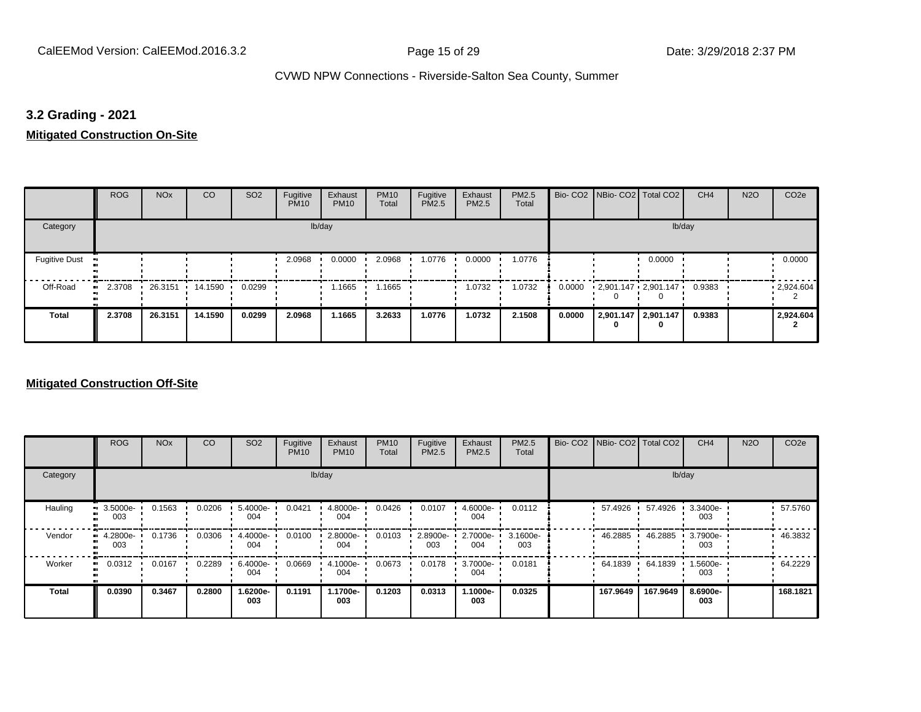### 3.2 Grading - 2021

**Mitigated Construction On-Site**

| | ROG | NOx | CO | SO2 | Fugitive PM10 | Exhaust PM10 | PM10 Total | Fugitive PM2.5 | Exhaust PM2.5 | PM2.5 Total | Bio- CO2 | NBio- CO2 | Total CO2 | CH4 | N2O | CO2e |
|---|---|---|---|---|---|---|---|---|---|---|---|---|---|---|---|---|
| Category | lb/day | | | | | | | | | | lb/day | | | | | |
| Fugitive Dust | | | | | 2.0968 | 0.0000 | 2.0968 | 1.0776 | 0.0000 | 1.0776 | | | 0.0000 | | | 0.0000 |
| Off-Road | 2.3708 | 26.3151 | 14.1590 | 0.0299 | | 1.1665 | 1.1665 | | 1.0732 | 1.0732 | 0.0000 | 2,901.1470 | 2,901.1470 | 0.9383 | | 2,924.6042 |
| **Total** | **2.3708** | **26.3151** | **14.1590** | **0.0299** | **2.0968** | **1.1665** | **3.2633** | **1.0776** | **1.0732** | **2.1508** | **0.0000** | **2,901.1470** | **2,901.1470** | **0.9383** | | **2,924.6042** |

**Mitigated Construction Off-Site**

| | ROG | NOx | CO | SO2 | Fugitive PM10 | Exhaust PM10 | PM10 Total | Fugitive PM2.5 | Exhaust PM2.5 | PM2.5 Total | Bio- CO2 | NBio- CO2 | Total CO2 | CH4 | N2O | CO2e |
|---|---|---|---|---|---|---|---|---|---|---|---|---|---|---|---|---|
| Category | lb/day | | | | | | | | | | lb/day | | | | | |
| Hauling | 3.5000e-003 | 0.1563 | 0.0206 | 5.4000e-004 | 0.0421 | 4.8000e-004 | 0.0426 | 0.0107 | 4.6000e-004 | 0.0112 | | 57.4926 | 57.4926 | 3.3400e-003 | | 57.5760 |
| Vendor | 4.2800e-003 | 0.1736 | 0.0306 | 4.4000e-004 | 0.0100 | 2.8000e-004 | 0.0103 | 2.8900e-003 | 2.7000e-004 | 3.1600e-003 | | 46.2885 | 46.2885 | 3.7900e-003 | | 46.3832 |
| Worker | 0.0312 | 0.0167 | 0.2289 | 6.4000e-004 | 0.0669 | 4.1000e-004 | 0.0673 | 0.0178 | 3.7000e-004 | 0.0181 | | 64.1839 | 64.1839 | 1.5600e-003 | | 64.2229 |
| **Total** | **0.0390** | **0.3467** | **0.2800** | **1.6200e-003** | **0.1191** | **1.1700e-003** | **0.1203** | **0.0313** | **1.1000e-003** | **0.0325** | | **167.9649** | **167.9649** | **8.6900e-003** | | **168.1821** |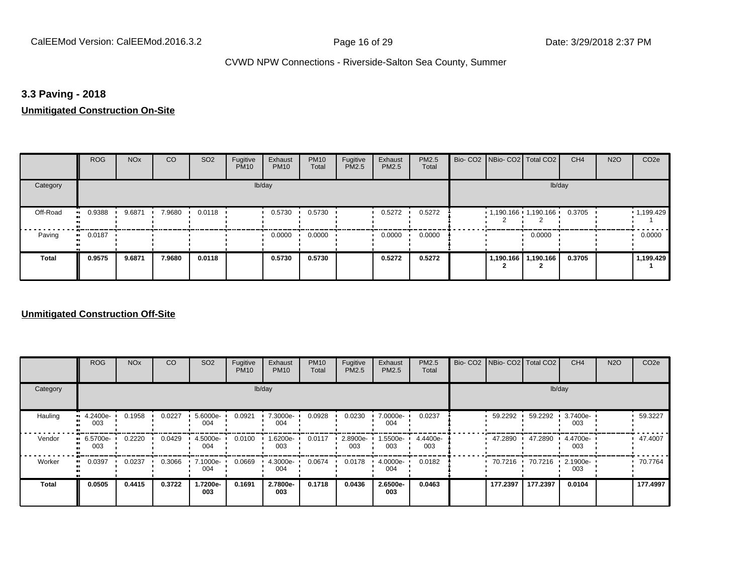## 3.3 Paving - 2018

**Unmitigated Construction On-Site**

| | ROG | NOx | CO | SO2 | Fugitive PM10 | Exhaust PM10 | PM10 Total | Fugitive PM2.5 | Exhaust PM2.5 | PM2.5 Total | Bio- CO2 | NBio- CO2 | Total CO2 | CH4 | N2O | CO2e |
|---|---|---|---|---|---|---|---|---|---|---|---|---|---|---|---|---|
| Category | lb/day | | | | | | | | | | lb/day | | | | | |
| Off-Road | 0.9388 | 9.6871 | 7.9680 | 0.0118 | | 0.5730 | 0.5730 | | 0.5272 | 0.5272 | | 1,190.1662 | 1,190.1662 | 0.3705 | | 1,199.4291 |
| Paving | 0.0187 | | | | | 0.0000 | 0.0000 | | 0.0000 | 0.0000 | | | 0.0000 | | | 0.0000 |
| **Total** | **0.9575** | **9.6871** | **7.9680** | **0.0118** | | **0.5730** | **0.5730** | | **0.5272** | **0.5272** | | **1,190.1662** | **1,190.1662** | **0.3705** | | **1,199.4291** |

**Unmitigated Construction Off-Site**

| | ROG | NOx | CO | SO2 | Fugitive PM10 | Exhaust PM10 | PM10 Total | Fugitive PM2.5 | Exhaust PM2.5 | PM2.5 Total | Bio- CO2 | NBio- CO2 | Total CO2 | CH4 | N2O | CO2e |
|---|---|---|---|---|---|---|---|---|---|---|---|---|---|---|---|---|
| Category | lb/day | | | | | | | | | | lb/day | | | | | |
| Hauling | 4.2400e-003 | 0.1958 | 0.0227 | 5.6000e-004 | 0.0921 | 7.3000e-004 | 0.0928 | 0.0230 | 7.0000e-004 | 0.0237 | | 59.2292 | 59.2292 | 3.7400e-003 | | 59.3227 |
| Vendor | 6.5700e-003 | 0.2220 | 0.0429 | 4.5000e-004 | 0.0100 | 1.6200e-003 | 0.0117 | 2.8900e-003 | 1.5500e-003 | 4.4400e-003 | | 47.2890 | 47.2890 | 4.4700e-003 | | 47.4007 |
| Worker | 0.0397 | 0.0237 | 0.3066 | 7.1000e-004 | 0.0669 | 4.3000e-004 | 0.0674 | 0.0178 | 4.0000e-004 | 0.0182 | | 70.7216 | 70.7216 | 2.1900e-003 | | 70.7764 |
| **Total** | **0.0505** | **0.4415** | **0.3722** | **1.7200e-003** | **0.1691** | **2.7800e-003** | **0.1718** | **0.0436** | **2.6500e-003** | **0.0463** | | **177.2397** | **177.2397** | **0.0104** | | **177.4997** |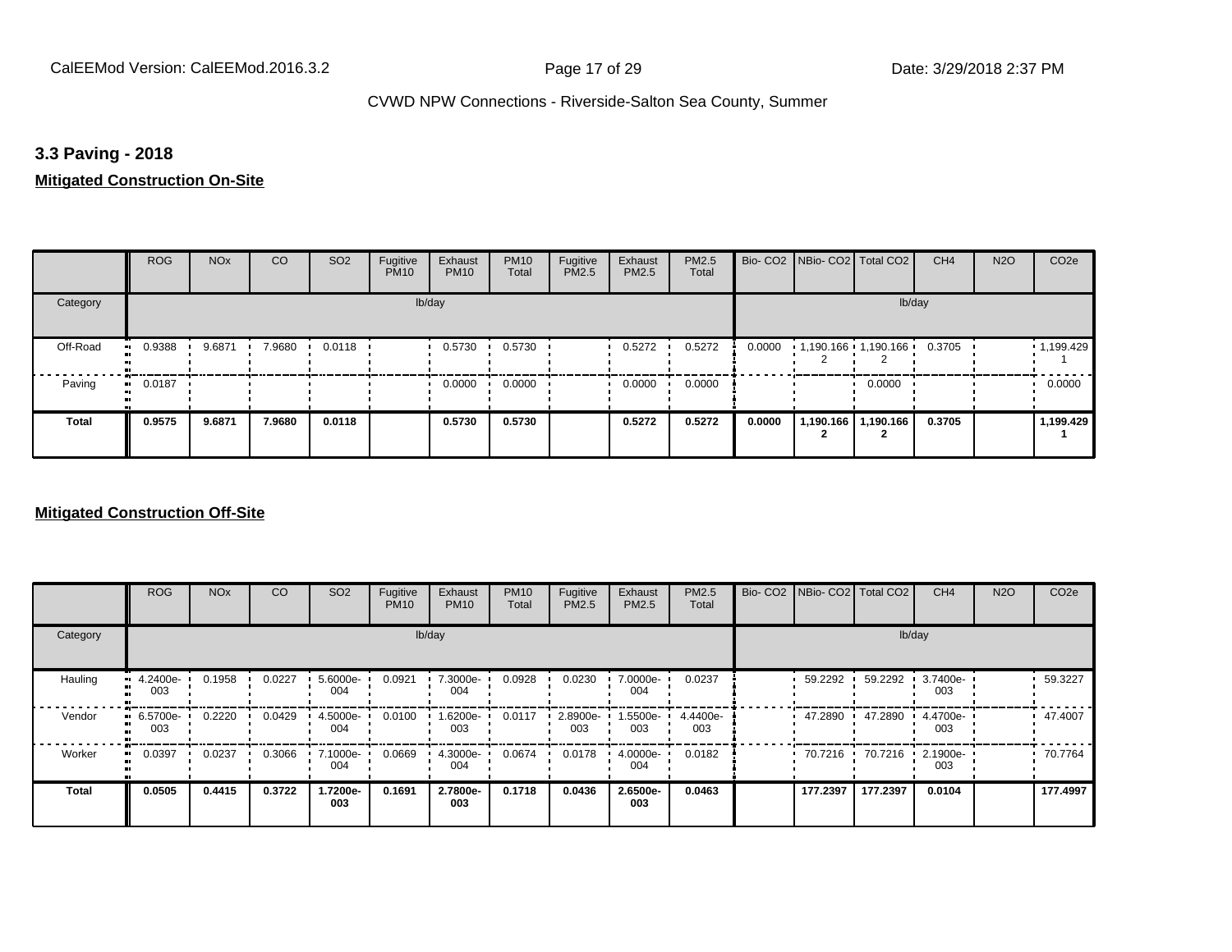## 3.3 Paving - 2018

**Mitigated Construction On-Site**

| | ROG | NOx | CO | SO2 | Fugitive PM10 | Exhaust PM10 | PM10 Total | Fugitive PM2.5 | Exhaust PM2.5 | PM2.5 Total | Bio- CO2 | NBio- CO2 | Total CO2 | CH4 | N2O | CO2e |
|---|---|---|---|---|---|---|---|---|---|---|---|---|---|---|---|---|
| Category | lb/day | | | | | | | | | | lb/day | | | | | |
| Off-Road | 0.9388 | 9.6871 | 7.9680 | 0.0118 | | 0.5730 | 0.5730 | | 0.5272 | 0.5272 | 0.0000 | 1,190.1662 | 1,190.1662 | 0.3705 | | 1,199.4291 |
| Paving | 0.0187 | | | | | 0.0000 | 0.0000 | | 0.0000 | 0.0000 | | | 0.0000 | | | 0.0000 |
| **Total** | **0.9575** | **9.6871** | **7.9680** | **0.0118** | | **0.5730** | **0.5730** | | **0.5272** | **0.5272** | **0.0000** | **1,190.1662** | **1,190.1662** | **0.3705** | | **1,199.4291** |

**Mitigated Construction Off-Site**

| | ROG | NOx | CO | SO2 | Fugitive PM10 | Exhaust PM10 | PM10 Total | Fugitive PM2.5 | Exhaust PM2.5 | PM2.5 Total | Bio- CO2 | NBio- CO2 | Total CO2 | CH4 | N2O | CO2e |
|---|---|---|---|---|---|---|---|---|---|---|---|---|---|---|---|---|
| Category | lb/day | | | | | | | | | | lb/day | | | | | |
| Hauling | 4.2400e-003 | 0.1958 | 0.0227 | 5.6000e-004 | 0.0921 | 7.3000e-004 | 0.0928 | 0.0230 | 7.0000e-004 | 0.0237 | | 59.2292 | 59.2292 | 3.7400e-003 | | 59.3227 |
| Vendor | 6.5700e-003 | 0.2220 | 0.0429 | 4.5000e-004 | 0.0100 | 1.6200e-003 | 0.0117 | 2.8900e-003 | 1.5500e-003 | 4.4400e-003 | | 47.2890 | 47.2890 | 4.4700e-003 | | 47.4007 |
| Worker | 0.0397 | 0.0237 | 0.3066 | 7.1000e-004 | 0.0669 | 4.3000e-004 | 0.0674 | 0.0178 | 4.0000e-004 | 0.0182 | | 70.7216 | 70.7216 | 2.1900e-003 | | 70.7764 |
| **Total** | **0.0505** | **0.4415** | **0.3722** | **1.7200e-003** | **0.1691** | **2.7800e-003** | **0.1718** | **0.0436** | **2.6500e-003** | **0.0463** | | **177.2397** | **177.2397** | **0.0104** | | **177.4997** |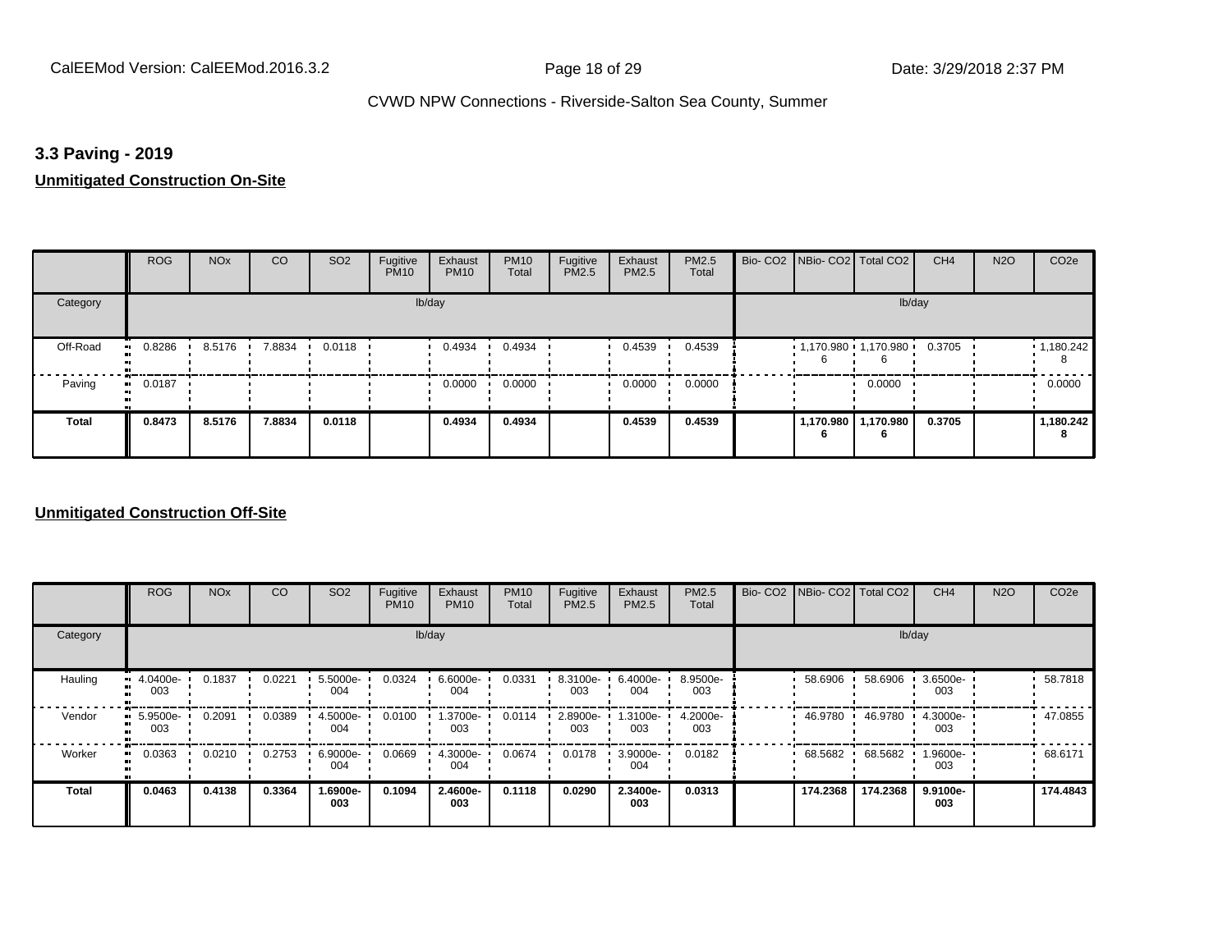### 3.3 Paving - 2019

**Unmitigated Construction On-Site**

| | ROG | NOx | CO | SO2 | Fugitive PM10 | Exhaust PM10 | PM10 Total | Fugitive PM2.5 | Exhaust PM2.5 | PM2.5 Total | Bio- CO2 | NBio- CO2 | Total CO2 | CH4 | N2O | CO2e |
|---|---|---|---|---|---|---|---|---|---|---|---|---|---|---|---|---|
| Category | lb/day | | | | | | | | | | lb/day | | | | | |
| Off-Road | 0.8286 | 8.5176 | 7.8834 | 0.0118 | | 0.4934 | 0.4934 | | 0.4539 | 0.4539 | | 1,170.9806 | 1,170.9806 | 0.3705 | | 1,180.2428 |
| Paving | 0.0187 | | | | | 0.0000 | 0.0000 | | 0.0000 | 0.0000 | | | 0.0000 | | | 0.0000 |
| **Total** | **0.8473** | **8.5176** | **7.8834** | **0.0118** | | **0.4934** | **0.4934** | | **0.4539** | **0.4539** | | **1,170.9806** | **1,170.9806** | **0.3705** | | **1,180.2428** |

**Unmitigated Construction Off-Site**

| | ROG | NOx | CO | SO2 | Fugitive PM10 | Exhaust PM10 | PM10 Total | Fugitive PM2.5 | Exhaust PM2.5 | PM2.5 Total | Bio- CO2 | NBio- CO2 | Total CO2 | CH4 | N2O | CO2e |
|---|---|---|---|---|---|---|---|---|---|---|---|---|---|---|---|---|
| Category | lb/day | | | | | | | | | | lb/day | | | | | |
| Hauling | 4.0400e-003 | 0.1837 | 0.0221 | 5.5000e-004 | 0.0324 | 6.6000e-004 | 0.0331 | 8.3100e-003 | 6.4000e-004 | 8.9500e-003 | | 58.6906 | 58.6906 | 3.6500e-003 | | 58.7818 |
| Vendor | 5.9500e-003 | 0.2091 | 0.0389 | 4.5000e-004 | 0.0100 | 1.3700e-003 | 0.0114 | 2.8900e-003 | 1.3100e-003 | 4.2000e-003 | | 46.9780 | 46.9780 | 4.3000e-003 | | 47.0855 |
| Worker | 0.0363 | 0.0210 | 0.2753 | 6.9000e-004 | 0.0669 | 4.3000e-004 | 0.0674 | 0.0178 | 3.9000e-004 | 0.0182 | | 68.5682 | 68.5682 | 1.9600e-003 | | 68.6171 |
| **Total** | **0.0463** | **0.4138** | **0.3364** | **1.6900e-003** | **0.1094** | **2.4600e-003** | **0.1118** | **0.0290** | **2.3400e-003** | **0.0313** | | **174.2368** | **174.2368** | **9.9100e-003** | | **174.4843** |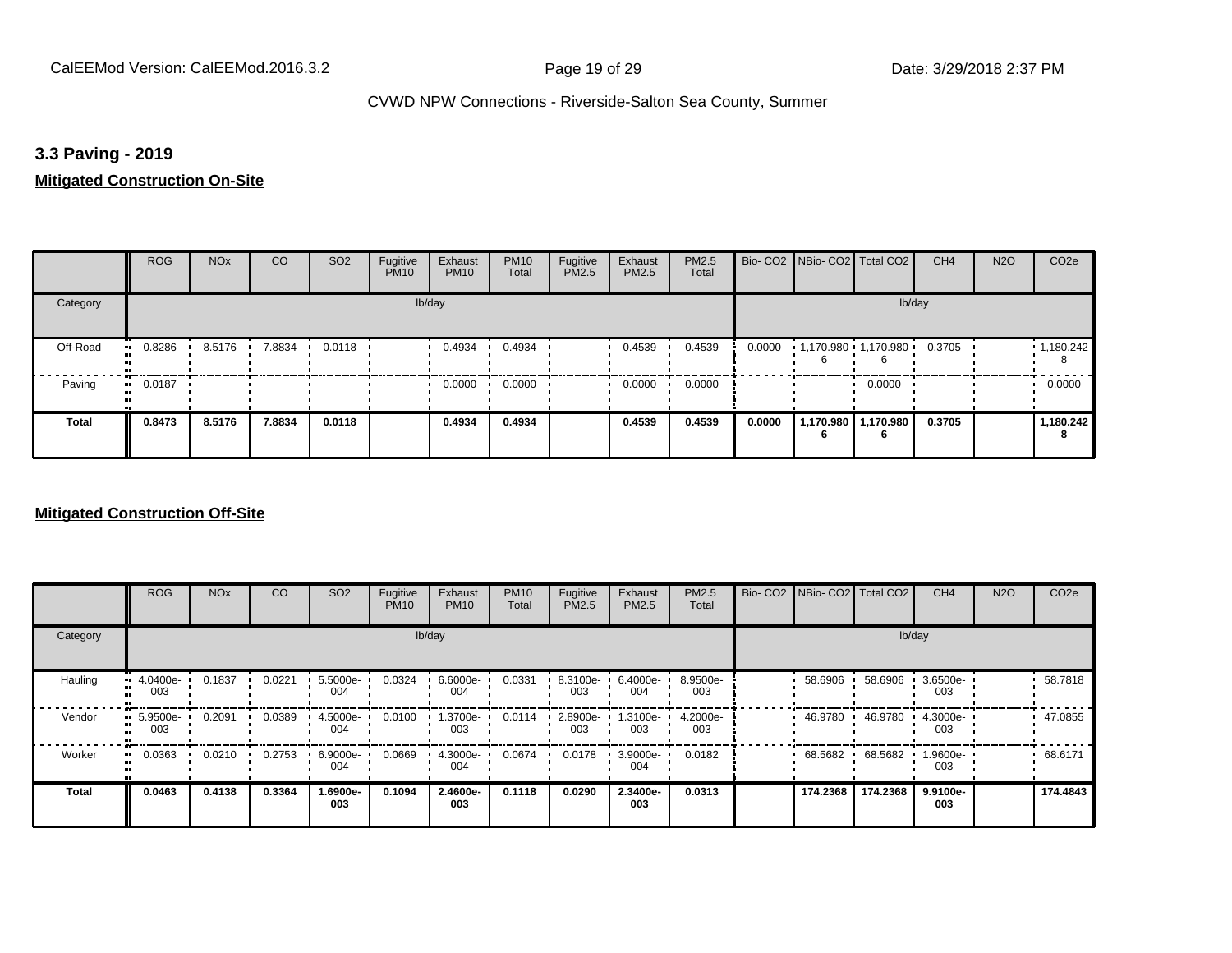## 3.3 Paving - 2019

**Mitigated Construction On-Site**

| | ROG | NOx | CO | SO2 | Fugitive PM10 | Exhaust PM10 | PM10 Total | Fugitive PM2.5 | Exhaust PM2.5 | PM2.5 Total | Bio- CO2 | NBio- CO2 | Total CO2 | CH4 | N2O | CO2e |
|---|---|---|---|---|---|---|---|---|---|---|---|---|---|---|---|---|
| Category | lb/day | | | | | | | | | | lb/day | | | | | |
| Off-Road | 0.8286 | 8.5176 | 7.8834 | 0.0118 | | 0.4934 | 0.4934 | | 0.4539 | 0.4539 | 0.0000 | 1,170.980 6 | 1,170.980 6 | 0.3705 | | 1,180.242 8 |
| Paving | 0.0187 | | | | | 0.0000 | 0.0000 | | 0.0000 | 0.0000 | | | 0.0000 | | | 0.0000 |
| **Total** | **0.8473** | **8.5176** | **7.8834** | **0.0118** | | **0.4934** | **0.4934** | | **0.4539** | **0.4539** | **0.0000** | **1,170.980 6** | **1,170.980 6** | **0.3705** | | **1,180.242 8** |

**Mitigated Construction Off-Site**

| | ROG | NOx | CO | SO2 | Fugitive PM10 | Exhaust PM10 | PM10 Total | Fugitive PM2.5 | Exhaust PM2.5 | PM2.5 Total | Bio- CO2 | NBio- CO2 | Total CO2 | CH4 | N2O | CO2e |
|---|---|---|---|---|---|---|---|---|---|---|---|---|---|---|---|---|
| Category | lb/day | | | | | | | | | | lb/day | | | | | |
| Hauling | 4.0400e-003 | 0.1837 | 0.0221 | 5.5000e-004 | 0.0324 | 6.6000e-004 | 0.0331 | 8.3100e-003 | 6.4000e-004 | 8.9500e-003 | | 58.6906 | 58.6906 | 3.6500e-003 | | 58.7818 |
| Vendor | 5.9500e-003 | 0.2091 | 0.0389 | 4.5000e-004 | 0.0100 | 1.3700e-003 | 0.0114 | 2.8900e-003 | 1.3100e-003 | 4.2000e-003 | | 46.9780 | 46.9780 | 4.3000e-003 | | 47.0855 |
| Worker | 0.0363 | 0.0210 | 0.2753 | 6.9000e-004 | 0.0669 | 4.3000e-004 | 0.0674 | 0.0178 | 3.9000e-004 | 0.0182 | | 68.5682 | 68.5682 | 1.9600e-003 | | 68.6171 |
| **Total** | **0.0463** | **0.4138** | **0.3364** | **1.6900e-003** | **0.1094** | **2.4600e-003** | **0.1118** | **0.0290** | **2.3400e-003** | **0.0313** | | **174.2368** | **174.2368** | **9.9100e-003** | | **174.4843** |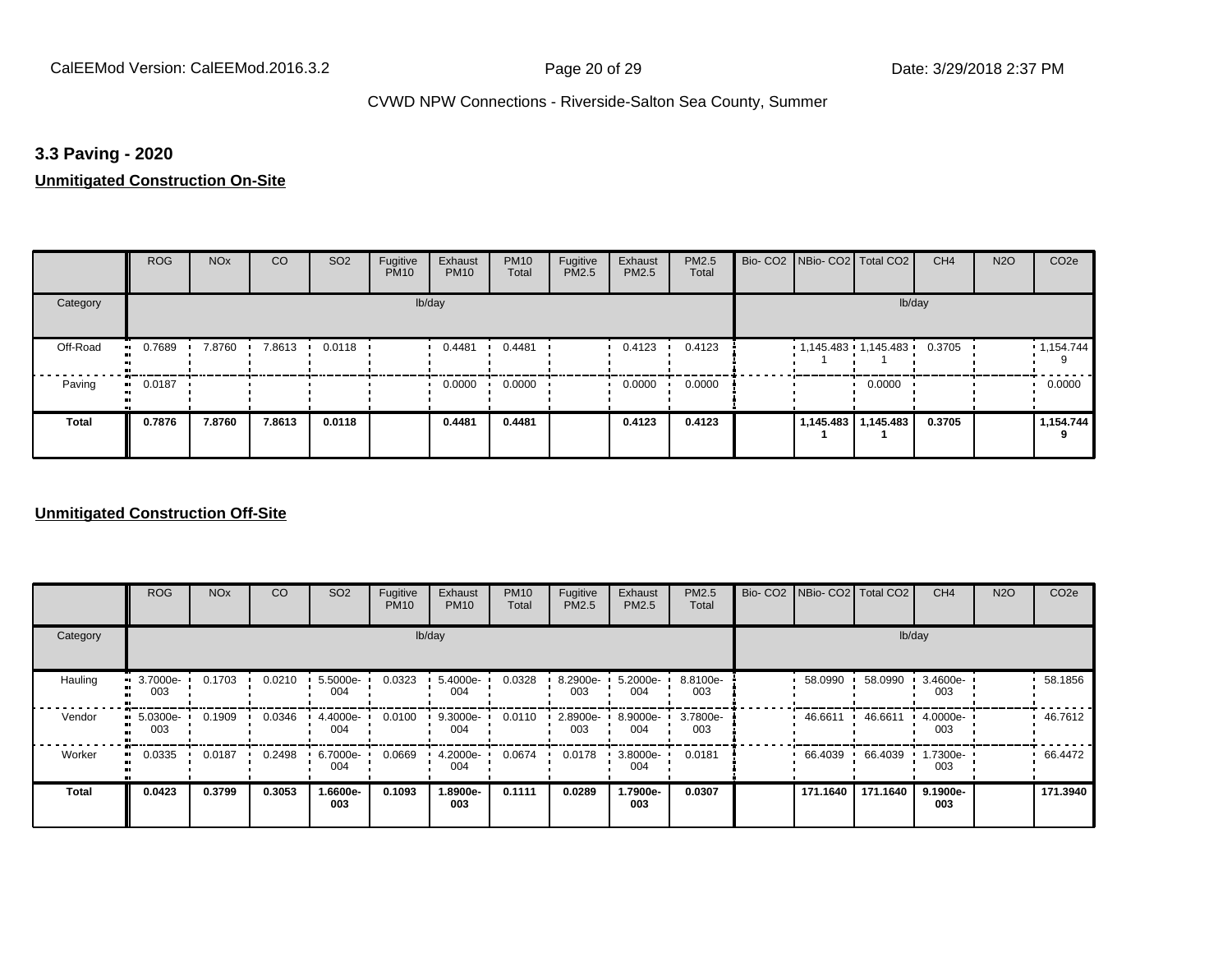### 3.3 Paving - 2020

**Unmitigated Construction On-Site**

| | ROG | NOx | CO | SO2 | Fugitive PM10 | Exhaust PM10 | PM10 Total | Fugitive PM2.5 | Exhaust PM2.5 | PM2.5 Total | Bio- CO2 | NBio- CO2 | Total CO2 | CH4 | N2O | CO2e |
|---|---|---|---|---|---|---|---|---|---|---|---|---|---|---|---|---|
| Category | lb/day | | | | | | | | | | lb/day | | | | | |
| Off-Road | 0.7689 | 7.8760 | 7.8613 | 0.0118 | | 0.4481 | 0.4481 | | 0.4123 | 0.4123 | | 1,145.4831 | 1,145.4831 | 0.3705 | | 1,154.7449 |
| Paving | 0.0187 | | | | | 0.0000 | 0.0000 | | 0.0000 | 0.0000 | | | 0.0000 | | | 0.0000 |
| **Total** | **0.7876** | **7.8760** | **7.8613** | **0.0118** | | **0.4481** | **0.4481** | | **0.4123** | **0.4123** | | **1,145.4831** | **1,145.4831** | **0.3705** | | **1,154.7449** |

**Unmitigated Construction Off-Site**

| | ROG | NOx | CO | SO2 | Fugitive PM10 | Exhaust PM10 | PM10 Total | Fugitive PM2.5 | Exhaust PM2.5 | PM2.5 Total | Bio- CO2 | NBio- CO2 | Total CO2 | CH4 | N2O | CO2e |
|---|---|---|---|---|---|---|---|---|---|---|---|---|---|---|---|---|
| Category | lb/day | | | | | | | | | | lb/day | | | | | |
| Hauling | 3.7000e-003 | 0.1703 | 0.0210 | 5.5000e-004 | 0.0323 | 5.4000e-004 | 0.0328 | 8.2900e-003 | 5.2000e-004 | 8.8100e-003 | | 58.0990 | 58.0990 | 3.4600e-003 | | 58.1856 |
| Vendor | 5.0300e-003 | 0.1909 | 0.0346 | 4.4000e-004 | 0.0100 | 9.3000e-004 | 0.0110 | 2.8900e-003 | 8.9000e-004 | 3.7800e-003 | | 46.6611 | 46.6611 | 4.0000e-003 | | 46.7612 |
| Worker | 0.0335 | 0.0187 | 0.2498 | 6.7000e-004 | 0.0669 | 4.2000e-004 | 0.0674 | 0.0178 | 3.8000e-004 | 0.0181 | | 66.4039 | 66.4039 | 1.7300e-003 | | 66.4472 |
| **Total** | **0.0423** | **0.3799** | **0.3053** | **1.6600e-003** | **0.1093** | **1.8900e-003** | **0.1111** | **0.0289** | **1.7900e-003** | **0.0307** | | **171.1640** | **171.1640** | **9.1900e-003** | | **171.3940** |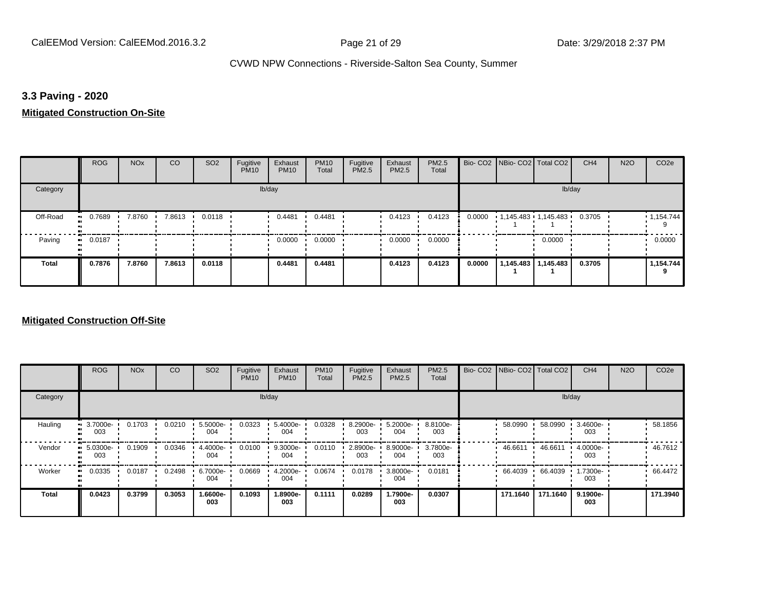## 3.3 Paving - 2020

**Mitigated Construction On-Site**

| | ROG | NOx | CO | SO2 | Fugitive PM10 | Exhaust PM10 | PM10 Total | Fugitive PM2.5 | Exhaust PM2.5 | PM2.5 Total | Bio- CO2 | NBio- CO2 | Total CO2 | CH4 | N2O | CO2e |
|---|---|---|---|---|---|---|---|---|---|---|---|---|---|---|---|---|
| Category | lb/day | | | | | | | | | | lb/day | | | | | |
| Off-Road | 0.7689 | 7.8760 | 7.8613 | 0.0118 | | 0.4481 | 0.4481 | | 0.4123 | 0.4123 | 0.0000 | 1,145.4831 | 1,145.4831 | 0.3705 | | 1,154.7449 |
| Paving | 0.0187 | | | | | 0.0000 | 0.0000 | | 0.0000 | 0.0000 | | | 0.0000 | | | 0.0000 |
| **Total** | **0.7876** | **7.8760** | **7.8613** | **0.0118** | | **0.4481** | **0.4481** | | **0.4123** | **0.4123** | **0.0000** | **1,145.4831** | **1,145.4831** | **0.3705** | | **1,154.7449** |

**Mitigated Construction Off-Site**

| | ROG | NOx | CO | SO2 | Fugitive PM10 | Exhaust PM10 | PM10 Total | Fugitive PM2.5 | Exhaust PM2.5 | PM2.5 Total | Bio- CO2 | NBio- CO2 | Total CO2 | CH4 | N2O | CO2e |
|---|---|---|---|---|---|---|---|---|---|---|---|---|---|---|---|---|
| Category | lb/day | | | | | | | | | | lb/day | | | | | |
| Hauling | 3.7000e-003 | 0.1703 | 0.0210 | 5.5000e-004 | 0.0323 | 5.4000e-004 | 0.0328 | 8.2900e-003 | 5.2000e-004 | 8.8100e-003 | | 58.0990 | 58.0990 | 3.4600e-003 | | 58.1856 |
| Vendor | 5.0300e-003 | 0.1909 | 0.0346 | 4.4000e-004 | 0.0100 | 9.3000e-004 | 0.0110 | 2.8900e-003 | 8.9000e-004 | 3.7800e-003 | | 46.6611 | 46.6611 | 4.0000e-003 | | 46.7612 |
| Worker | 0.0335 | 0.0187 | 0.2498 | 6.7000e-004 | 0.0669 | 4.2000e-004 | 0.0674 | 0.0178 | 3.8000e-004 | 0.0181 | | 66.4039 | 66.4039 | 1.7300e-003 | | 66.4472 |
| **Total** | **0.0423** | **0.3799** | **0.3053** | **1.6600e-003** | **0.1093** | **1.8900e-003** | **0.1111** | **0.0289** | **1.7900e-003** | **0.0307** | | **171.1640** | **171.1640** | **9.1900e-003** | | **171.3940** |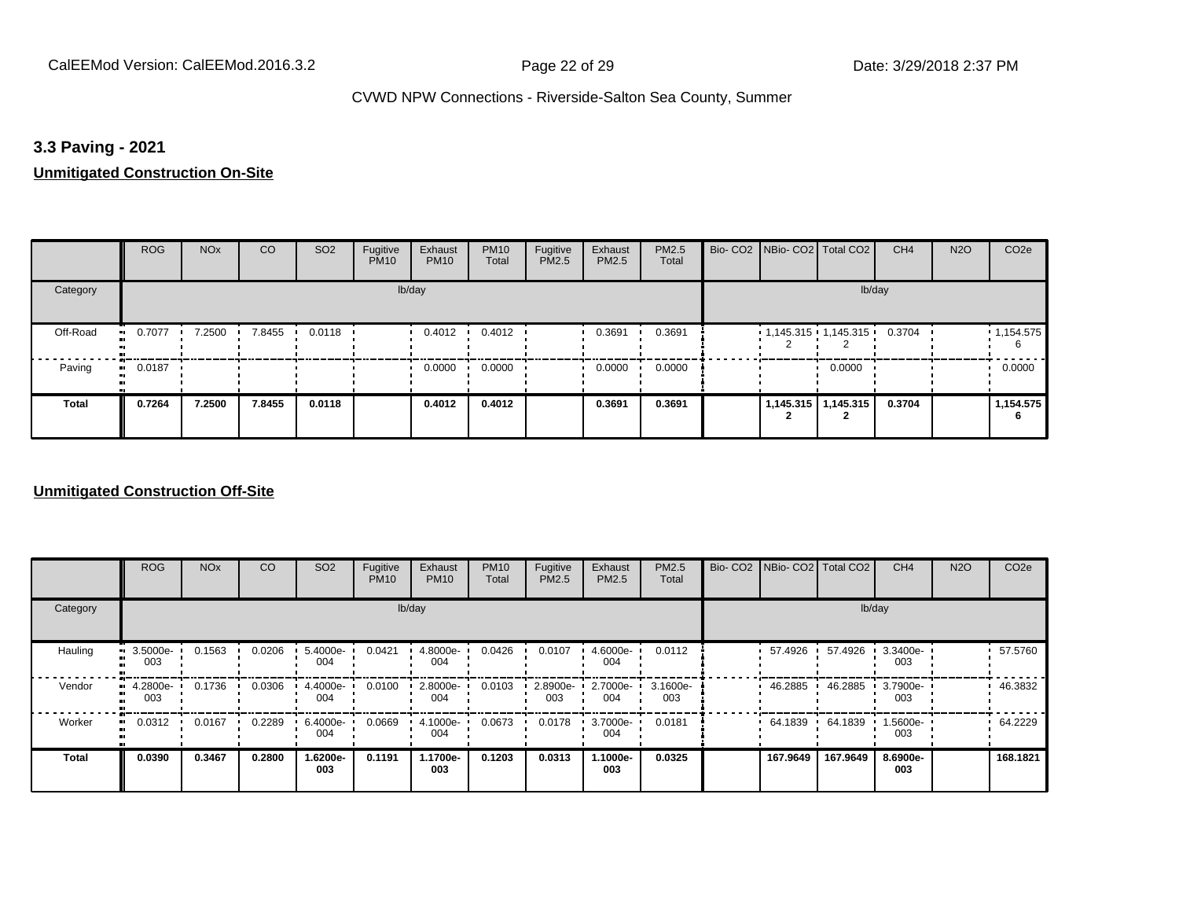## 3.3 Paving - 2021

**Unmitigated Construction On-Site**

| | ROG | NOx | CO | SO2 | Fugitive PM10 | Exhaust PM10 | PM10 Total | Fugitive PM2.5 | Exhaust PM2.5 | PM2.5 Total | Bio- CO2 | NBio- CO2 | Total CO2 | CH4 | N2O | CO2e |
|---|---|---|---|---|---|---|---|---|---|---|---|---|---|---|---|---|
| Category | lb/day | | | | | | | | | | lb/day | | | | | |
| Off-Road | 0.7077 | 7.2500 | 7.8455 | 0.0118 | | 0.4012 | 0.4012 | | 0.3691 | 0.3691 | | 1,145.315 2 | 1,145.315 2 | 0.3704 | | 1,154.575 6 |
| Paving | 0.0187 | | | | | 0.0000 | 0.0000 | | 0.0000 | 0.0000 | | | 0.0000 | | | 0.0000 |
| **Total** | **0.7264** | **7.2500** | **7.8455** | **0.0118** | | **0.4012** | **0.4012** | | **0.3691** | **0.3691** | | **1,145.315 2** | **1,145.315 2** | **0.3704** | | **1,154.575 6** |

**Unmitigated Construction Off-Site**

| | ROG | NOx | CO | SO2 | Fugitive PM10 | Exhaust PM10 | PM10 Total | Fugitive PM2.5 | Exhaust PM2.5 | PM2.5 Total | Bio- CO2 | NBio- CO2 | Total CO2 | CH4 | N2O | CO2e |
|---|---|---|---|---|---|---|---|---|---|---|---|---|---|---|---|---|
| Category | lb/day | | | | | | | | | | lb/day | | | | | |
| Hauling | 3.5000e-003 | 0.1563 | 0.0206 | 5.4000e-004 | 0.0421 | 4.8000e-004 | 0.0426 | 0.0107 | 4.6000e-004 | 0.0112 | | 57.4926 | 57.4926 | 3.3400e-003 | | 57.5760 |
| Vendor | 4.2800e-003 | 0.1736 | 0.0306 | 4.4000e-004 | 0.0100 | 2.8000e-004 | 0.0103 | 2.8900e-003 | 2.7000e-004 | 3.1600e-003 | | 46.2885 | 46.2885 | 3.7900e-003 | | 46.3832 |
| Worker | 0.0312 | 0.0167 | 0.2289 | 6.4000e-004 | 0.0669 | 4.1000e-004 | 0.0673 | 0.0178 | 3.7000e-004 | 0.0181 | | 64.1839 | 64.1839 | 1.5600e-003 | | 64.2229 |
| **Total** | **0.0390** | **0.3467** | **0.2800** | **1.6200e-003** | **0.1191** | **1.1700e-003** | **0.1203** | **0.0313** | **1.1000e-003** | **0.0325** | | **167.9649** | **167.9649** | **8.6900e-003** | | **168.1821** |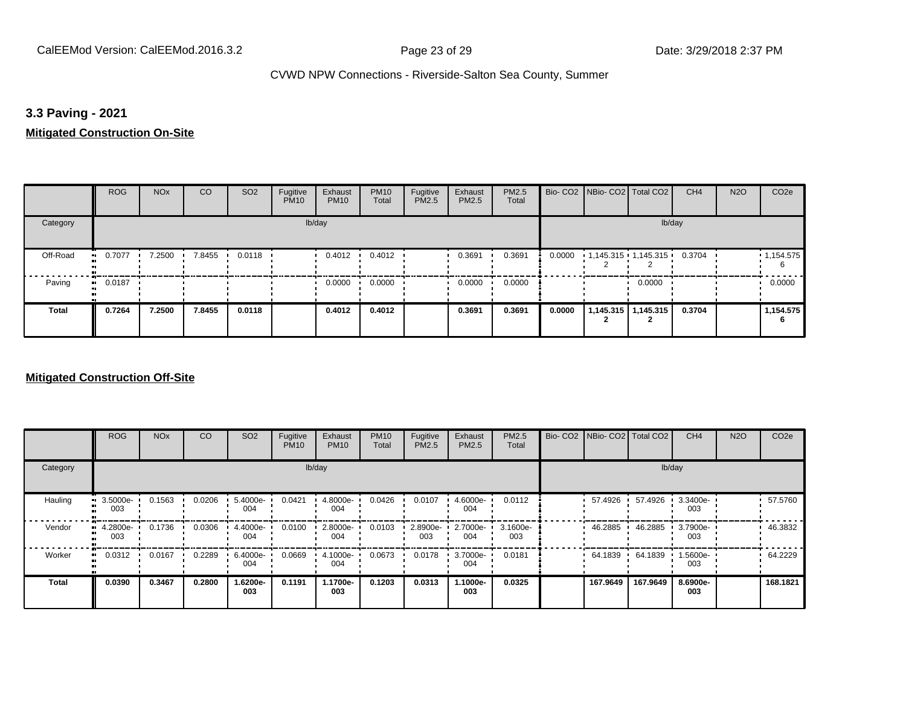## 3.3 Paving - 2021

**Mitigated Construction On-Site**

| | ROG | NOx | CO | SO2 | Fugitive PM10 | Exhaust PM10 | PM10 Total | Fugitive PM2.5 | Exhaust PM2.5 | PM2.5 Total | Bio- CO2 | NBio- CO2 | Total CO2 | CH4 | N2O | CO2e |
|---|---|---|---|---|---|---|---|---|---|---|---|---|---|---|---|---|
| Category | lb/day | | | | | | | | | | lb/day | | | | | |
| Off-Road | 0.7077 | 7.2500 | 7.8455 | 0.0118 | | 0.4012 | 0.4012 | | 0.3691 | 0.3691 | 0.0000 | 1,145.315 2 | 1,145.315 2 | 0.3704 | | 1,154.575 6 |
| Paving | 0.0187 | | | | | 0.0000 | 0.0000 | | 0.0000 | 0.0000 | | | 0.0000 | | | 0.0000 |
| **Total** | **0.7264** | **7.2500** | **7.8455** | **0.0118** | | **0.4012** | **0.4012** | | **0.3691** | **0.3691** | **0.0000** | **1,145.315 2** | **1,145.315 2** | **0.3704** | | **1,154.575 6** |

**Mitigated Construction Off-Site**

| | ROG | NOx | CO | SO2 | Fugitive PM10 | Exhaust PM10 | PM10 Total | Fugitive PM2.5 | Exhaust PM2.5 | PM2.5 Total | Bio- CO2 | NBio- CO2 | Total CO2 | CH4 | N2O | CO2e |
|---|---|---|---|---|---|---|---|---|---|---|---|---|---|---|---|---|
| Category | lb/day | | | | | | | | | | lb/day | | | | | |
| Hauling | 3.5000e-003 | 0.1563 | 0.0206 | 5.4000e-004 | 0.0421 | 4.8000e-004 | 0.0426 | 0.0107 | 4.6000e-004 | 0.0112 | | 57.4926 | 57.4926 | 3.3400e-003 | | 57.5760 |
| Vendor | 4.2800e-003 | 0.1736 | 0.0306 | 4.4000e-004 | 0.0100 | 2.8000e-004 | 0.0103 | 2.8900e-003 | 2.7000e-004 | 3.1600e-003 | | 46.2885 | 46.2885 | 3.7900e-003 | | 46.3832 |
| Worker | 0.0312 | 0.0167 | 0.2289 | 6.4000e-004 | 0.0669 | 4.1000e-004 | 0.0673 | 0.0178 | 3.7000e-004 | 0.0181 | | 64.1839 | 64.1839 | 1.5600e-003 | | 64.2229 |
| **Total** | **0.0390** | **0.3467** | **0.2800** | **1.6200e-003** | **0.1191** | **1.1700e-003** | **0.1203** | **0.0313** | **1.1000e-003** | **0.0325** | | **167.9649** | **167.9649** | **8.6900e-003** | | **168.1821** |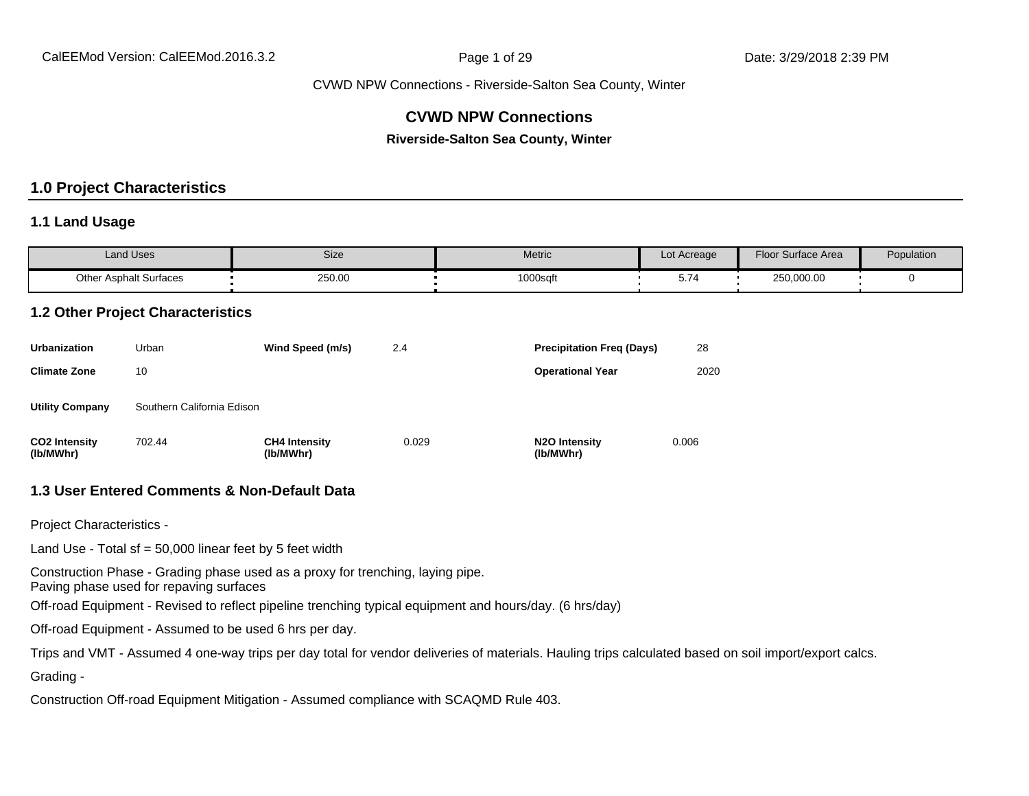CVWD NPW Connections - Riverside-Salton Sea County, Winter

# CVWD NPW Connections

**Riverside-Salton Sea County, Winter**

## 1.0 Project Characteristics

### 1.1 Land Usage

| Land Uses | Size | Metric | Lot Acreage | Floor Surface Area | Population |
|---|---|---|---|---|---|
| Other Asphalt Surfaces | 250.00 | 1000sqft | 5.74 | 250,000.00 | 0 |

### 1.2 Other Project Characteristics

| | | | | | |
|---|---|---|---|---|---|
| **Urbanization** | Urban | **Wind Speed (m/s)** | 2.4 | **Precipitation Freq (Days)** | 28 |
| **Climate Zone** | 10 | | | **Operational Year** | 2020 |
| **Utility Company** | Southern California Edison | | | | |
| **CO2 Intensity (lb/MWhr)** | 702.44 | **CH4 Intensity (lb/MWhr)** | 0.029 | **N2O Intensity (lb/MWhr)** | 0.006 |

### 1.3 User Entered Comments & Non-Default Data

Project Characteristics -

Land Use - Total sf = 50,000 linear feet by 5 feet width

Construction Phase - Grading phase used as a proxy for trenching, laying pipe.
Paving phase used for repaving surfaces

Off-road Equipment - Revised to reflect pipeline trenching typical equipment and hours/day. (6 hrs/day)

Off-road Equipment - Assumed to be used 6 hrs per day.

Trips and VMT - Assumed 4 one-way trips per day total for vendor deliveries of materials. Hauling trips calculated based on soil import/export calcs.

Grading -

Construction Off-road Equipment Mitigation - Assumed compliance with SCAQMD Rule 403.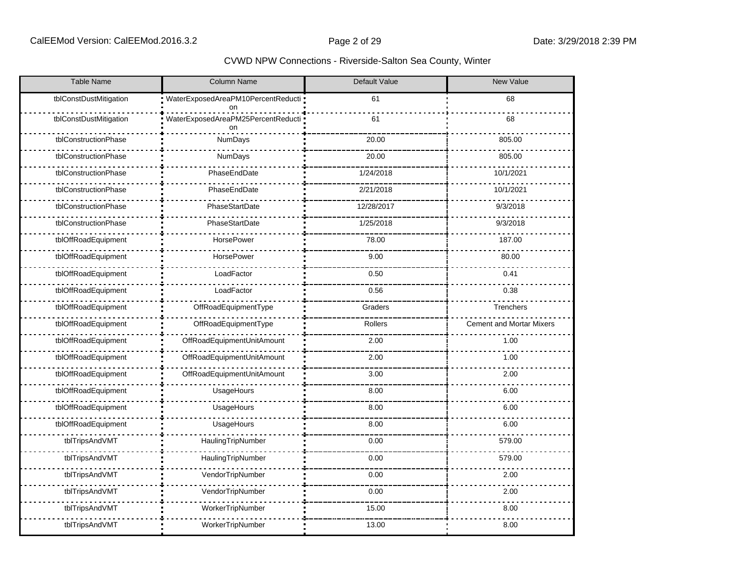| Table Name | Column Name | Default Value | New Value |
| --- | --- | --- | --- |
| tblConstDustMitigation | WaterExposedAreaPM10PercentReduction | 61 | 68 |
| tblConstDustMitigation | WaterExposedAreaPM25PercentReduction | 61 | 68 |
| tblConstructionPhase | NumDays | 20.00 | 805.00 |
| tblConstructionPhase | NumDays | 20.00 | 805.00 |
| tblConstructionPhase | PhaseEndDate | 1/24/2018 | 10/1/2021 |
| tblConstructionPhase | PhaseEndDate | 2/21/2018 | 10/1/2021 |
| tblConstructionPhase | PhaseStartDate | 12/28/2017 | 9/3/2018 |
| tblConstructionPhase | PhaseStartDate | 1/25/2018 | 9/3/2018 |
| tblOffRoadEquipment | HorsePower | 78.00 | 187.00 |
| tblOffRoadEquipment | HorsePower | 9.00 | 80.00 |
| tblOffRoadEquipment | LoadFactor | 0.50 | 0.41 |
| tblOffRoadEquipment | LoadFactor | 0.56 | 0.38 |
| tblOffRoadEquipment | OffRoadEquipmentType | Graders | Trenchers |
| tblOffRoadEquipment | OffRoadEquipmentType | Rollers | Cement and Mortar Mixers |
| tblOffRoadEquipment | OffRoadEquipmentUnitAmount | 2.00 | 1.00 |
| tblOffRoadEquipment | OffRoadEquipmentUnitAmount | 2.00 | 1.00 |
| tblOffRoadEquipment | OffRoadEquipmentUnitAmount | 3.00 | 2.00 |
| tblOffRoadEquipment | UsageHours | 8.00 | 6.00 |
| tblOffRoadEquipment | UsageHours | 8.00 | 6.00 |
| tblOffRoadEquipment | UsageHours | 8.00 | 6.00 |
| tblTripsAndVMT | HaulingTripNumber | 0.00 | 579.00 |
| tblTripsAndVMT | HaulingTripNumber | 0.00 | 579.00 |
| tblTripsAndVMT | VendorTripNumber | 0.00 | 2.00 |
| tblTripsAndVMT | VendorTripNumber | 0.00 | 2.00 |
| tblTripsAndVMT | WorkerTripNumber | 15.00 | 8.00 |
| tblTripsAndVMT | WorkerTripNumber | 13.00 | 8.00 |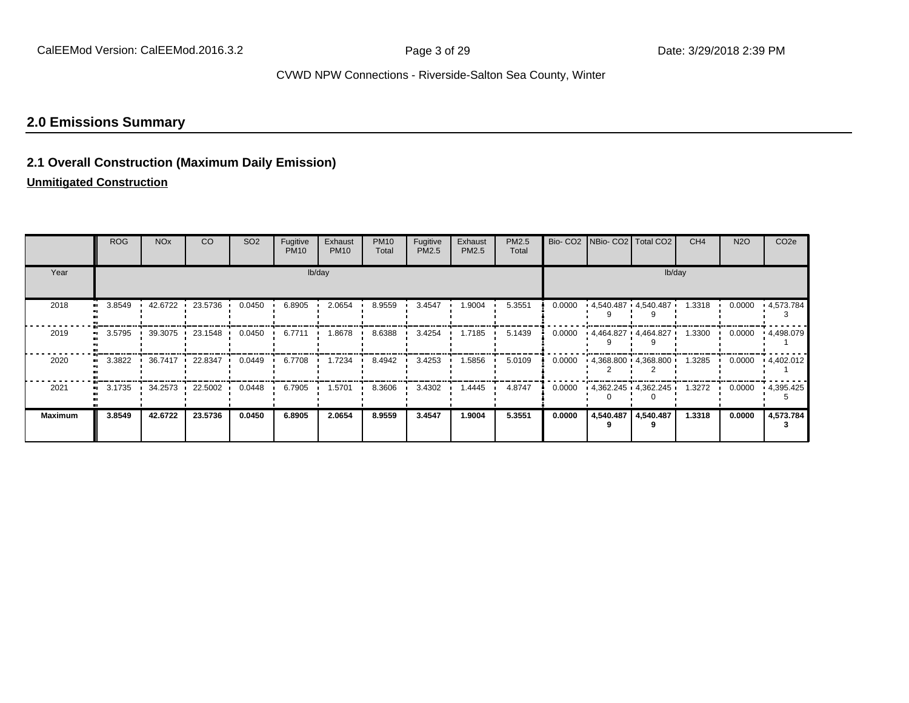## 2.0 Emissions Summary

### 2.1 Overall Construction (Maximum Daily Emission)

**Unmitigated Construction**

| | ROG | NOx | CO | SO2 | Fugitive PM10 | Exhaust PM10 | PM10 Total | Fugitive PM2.5 | Exhaust PM2.5 | PM2.5 Total | Bio- CO2 | NBio- CO2 | Total CO2 | CH4 | N2O | CO2e |
|---|---|---|---|---|---|---|---|---|---|---|---|---|---|---|---|---|
| Year | lb/day | | | | | | | | | | lb/day | | | | | |
| 2018 | 3.8549 | 42.6722 | 23.5736 | 0.0450 | 6.8905 | 2.0654 | 8.9559 | 3.4547 | 1.9004 | 5.3551 | 0.0000 | 4,540.4879 | 4,540.4879 | 1.3318 | 0.0000 | 4,573.7843 |
| 2019 | 3.5795 | 39.3075 | 23.1548 | 0.0450 | 6.7711 | 1.8678 | 8.6388 | 3.4254 | 1.7185 | 5.1439 | 0.0000 | 4,464.8279 | 4,464.8279 | 1.3300 | 0.0000 | 4,498.0791 |
| 2020 | 3.3822 | 36.7417 | 22.8347 | 0.0449 | 6.7708 | 1.7234 | 8.4942 | 3.4253 | 1.5856 | 5.0109 | 0.0000 | 4,368.8002 | 4,368.8002 | 1.3285 | 0.0000 | 4,402.0121 |
| 2021 | 3.1735 | 34.2573 | 22.5002 | 0.0448 | 6.7905 | 1.5701 | 8.3606 | 3.4302 | 1.4445 | 4.8747 | 0.0000 | 4,362.2450 | 4,362.2450 | 1.3272 | 0.0000 | 4,395.4255 |
| **Maximum** | **3.8549** | **42.6722** | **23.5736** | **0.0450** | **6.8905** | **2.0654** | **8.9559** | **3.4547** | **1.9004** | **5.3551** | **0.0000** | **4,540.4879** | **4,540.4879** | **1.3318** | **0.0000** | **4,573.7843** |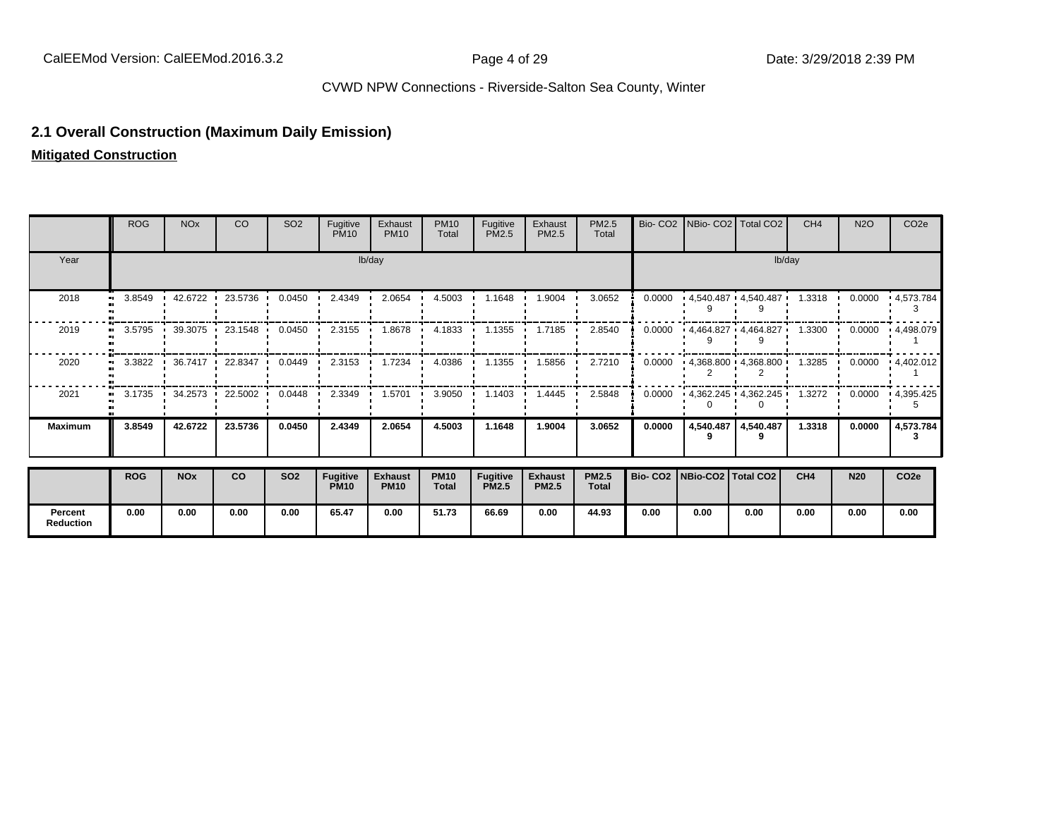CVWD NPW Connections - Riverside-Salton Sea County, Winter

## 2.1 Overall Construction (Maximum Daily Emission)

**Mitigated Construction**

| | ROG | NOx | CO | SO2 | Fugitive PM10 | Exhaust PM10 | PM10 Total | Fugitive PM2.5 | Exhaust PM2.5 | PM2.5 Total | Bio- CO2 | NBio- CO2 | Total CO2 | CH4 | N2O | CO2e |
|---|---|---|---|---|---|---|---|---|---|---|---|---|---|---|---|---|
| Year | lb/day | | | | | | | | | | lb/day | | | | | |
| 2018 | 3.8549 | 42.6722 | 23.5736 | 0.0450 | 2.4349 | 2.0654 | 4.5003 | 1.1648 | 1.9004 | 3.0652 | 0.0000 | 4,540.4879 | 4,540.4879 | 1.3318 | 0.0000 | 4,573.7843 |
| 2019 | 3.5795 | 39.3075 | 23.1548 | 0.0450 | 2.3155 | 1.8678 | 4.1833 | 1.1355 | 1.7185 | 2.8540 | 0.0000 | 4,464.8279 | 4,464.8279 | 1.3300 | 0.0000 | 4,498.0791 |
| 2020 | 3.3822 | 36.7417 | 22.8347 | 0.0449 | 2.3153 | 1.7234 | 4.0386 | 1.1355 | 1.5856 | 2.7210 | 0.0000 | 4,368.8002 | 4,368.8002 | 1.3285 | 0.0000 | 4,402.0121 |
| 2021 | 3.1735 | 34.2573 | 22.5002 | 0.0448 | 2.3349 | 1.5701 | 3.9050 | 1.1403 | 1.4445 | 2.5848 | 0.0000 | 4,362.2450 | 4,362.2450 | 1.3272 | 0.0000 | 4,395.4255 |
| **Maximum** | **3.8549** | **42.6722** | **23.5736** | **0.0450** | **2.4349** | **2.0654** | **4.5003** | **1.1648** | **1.9004** | **3.0652** | **0.0000** | **4,540.4879** | **4,540.4879** | **1.3318** | **0.0000** | **4,573.7843** |

| | ROG | NOx | CO | SO2 | Fugitive PM10 | Exhaust PM10 | PM10 Total | Fugitive PM2.5 | Exhaust PM2.5 | PM2.5 Total | Bio- CO2 | NBio-CO2 | Total CO2 | CH4 | N20 | CO2e |
|---|---|---|---|---|---|---|---|---|---|---|---|---|---|---|---|---|
| **Percent Reduction** | **0.00** | **0.00** | **0.00** | **0.00** | **65.47** | **0.00** | **51.73** | **66.69** | **0.00** | **44.93** | **0.00** | **0.00** | **0.00** | **0.00** | **0.00** | **0.00** |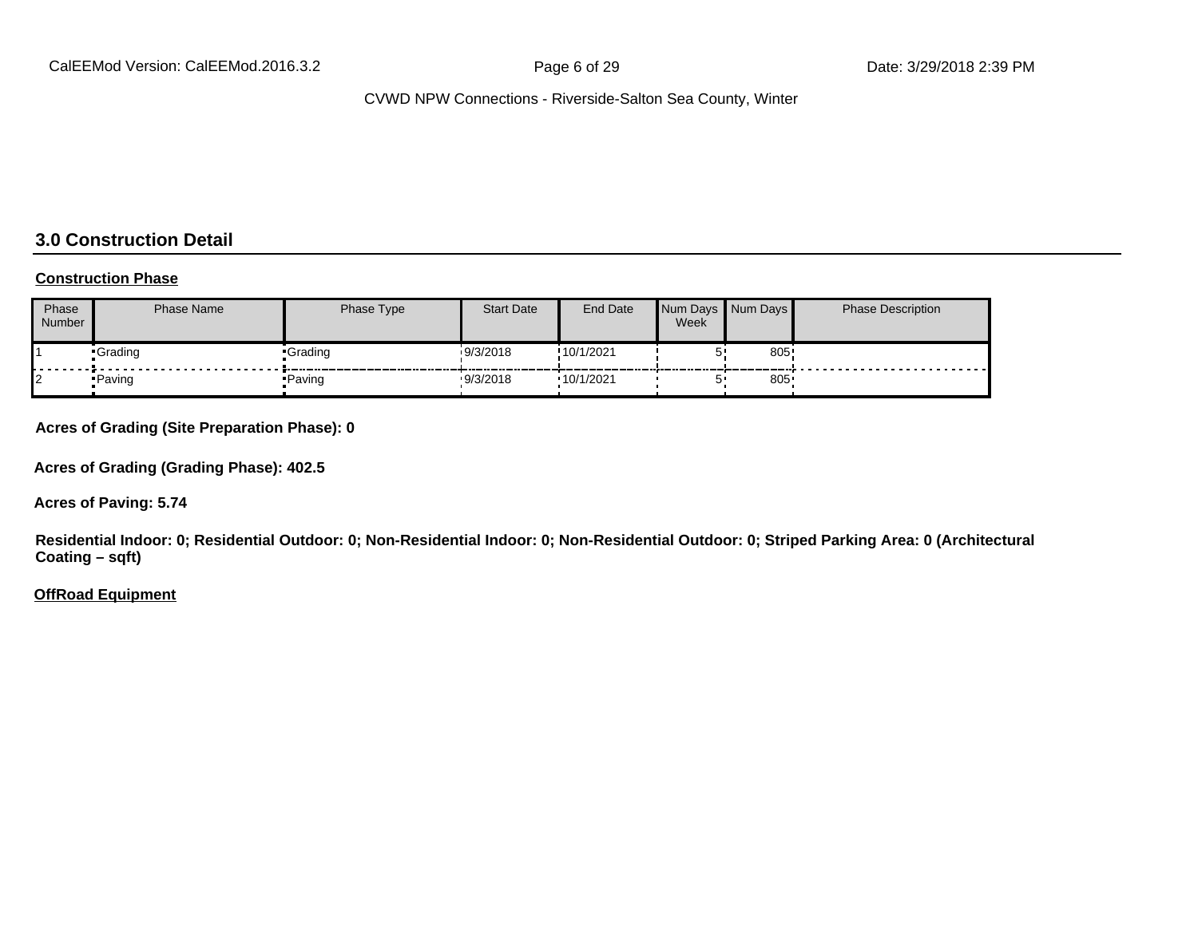## 3.0 Construction Detail

**Construction Phase**

| Phase Number | Phase Name | Phase Type | Start Date | End Date | Num Days Week | Num Days | Phase Description |
|---|---|---|---|---|---|---|---|
| 1 | Grading | Grading | 9/3/2018 | 10/1/2021 | 5 | 805 | |
| 2 | Paving | Paving | 9/3/2018 | 10/1/2021 | 5 | 805 | |

**Acres of Grading (Site Preparation Phase): 0**

**Acres of Grading (Grading Phase): 402.5**

**Acres of Paving: 5.74**

**Residential Indoor: 0; Residential Outdoor: 0; Non-Residential Indoor: 0; Non-Residential Outdoor: 0; Striped Parking Area: 0 (Architectural Coating – sqft)**

**OffRoad Equipment**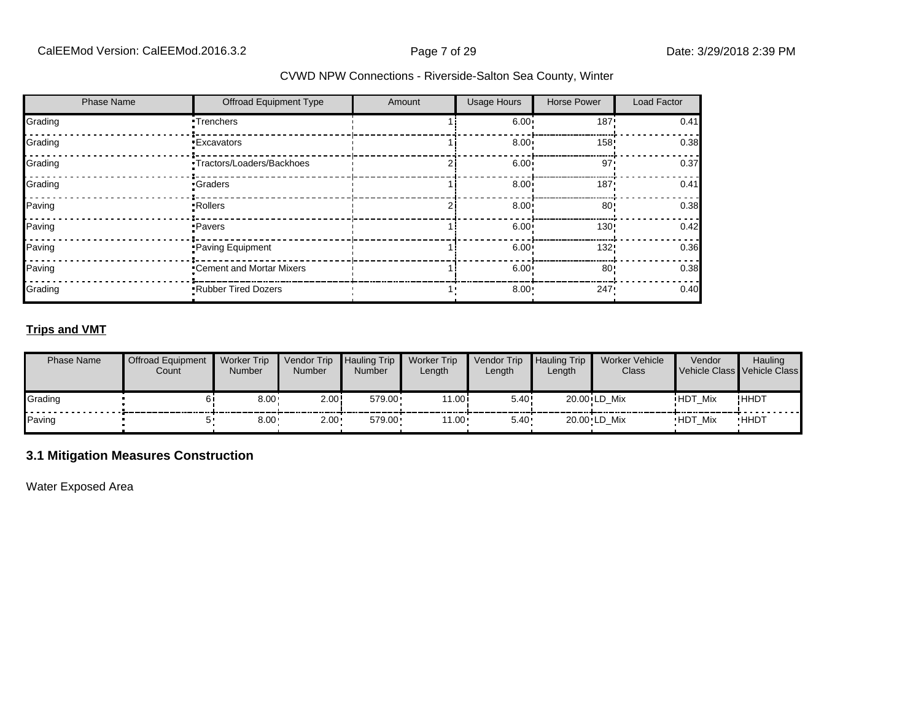| Phase Name | Offroad Equipment Type | Amount | Usage Hours | Horse Power | Load Factor |
|---|---|---|---|---|---|
| Grading | Trenchers | 1 | 6.00 | 187 | 0.41 |
| Grading | Excavators | 1 | 8.00 | 158 | 0.38 |
| Grading | Tractors/Loaders/Backhoes | 2 | 6.00 | 97 | 0.37 |
| Grading | Graders | 1 | 8.00 | 187 | 0.41 |
| Paving | Rollers | 2 | 8.00 | 80 | 0.38 |
| Paving | Pavers | 1 | 6.00 | 130 | 0.42 |
| Paving | Paving Equipment | 1 | 6.00 | 132 | 0.36 |
| Paving | Cement and Mortar Mixers | 1 | 6.00 | 80 | 0.38 |
| Grading | Rubber Tired Dozers | 1 | 8.00 | 247 | 0.40 |

**Trips and VMT**

| Phase Name | Offroad Equipment Count | Worker Trip Number | Vendor Trip Number | Hauling Trip Number | Worker Trip Length | Vendor Trip Length | Hauling Trip Length | Worker Vehicle Class | Vendor Vehicle Class | Hauling Vehicle Class |
|---|---|---|---|---|---|---|---|---|---|---|
| Grading | 6 | 8.00 | 2.00 | 579.00 | 11.00 | 5.40 | 20.00 | LD_Mix | HDT_Mix | HHDT |
| Paving | 5 | 8.00 | 2.00 | 579.00 | 11.00 | 5.40 | 20.00 | LD_Mix | HDT_Mix | HHDT |

## 3.1 Mitigation Measures Construction

Water Exposed Area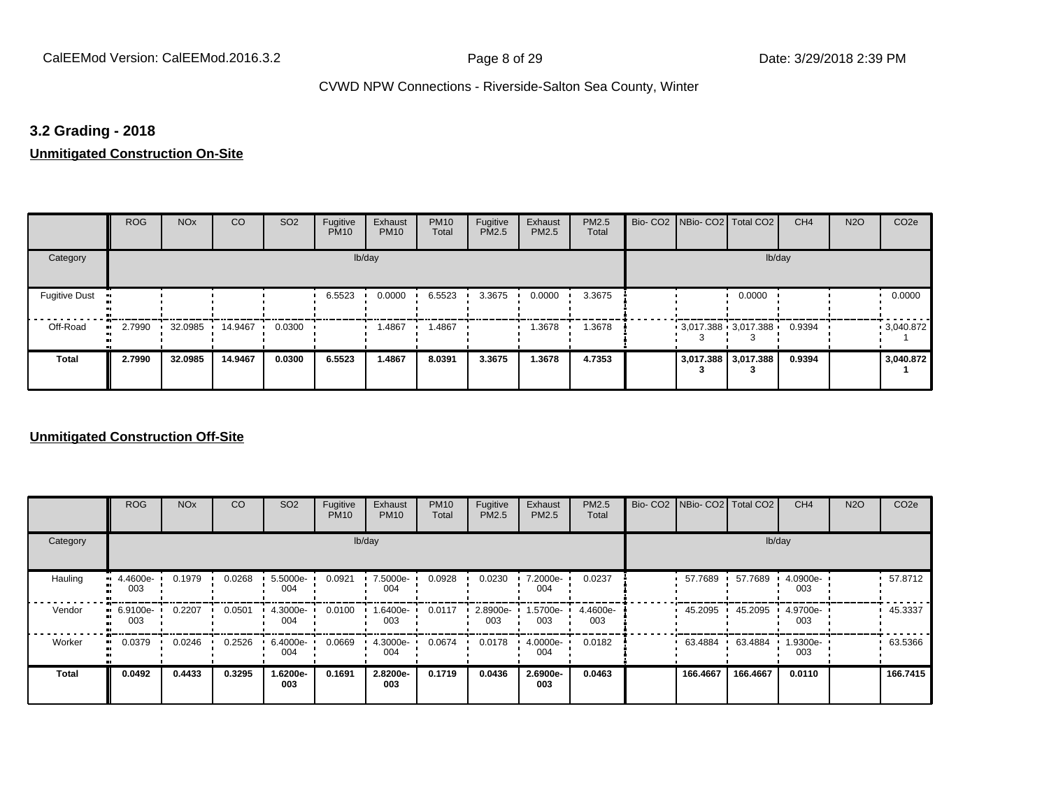## 3.2 Grading - 2018

**Unmitigated Construction On-Site**

| | ROG | NOx | CO | SO2 | Fugitive PM10 | Exhaust PM10 | PM10 Total | Fugitive PM2.5 | Exhaust PM2.5 | PM2.5 Total | Bio- CO2 | NBio- CO2 | Total CO2 | CH4 | N2O | CO2e |
|---|---|---|---|---|---|---|---|---|---|---|---|---|---|---|---|---|
| Category | | | | | | lb/day | | | | | | | | lb/day | | |
| Fugitive Dust | | | | | 6.5523 | 0.0000 | 6.5523 | 3.3675 | 0.0000 | 3.3675 | | | 0.0000 | | | 0.0000 |
| Off-Road | 2.7990 | 32.0985 | 14.9467 | 0.0300 | | 1.4867 | 1.4867 | | 1.3678 | 1.3678 | | 3,017.3883 | 3,017.3883 | 0.9394 | | 3,040.8721 |
| **Total** | **2.7990** | **32.0985** | **14.9467** | **0.0300** | **6.5523** | **1.4867** | **8.0391** | **3.3675** | **1.3678** | **4.7353** | | **3,017.3883** | **3,017.3883** | **0.9394** | | **3,040.8721** |

**Unmitigated Construction Off-Site**

| | ROG | NOx | CO | SO2 | Fugitive PM10 | Exhaust PM10 | PM10 Total | Fugitive PM2.5 | Exhaust PM2.5 | PM2.5 Total | Bio- CO2 | NBio- CO2 | Total CO2 | CH4 | N2O | CO2e |
|---|---|---|---|---|---|---|---|---|---|---|---|---|---|---|---|---|
| Category | | | | | | lb/day | | | | | | | | lb/day | | |
| Hauling | 4.4600e-003 | 0.1979 | 0.0268 | 5.5000e-004 | 0.0921 | 7.5000e-004 | 0.0928 | 0.0230 | 7.2000e-004 | 0.0237 | | 57.7689 | 57.7689 | 4.0900e-003 | | 57.8712 |
| Vendor | 6.9100e-003 | 0.2207 | 0.0501 | 4.3000e-004 | 0.0100 | 1.6400e-003 | 0.0117 | 2.8900e-003 | 1.5700e-003 | 4.4600e-003 | | 45.2095 | 45.2095 | 4.9700e-003 | | 45.3337 |
| Worker | 0.0379 | 0.0246 | 0.2526 | 6.4000e-004 | 0.0669 | 4.3000e-004 | 0.0674 | 0.0178 | 4.0000e-004 | 0.0182 | | 63.4884 | 63.4884 | 1.9300e-003 | | 63.5366 |
| **Total** | **0.0492** | **0.4433** | **0.3295** | **1.6200e-003** | **0.1691** | **2.8200e-003** | **0.1719** | **0.0436** | **2.6900e-003** | **0.0463** | | **166.4667** | **166.4667** | **0.0110** | | **166.7415** |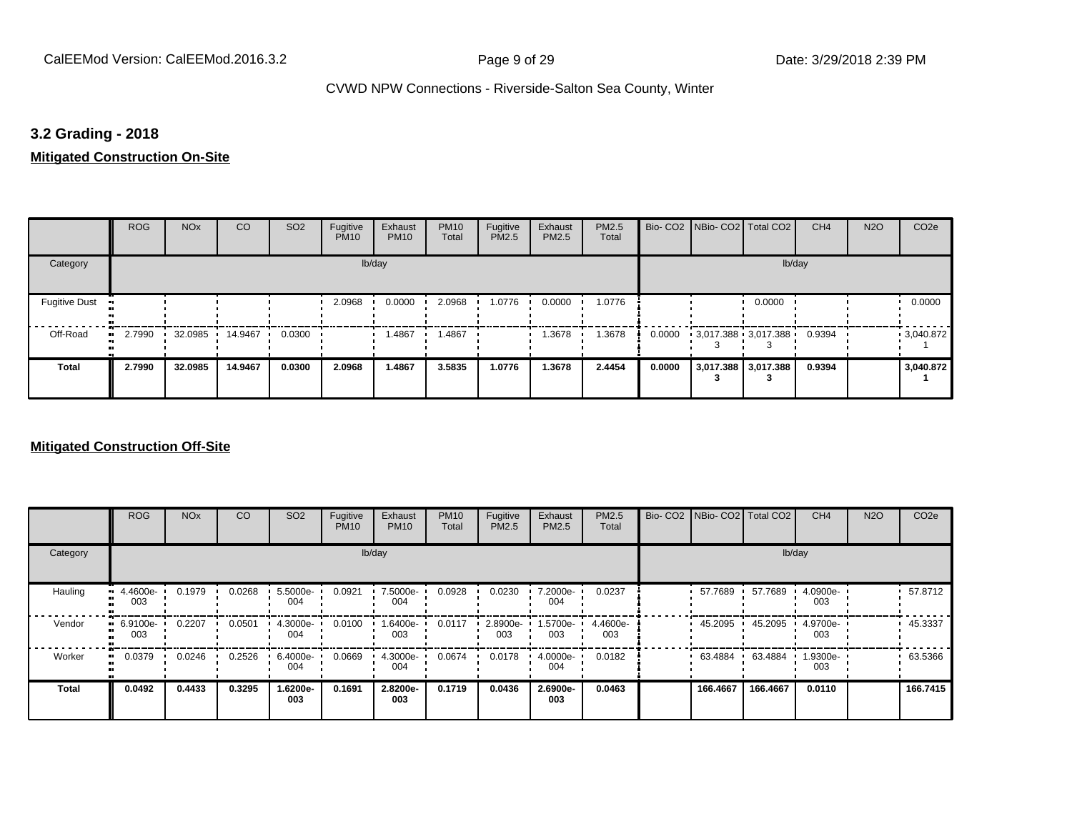### 3.2 Grading - 2018

**Mitigated Construction On-Site**

| | ROG | NOx | CO | SO2 | Fugitive PM10 | Exhaust PM10 | PM10 Total | Fugitive PM2.5 | Exhaust PM2.5 | PM2.5 Total | Bio- CO2 | NBio- CO2 | Total CO2 | CH4 | N2O | CO2e |
|---|---|---|---|---|---|---|---|---|---|---|---|---|---|---|---|---|
| Category | lb/day | | | | | | | | | | lb/day | | | | | |
| Fugitive Dust | | | | | 2.0968 | 0.0000 | 2.0968 | 1.0776 | 0.0000 | 1.0776 | | | 0.0000 | | | 0.0000 |
| Off-Road | 2.7990 | 32.0985 | 14.9467 | 0.0300 | | 1.4867 | 1.4867 | | 1.3678 | 1.3678 | 0.0000 | 3,017.3883 | 3,017.3883 | 0.9394 | | 3,040.8721 |
| **Total** | **2.7990** | **32.0985** | **14.9467** | **0.0300** | **2.0968** | **1.4867** | **3.5835** | **1.0776** | **1.3678** | **2.4454** | **0.0000** | **3,017.3883** | **3,017.3883** | **0.9394** | | **3,040.8721** |

**Mitigated Construction Off-Site**

| | ROG | NOx | CO | SO2 | Fugitive PM10 | Exhaust PM10 | PM10 Total | Fugitive PM2.5 | Exhaust PM2.5 | PM2.5 Total | Bio- CO2 | NBio- CO2 | Total CO2 | CH4 | N2O | CO2e |
|---|---|---|---|---|---|---|---|---|---|---|---|---|---|---|---|---|
| Category | lb/day | | | | | | | | | | lb/day | | | | | |
| Hauling | 4.4600e-003 | 0.1979 | 0.0268 | 5.5000e-004 | 0.0921 | 7.5000e-004 | 0.0928 | 0.0230 | 7.2000e-004 | 0.0237 | | 57.7689 | 57.7689 | 4.0900e-003 | | 57.8712 |
| Vendor | 6.9100e-003 | 0.2207 | 0.0501 | 4.3000e-004 | 0.0100 | 1.6400e-003 | 0.0117 | 2.8900e-003 | 1.5700e-003 | 4.4600e-003 | | 45.2095 | 45.2095 | 4.9700e-003 | | 45.3337 |
| Worker | 0.0379 | 0.0246 | 0.2526 | 6.4000e-004 | 0.0669 | 4.3000e-004 | 0.0674 | 0.0178 | 4.0000e-004 | 0.0182 | | 63.4884 | 63.4884 | 1.9300e-003 | | 63.5366 |
| **Total** | **0.0492** | **0.4433** | **0.3295** | **1.6200e-003** | **0.1691** | **2.8200e-003** | **0.1719** | **0.0436** | **2.6900e-003** | **0.0463** | | **166.4667** | **166.4667** | **0.0110** | | **166.7415** |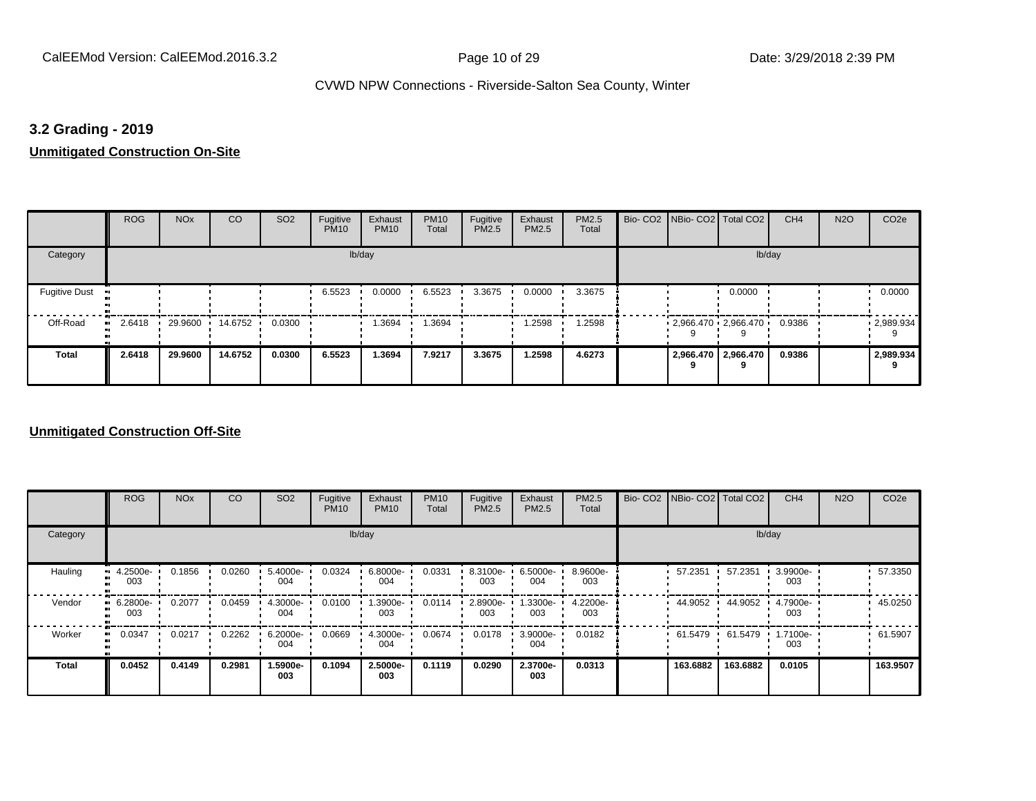### 3.2 Grading - 2019

**Unmitigated Construction On-Site**

| | ROG | NOx | CO | SO2 | Fugitive PM10 | Exhaust PM10 | PM10 Total | Fugitive PM2.5 | Exhaust PM2.5 | PM2.5 Total | Bio- CO2 | NBio- CO2 | Total CO2 | CH4 | N2O | CO2e |
|---|---|---|---|---|---|---|---|---|---|---|---|---|---|---|---|---|
| Category | lb/day | | | | | | | | | | lb/day | | | | | |
| Fugitive Dust | | | | | 6.5523 | 0.0000 | 6.5523 | 3.3675 | 0.0000 | 3.3675 | | | 0.0000 | | | 0.0000 |
| Off-Road | 2.6418 | 29.9600 | 14.6752 | 0.0300 | | 1.3694 | 1.3694 | | 1.2598 | 1.2598 | | 2,966.4709 | 2,966.4709 | 0.9386 | | 2,989.9349 |
| **Total** | **2.6418** | **29.9600** | **14.6752** | **0.0300** | **6.5523** | **1.3694** | **7.9217** | **3.3675** | **1.2598** | **4.6273** | | **2,966.4709** | **2,966.4709** | **0.9386** | | **2,989.9349** |

**Unmitigated Construction Off-Site**

| | ROG | NOx | CO | SO2 | Fugitive PM10 | Exhaust PM10 | PM10 Total | Fugitive PM2.5 | Exhaust PM2.5 | PM2.5 Total | Bio- CO2 | NBio- CO2 | Total CO2 | CH4 | N2O | CO2e |
|---|---|---|---|---|---|---|---|---|---|---|---|---|---|---|---|---|
| Category | lb/day | | | | | | | | | | lb/day | | | | | |
| Hauling | 4.2500e-003 | 0.1856 | 0.0260 | 5.4000e-004 | 0.0324 | 6.8000e-004 | 0.0331 | 8.3100e-003 | 6.5000e-004 | 8.9600e-003 | | 57.2351 | 57.2351 | 3.9900e-003 | | 57.3350 |
| Vendor | 6.2800e-003 | 0.2077 | 0.0459 | 4.3000e-004 | 0.0100 | 1.3900e-003 | 0.0114 | 2.8900e-003 | 1.3300e-003 | 4.2200e-003 | | 44.9052 | 44.9052 | 4.7900e-003 | | 45.0250 |
| Worker | 0.0347 | 0.0217 | 0.2262 | 6.2000e-004 | 0.0669 | 4.3000e-004 | 0.0674 | 0.0178 | 3.9000e-004 | 0.0182 | | 61.5479 | 61.5479 | 1.7100e-003 | | 61.5907 |
| **Total** | **0.0452** | **0.4149** | **0.2981** | **1.5900e-003** | **0.1094** | **2.5000e-003** | **0.1119** | **0.0290** | **2.3700e-003** | **0.0313** | | **163.6882** | **163.6882** | **0.0105** | | **163.9507** |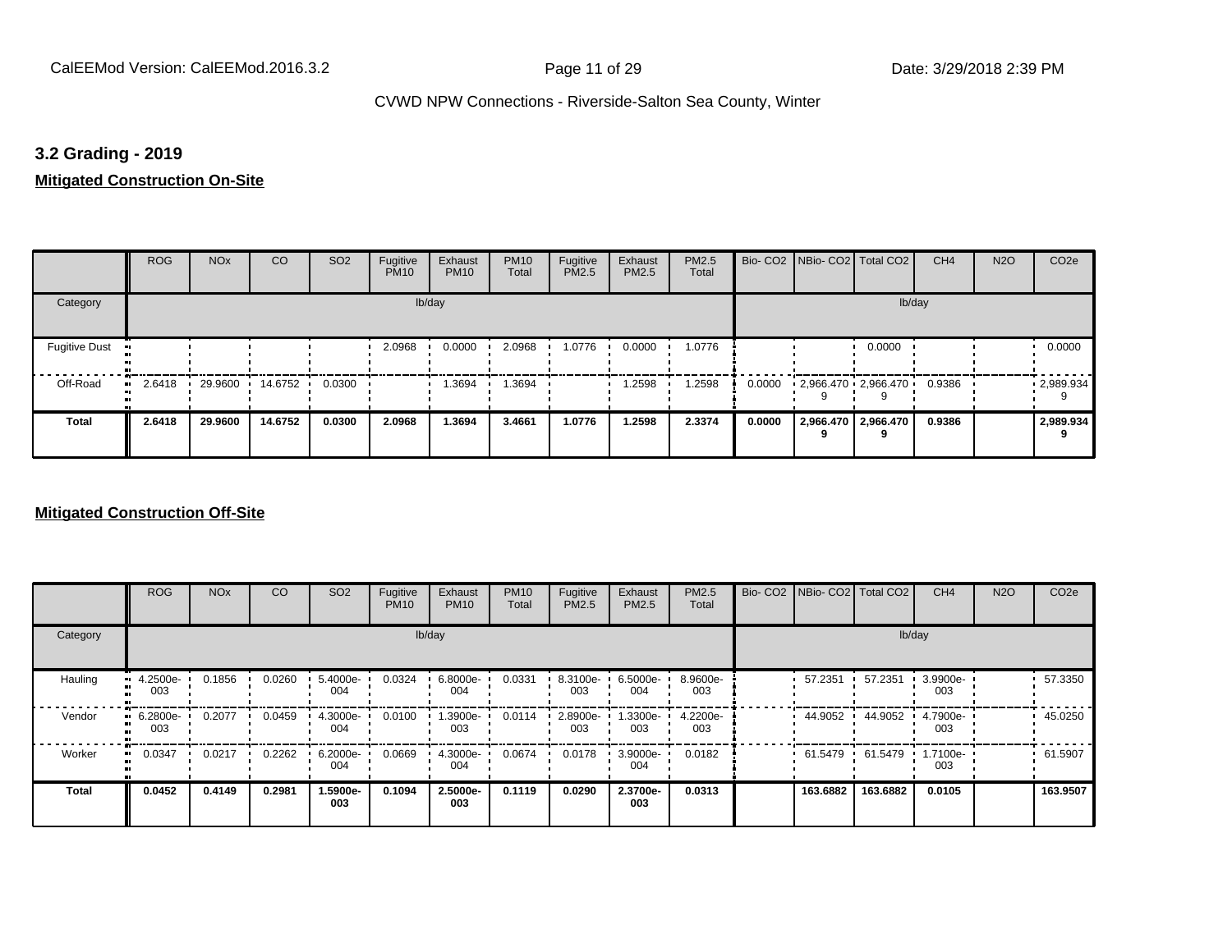## 3.2 Grading - 2019

**Mitigated Construction On-Site**

| | ROG | NOx | CO | SO2 | Fugitive PM10 | Exhaust PM10 | PM10 Total | Fugitive PM2.5 | Exhaust PM2.5 | PM2.5 Total | Bio- CO2 | NBio- CO2 | Total CO2 | CH4 | N2O | CO2e |
|---|---|---|---|---|---|---|---|---|---|---|---|---|---|---|---|---|
| Category | | | | | lb/day | | | | | | | | lb/day | | | |
| Fugitive Dust | | | | | 2.0968 | 0.0000 | 2.0968 | 1.0776 | 0.0000 | 1.0776 | | | 0.0000 | | | 0.0000 |
| Off-Road | 2.6418 | 29.9600 | 14.6752 | 0.0300 | | 1.3694 | 1.3694 | | 1.2598 | 1.2598 | 0.0000 | 2,966.4709 | 2,966.4709 | 0.9386 | | 2,989.9349 |
| **Total** | **2.6418** | **29.9600** | **14.6752** | **0.0300** | **2.0968** | **1.3694** | **3.4661** | **1.0776** | **1.2598** | **2.3374** | **0.0000** | **2,966.4709** | **2,966.4709** | **0.9386** | | **2,989.9349** |

**Mitigated Construction Off-Site**

| | ROG | NOx | CO | SO2 | Fugitive PM10 | Exhaust PM10 | PM10 Total | Fugitive PM2.5 | Exhaust PM2.5 | PM2.5 Total | Bio- CO2 | NBio- CO2 | Total CO2 | CH4 | N2O | CO2e |
|---|---|---|---|---|---|---|---|---|---|---|---|---|---|---|---|---|
| Category | | | | | lb/day | | | | | | | | lb/day | | | |
| Hauling | 4.2500e-003 | 0.1856 | 0.0260 | 5.4000e-004 | 0.0324 | 6.8000e-004 | 0.0331 | 8.3100e-003 | 6.5000e-004 | 8.9600e-003 | | 57.2351 | 57.2351 | 3.9900e-003 | | 57.3350 |
| Vendor | 6.2800e-003 | 0.2077 | 0.0459 | 4.3000e-004 | 0.0100 | 1.3900e-003 | 0.0114 | 2.8900e-003 | 1.3300e-003 | 4.2200e-003 | | 44.9052 | 44.9052 | 4.7900e-003 | | 45.0250 |
| Worker | 0.0347 | 0.0217 | 0.2262 | 6.2000e-004 | 0.0669 | 4.3000e-004 | 0.0674 | 0.0178 | 3.9000e-004 | 0.0182 | | 61.5479 | 61.5479 | 1.7100e-003 | | 61.5907 |
| **Total** | **0.0452** | **0.4149** | **0.2981** | **1.5900e-003** | **0.1094** | **2.5000e-003** | **0.1119** | **0.0290** | **2.3700e-003** | **0.0313** | | **163.6882** | **163.6882** | **0.0105** | | **163.9507** |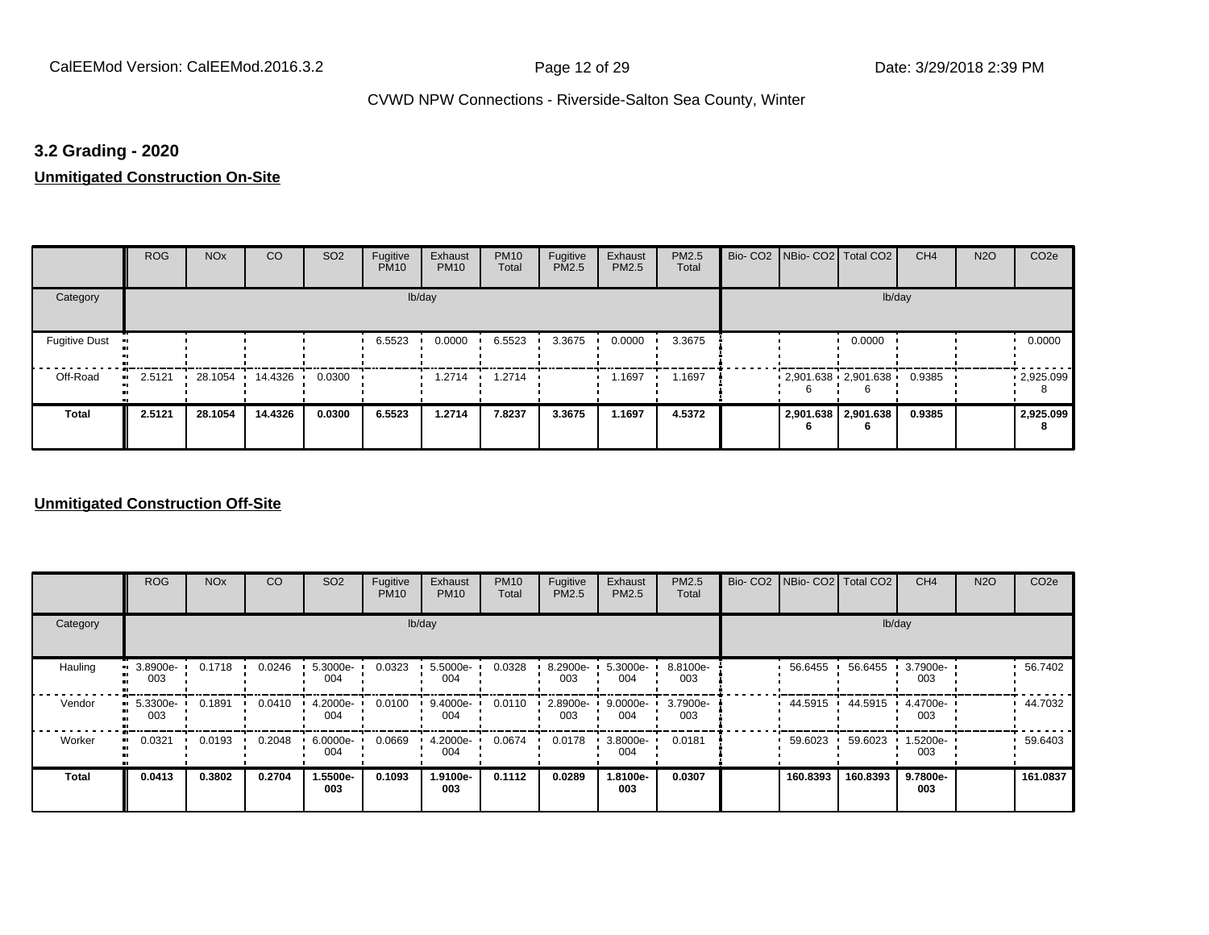## 3.2 Grading - 2020

**Unmitigated Construction On-Site**

| | ROG | NOx | CO | SO2 | Fugitive PM10 | Exhaust PM10 | PM10 Total | Fugitive PM2.5 | Exhaust PM2.5 | PM2.5 Total | Bio- CO2 | NBio- CO2 | Total CO2 | CH4 | N2O | CO2e |
|---|---|---|---|---|---|---|---|---|---|---|---|---|---|---|---|---|
| Category | lb/day | | | | | | | | | | lb/day | | | | | |
| Fugitive Dust | | | | | 6.5523 | 0.0000 | 6.5523 | 3.3675 | 0.0000 | 3.3675 | | | 0.0000 | | | 0.0000 |
| Off-Road | 2.5121 | 28.1054 | 14.4326 | 0.0300 | | 1.2714 | 1.2714 | | 1.1697 | 1.1697 | | 2,901.638 6 | 2,901.638 6 | 0.9385 | | 2,925.099 8 |
| **Total** | **2.5121** | **28.1054** | **14.4326** | **0.0300** | **6.5523** | **1.2714** | **7.8237** | **3.3675** | **1.1697** | **4.5372** | | **2,901.638 6** | **2,901.638 6** | **0.9385** | | **2,925.099 8** |

**Unmitigated Construction Off-Site**

| | ROG | NOx | CO | SO2 | Fugitive PM10 | Exhaust PM10 | PM10 Total | Fugitive PM2.5 | Exhaust PM2.5 | PM2.5 Total | Bio- CO2 | NBio- CO2 | Total CO2 | CH4 | N2O | CO2e |
|---|---|---|---|---|---|---|---|---|---|---|---|---|---|---|---|---|
| Category | lb/day | | | | | | | | | | lb/day | | | | | |
| Hauling | 3.8900e-003 | 0.1718 | 0.0246 | 5.3000e-004 | 0.0323 | 5.5000e-004 | 0.0328 | 8.2900e-003 | 5.3000e-004 | 8.8100e-003 | | 56.6455 | 56.6455 | 3.7900e-003 | | 56.7402 |
| Vendor | 5.3300e-003 | 0.1891 | 0.0410 | 4.2000e-004 | 0.0100 | 9.4000e-004 | 0.0110 | 2.8900e-003 | 9.0000e-004 | 3.7900e-003 | | 44.5915 | 44.5915 | 4.4700e-003 | | 44.7032 |
| Worker | 0.0321 | 0.0193 | 0.2048 | 6.0000e-004 | 0.0669 | 4.2000e-004 | 0.0674 | 0.0178 | 3.8000e-004 | 0.0181 | | 59.6023 | 59.6023 | 1.5200e-003 | | 59.6403 |
| **Total** | **0.0413** | **0.3802** | **0.2704** | **1.5500e-003** | **0.1093** | **1.9100e-003** | **0.1112** | **0.0289** | **1.8100e-003** | **0.0307** | | **160.8393** | **160.8393** | **9.7800e-003** | | **161.0837** |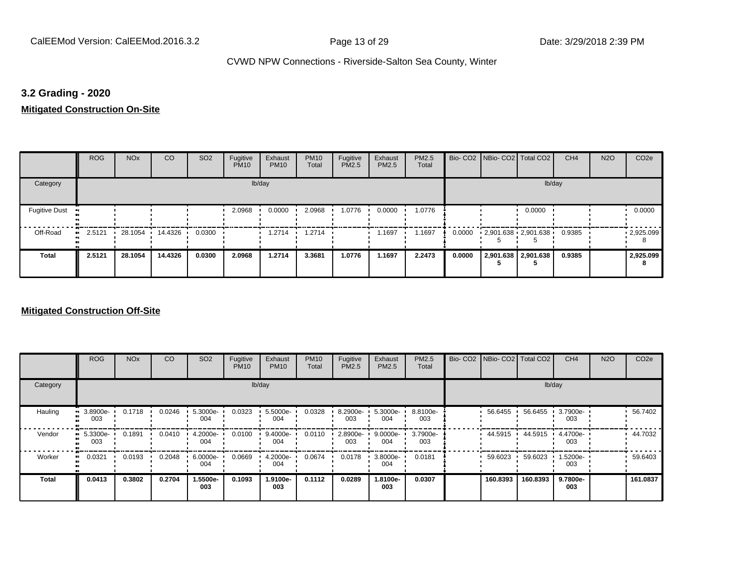## 3.2 Grading - 2020

**Mitigated Construction On-Site**

| | ROG | NOx | CO | SO2 | Fugitive PM10 | Exhaust PM10 | PM10 Total | Fugitive PM2.5 | Exhaust PM2.5 | PM2.5 Total | Bio- CO2 | NBio- CO2 | Total CO2 | CH4 | N2O | CO2e |
|---|---|---|---|---|---|---|---|---|---|---|---|---|---|---|---|---|
| Category | | | | | | lb/day | | | | | | | | lb/day | | |
| Fugitive Dust | | | | | 2.0968 | 0.0000 | 2.0968 | 1.0776 | 0.0000 | 1.0776 | | | 0.0000 | | | 0.0000 |
| Off-Road | 2.5121 | 28.1054 | 14.4326 | 0.0300 | | 1.2714 | 1.2714 | | 1.1697 | 1.1697 | 0.0000 | 2,901.638 5 | 2,901.638 5 | 0.9385 | | 2,925.099 8 |
| **Total** | **2.5121** | **28.1054** | **14.4326** | **0.0300** | **2.0968** | **1.2714** | **3.3681** | **1.0776** | **1.1697** | **2.2473** | **0.0000** | **2,901.638 5** | **2,901.638 5** | **0.9385** | | **2,925.099 8** |

**Mitigated Construction Off-Site**

| | ROG | NOx | CO | SO2 | Fugitive PM10 | Exhaust PM10 | PM10 Total | Fugitive PM2.5 | Exhaust PM2.5 | PM2.5 Total | Bio- CO2 | NBio- CO2 | Total CO2 | CH4 | N2O | CO2e |
|---|---|---|---|---|---|---|---|---|---|---|---|---|---|---|---|---|
| Category | | | | | | lb/day | | | | | | | | lb/day | | |
| Hauling | 3.8900e-003 | 0.1718 | 0.0246 | 5.3000e-004 | 0.0323 | 5.5000e-004 | 0.0328 | 8.2900e-003 | 5.3000e-004 | 8.8100e-003 | | 56.6455 | 56.6455 | 3.7900e-003 | | 56.7402 |
| Vendor | 5.3300e-003 | 0.1891 | 0.0410 | 4.2000e-004 | 0.0100 | 9.4000e-004 | 0.0110 | 2.8900e-003 | 9.0000e-004 | 3.7900e-003 | | 44.5915 | 44.5915 | 4.4700e-003 | | 44.7032 |
| Worker | 0.0321 | 0.0193 | 0.2048 | 6.0000e-004 | 0.0669 | 4.2000e-004 | 0.0674 | 0.0178 | 3.8000e-004 | 0.0181 | | 59.6023 | 59.6023 | 1.5200e-003 | | 59.6403 |
| **Total** | **0.0413** | **0.3802** | **0.2704** | **1.5500e-003** | **0.1093** | **1.9100e-003** | **0.1112** | **0.0289** | **1.8100e-003** | **0.0307** | | **160.8393** | **160.8393** | **9.7800e-003** | | **161.0837** |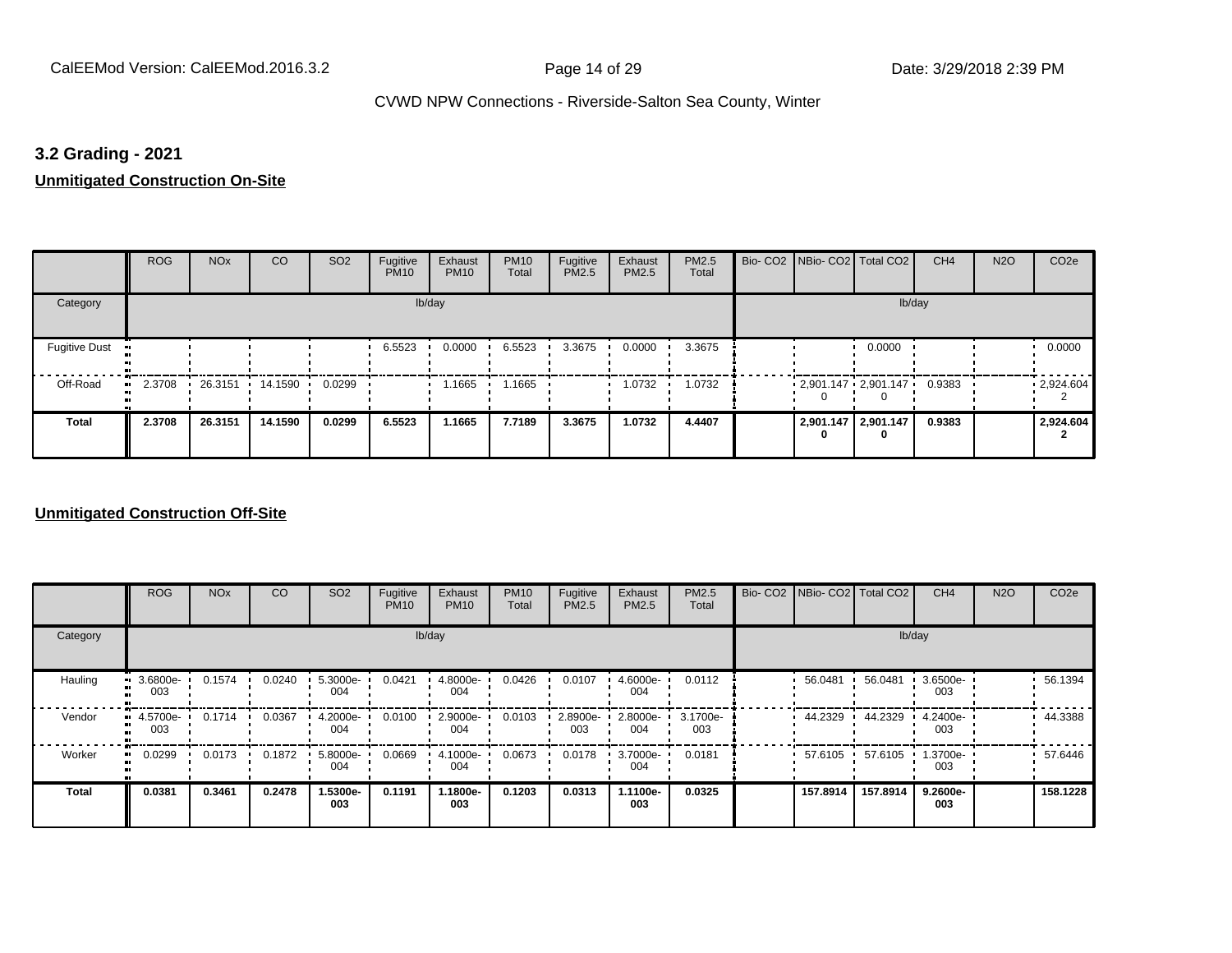## 3.2 Grading - 2021

**Unmitigated Construction On-Site**

| | ROG | NOx | CO | SO2 | Fugitive PM10 | Exhaust PM10 | PM10 Total | Fugitive PM2.5 | Exhaust PM2.5 | PM2.5 Total | Bio- CO2 | NBio- CO2 | Total CO2 | CH4 | N2O | CO2e |
|---|---|---|---|---|---|---|---|---|---|---|---|---|---|---|---|---|
| Category | | | | | | lb/day | | | | | | | | lb/day | | |
| Fugitive Dust | | | | | 6.5523 | 0.0000 | 6.5523 | 3.3675 | 0.0000 | 3.3675 | | | 0.0000 | | | 0.0000 |
| Off-Road | 2.3708 | 26.3151 | 14.1590 | 0.0299 | | 1.1665 | 1.1665 | | 1.0732 | 1.0732 | | 2,901.1470 | 2,901.1470 | 0.9383 | | 2,924.6042 |
| **Total** | **2.3708** | **26.3151** | **14.1590** | **0.0299** | **6.5523** | **1.1665** | **7.7189** | **3.3675** | **1.0732** | **4.4407** | | **2,901.1470** | **2,901.1470** | **0.9383** | | **2,924.6042** |

**Unmitigated Construction Off-Site**

| | ROG | NOx | CO | SO2 | Fugitive PM10 | Exhaust PM10 | PM10 Total | Fugitive PM2.5 | Exhaust PM2.5 | PM2.5 Total | Bio- CO2 | NBio- CO2 | Total CO2 | CH4 | N2O | CO2e |
|---|---|---|---|---|---|---|---|---|---|---|---|---|---|---|---|---|
| Category | | | | | | lb/day | | | | | | | | lb/day | | |
| Hauling | 3.6800e-003 | 0.1574 | 0.0240 | 5.3000e-004 | 0.0421 | 4.8000e-004 | 0.0426 | 0.0107 | 4.6000e-004 | 0.0112 | | 56.0481 | 56.0481 | 3.6500e-003 | | 56.1394 |
| Vendor | 4.5700e-003 | 0.1714 | 0.0367 | 4.2000e-004 | 0.0100 | 2.9000e-004 | 0.0103 | 2.8900e-003 | 2.8000e-004 | 3.1700e-003 | | 44.2329 | 44.2329 | 4.2400e-003 | | 44.3388 |
| Worker | 0.0299 | 0.0173 | 0.1872 | 5.8000e-004 | 0.0669 | 4.1000e-004 | 0.0673 | 0.0178 | 3.7000e-004 | 0.0181 | | 57.6105 | 57.6105 | 1.3700e-003 | | 57.6446 |
| **Total** | **0.0381** | **0.3461** | **0.2478** | **1.5300e-003** | **0.1191** | **1.1800e-003** | **0.1203** | **0.0313** | **1.1100e-003** | **0.0325** | | **157.8914** | **157.8914** | **9.2600e-003** | | **158.1228** |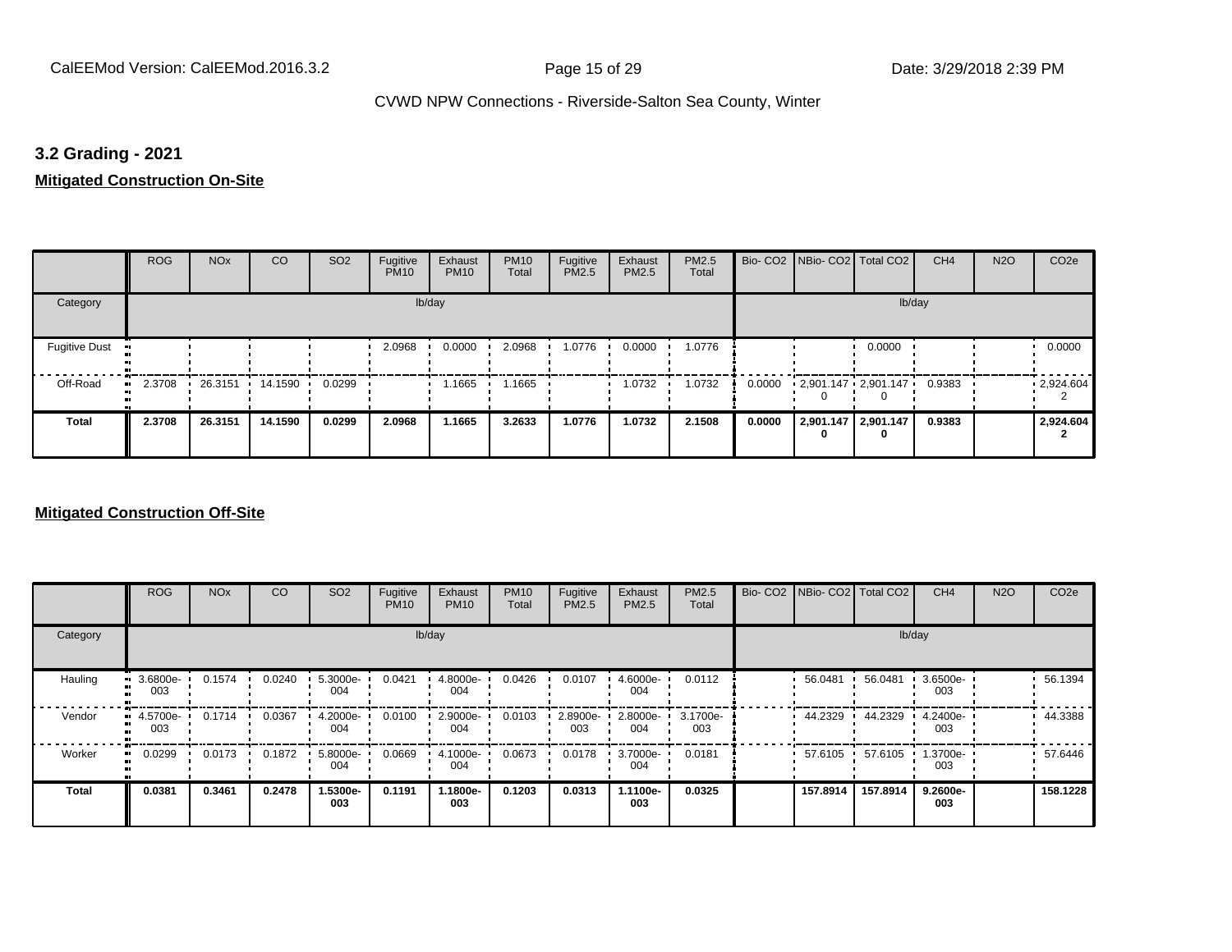### 3.2 Grading - 2021

**Mitigated Construction On-Site**

| | ROG | NOx | CO | SO2 | Fugitive PM10 | Exhaust PM10 | PM10 Total | Fugitive PM2.5 | Exhaust PM2.5 | PM2.5 Total | Bio- CO2 | NBio- CO2 | Total CO2 | CH4 | N2O | CO2e |
|---|---|---|---|---|---|---|---|---|---|---|---|---|---|---|---|---|
| Category | | | | | lb/day | | | | | | | | lb/day | | | |
| Fugitive Dust | | | | | 2.0968 | 0.0000 | 2.0968 | 1.0776 | 0.0000 | 1.0776 | | | 0.0000 | | | 0.0000 |
| Off-Road | 2.3708 | 26.3151 | 14.1590 | 0.0299 | | 1.1665 | 1.1665 | | 1.0732 | 1.0732 | 0.0000 | 2,901.147 0 | 2,901.147 0 | 0.9383 | | 2,924.604 2 |
| **Total** | **2.3708** | **26.3151** | **14.1590** | **0.0299** | **2.0968** | **1.1665** | **3.2633** | **1.0776** | **1.0732** | **2.1508** | **0.0000** | **2,901.147 0** | **2,901.147 0** | **0.9383** | | **2,924.604 2** |

**Mitigated Construction Off-Site**

| | ROG | NOx | CO | SO2 | Fugitive PM10 | Exhaust PM10 | PM10 Total | Fugitive PM2.5 | Exhaust PM2.5 | PM2.5 Total | Bio- CO2 | NBio- CO2 | Total CO2 | CH4 | N2O | CO2e |
|---|---|---|---|---|---|---|---|---|---|---|---|---|---|---|---|---|
| Category | | | | | lb/day | | | | | | | | lb/day | | | |
| Hauling | 3.6800e-003 | 0.1574 | 0.0240 | 5.3000e-004 | 0.0421 | 4.8000e-004 | 0.0426 | 0.0107 | 4.6000e-004 | 0.0112 | | 56.0481 | 56.0481 | 3.6500e-003 | | 56.1394 |
| Vendor | 4.5700e-003 | 0.1714 | 0.0367 | 4.2000e-004 | 0.0100 | 2.9000e-004 | 0.0103 | 2.8900e-003 | 2.8000e-004 | 3.1700e-003 | | 44.2329 | 44.2329 | 4.2400e-003 | | 44.3388 |
| Worker | 0.0299 | 0.0173 | 0.1872 | 5.8000e-004 | 0.0669 | 4.1000e-004 | 0.0673 | 0.0178 | 3.7000e-004 | 0.0181 | | 57.6105 | 57.6105 | 1.3700e-003 | | 57.6446 |
| **Total** | **0.0381** | **0.3461** | **0.2478** | **1.5300e-003** | **0.1191** | **1.1800e-003** | **0.1203** | **0.0313** | **1.1100e-003** | **0.0325** | | **157.8914** | **157.8914** | **9.2600e-003** | | **158.1228** |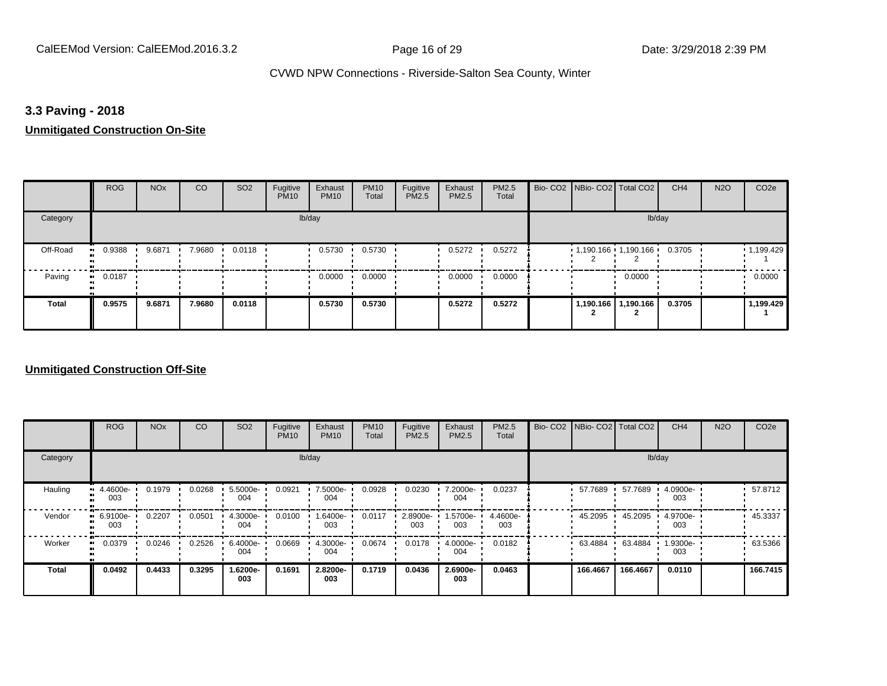## 3.3 Paving - 2018

**Unmitigated Construction On-Site**

| | ROG | NOx | CO | SO2 | Fugitive PM10 | Exhaust PM10 | PM10 Total | Fugitive PM2.5 | Exhaust PM2.5 | PM2.5 Total | Bio- CO2 | NBio- CO2 | Total CO2 | CH4 | N2O | CO2e |
|---|---|---|---|---|---|---|---|---|---|---|---|---|---|---|---|---|
| Category | lb/day | | | | | | | | | | lb/day | | | | | |
| Off-Road | 0.9388 | 9.6871 | 7.9680 | 0.0118 | | 0.5730 | 0.5730 | | 0.5272 | 0.5272 | | 1,190.166 2 | 1,190.166 2 | 0.3705 | | 1,199.429 1 |
| Paving | 0.0187 | | | | | 0.0000 | 0.0000 | | 0.0000 | 0.0000 | | | 0.0000 | | | 0.0000 |
| **Total** | **0.9575** | **9.6871** | **7.9680** | **0.0118** | | **0.5730** | **0.5730** | | **0.5272** | **0.5272** | | **1,190.166 2** | **1,190.166 2** | **0.3705** | | **1,199.429 1** |

**Unmitigated Construction Off-Site**

| | ROG | NOx | CO | SO2 | Fugitive PM10 | Exhaust PM10 | PM10 Total | Fugitive PM2.5 | Exhaust PM2.5 | PM2.5 Total | Bio- CO2 | NBio- CO2 | Total CO2 | CH4 | N2O | CO2e |
|---|---|---|---|---|---|---|---|---|---|---|---|---|---|---|---|---|
| Category | lb/day | | | | | | | | | | lb/day | | | | | |
| Hauling | 4.4600e-003 | 0.1979 | 0.0268 | 5.5000e-004 | 0.0921 | 7.5000e-004 | 0.0928 | 0.0230 | 7.2000e-004 | 0.0237 | | 57.7689 | 57.7689 | 4.0900e-003 | | 57.8712 |
| Vendor | 6.9100e-003 | 0.2207 | 0.0501 | 4.3000e-004 | 0.0100 | 1.6400e-003 | 0.0117 | 2.8900e-003 | 1.5700e-003 | 4.4600e-003 | | 45.2095 | 45.2095 | 4.9700e-003 | | 45.3337 |
| Worker | 0.0379 | 0.0246 | 0.2526 | 6.4000e-004 | 0.0669 | 4.3000e-004 | 0.0674 | 0.0178 | 4.0000e-004 | 0.0182 | | 63.4884 | 63.4884 | 1.9300e-003 | | 63.5366 |
| **Total** | **0.0492** | **0.4433** | **0.3295** | **1.6200e-003** | **0.1691** | **2.8200e-003** | **0.1719** | **0.0436** | **2.6900e-003** | **0.0463** | | **166.4667** | **166.4667** | **0.0110** | | **166.7415** |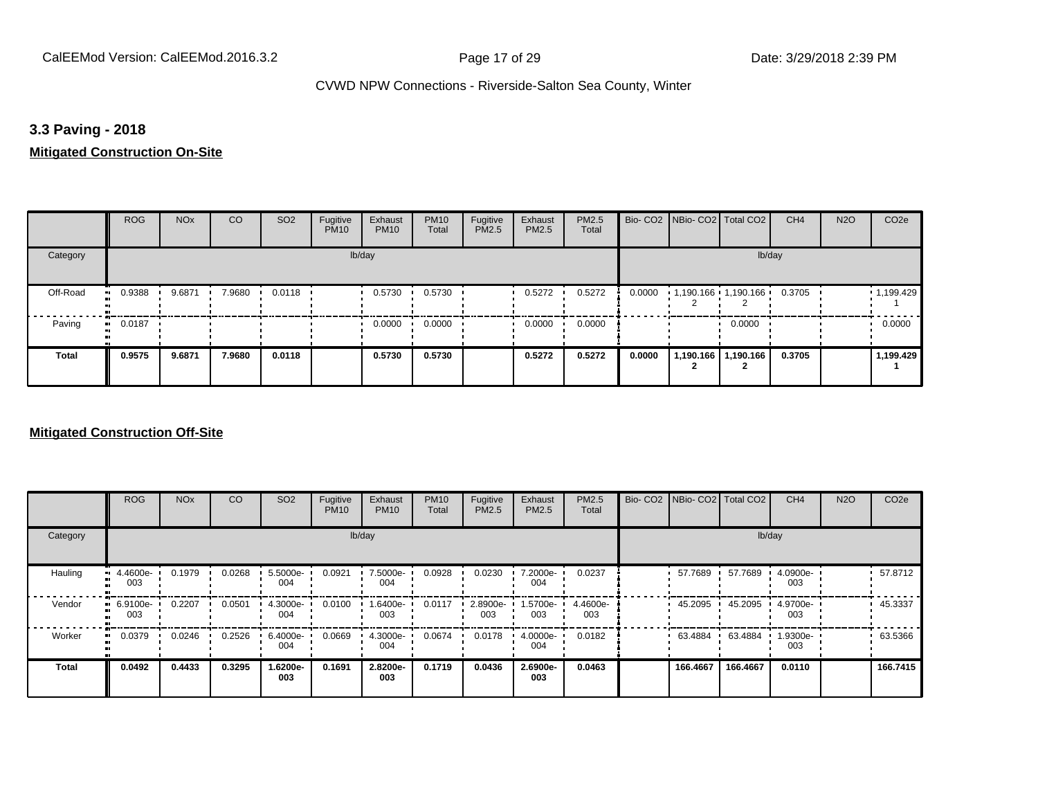## 3.3 Paving - 2018

**Mitigated Construction On-Site**

| | ROG | NOx | CO | SO2 | Fugitive PM10 | Exhaust PM10 | PM10 Total | Fugitive PM2.5 | Exhaust PM2.5 | PM2.5 Total | Bio- CO2 | NBio- CO2 | Total CO2 | CH4 | N2O | CO2e |
|---|---|---|---|---|---|---|---|---|---|---|---|---|---|---|---|---|
| Category | lb/day | | | | | | | | | | lb/day | | | | | |
| Off-Road | 0.9388 | 9.6871 | 7.9680 | 0.0118 | | 0.5730 | 0.5730 | | 0.5272 | 0.5272 | 0.0000 | 1,190.1662 | 1,190.1662 | 0.3705 | | 1,199.4291 |
| Paving | 0.0187 | | | | | 0.0000 | 0.0000 | | 0.0000 | 0.0000 | | | 0.0000 | | | 0.0000 |
| **Total** | **0.9575** | **9.6871** | **7.9680** | **0.0118** | | **0.5730** | **0.5730** | | **0.5272** | **0.5272** | **0.0000** | **1,190.1662** | **1,190.1662** | **0.3705** | | **1,199.4291** |

**Mitigated Construction Off-Site**

| | ROG | NOx | CO | SO2 | Fugitive PM10 | Exhaust PM10 | PM10 Total | Fugitive PM2.5 | Exhaust PM2.5 | PM2.5 Total | Bio- CO2 | NBio- CO2 | Total CO2 | CH4 | N2O | CO2e |
|---|---|---|---|---|---|---|---|---|---|---|---|---|---|---|---|---|
| Category | lb/day | | | | | | | | | | lb/day | | | | | |
| Hauling | 4.4600e-003 | 0.1979 | 0.0268 | 5.5000e-004 | 0.0921 | 7.5000e-004 | 0.0928 | 0.0230 | 7.2000e-004 | 0.0237 | | 57.7689 | 57.7689 | 4.0900e-003 | | 57.8712 |
| Vendor | 6.9100e-003 | 0.2207 | 0.0501 | 4.3000e-004 | 0.0100 | 1.6400e-003 | 0.0117 | 2.8900e-003 | 1.5700e-003 | 4.4600e-003 | | 45.2095 | 45.2095 | 4.9700e-003 | | 45.3337 |
| Worker | 0.0379 | 0.0246 | 0.2526 | 6.4000e-004 | 0.0669 | 4.3000e-004 | 0.0674 | 0.0178 | 4.0000e-004 | 0.0182 | | 63.4884 | 63.4884 | 1.9300e-003 | | 63.5366 |
| **Total** | **0.0492** | **0.4433** | **0.3295** | **1.6200e-003** | **0.1691** | **2.8200e-003** | **0.1719** | **0.0436** | **2.6900e-003** | **0.0463** | | **166.4667** | **166.4667** | **0.0110** | | **166.7415** |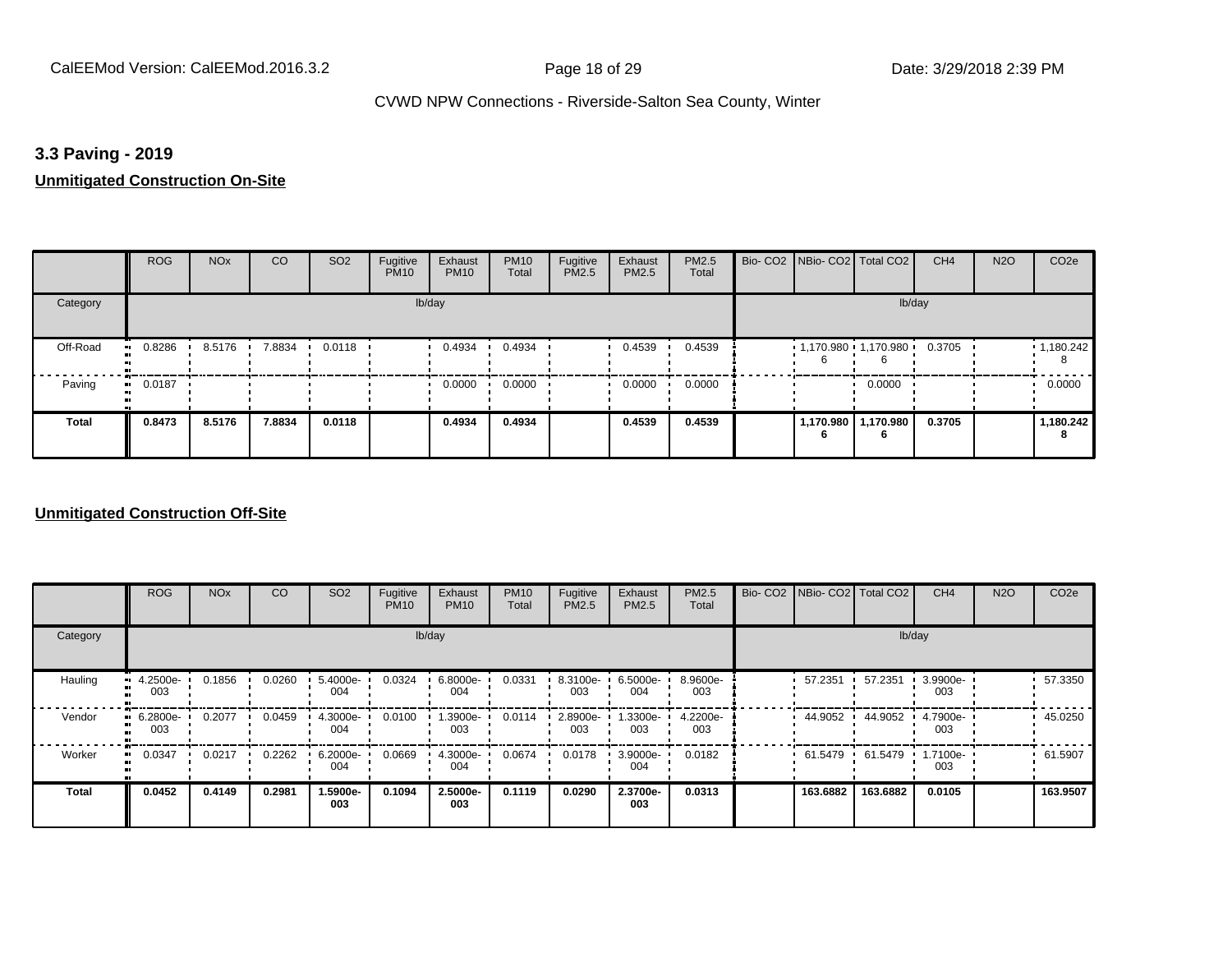### 3.3 Paving - 2019

**Unmitigated Construction On-Site**

| | ROG | NOx | CO | SO2 | Fugitive PM10 | Exhaust PM10 | PM10 Total | Fugitive PM2.5 | Exhaust PM2.5 | PM2.5 Total | Bio- CO2 | NBio- CO2 | Total CO2 | CH4 | N2O | CO2e |
|---|---|---|---|---|---|---|---|---|---|---|---|---|---|---|---|---|
| Category | lb/day | | | | | | | | | | lb/day | | | | | |
| Off-Road | 0.8286 | 8.5176 | 7.8834 | 0.0118 | | 0.4934 | 0.4934 | | 0.4539 | 0.4539 | | 1,170.980 6 | 1,170.980 6 | 0.3705 | | 1,180.242 8 |
| Paving | 0.0187 | | | | | 0.0000 | 0.0000 | | 0.0000 | 0.0000 | | | 0.0000 | | | 0.0000 |
| **Total** | **0.8473** | **8.5176** | **7.8834** | **0.0118** | | **0.4934** | **0.4934** | | **0.4539** | **0.4539** | | **1,170.980 6** | **1,170.980 6** | **0.3705** | | **1,180.242 8** |

**Unmitigated Construction Off-Site**

| | ROG | NOx | CO | SO2 | Fugitive PM10 | Exhaust PM10 | PM10 Total | Fugitive PM2.5 | Exhaust PM2.5 | PM2.5 Total | Bio- CO2 | NBio- CO2 | Total CO2 | CH4 | N2O | CO2e |
|---|---|---|---|---|---|---|---|---|---|---|---|---|---|---|---|---|
| Category | lb/day | | | | | | | | | | lb/day | | | | | |
| Hauling | 4.2500e-003 | 0.1856 | 0.0260 | 5.4000e-004 | 0.0324 | 6.8000e-004 | 0.0331 | 8.3100e-003 | 6.5000e-004 | 8.9600e-003 | | 57.2351 | 57.2351 | 3.9900e-003 | | 57.3350 |
| Vendor | 6.2800e-003 | 0.2077 | 0.0459 | 4.3000e-004 | 0.0100 | 1.3900e-003 | 0.0114 | 2.8900e-003 | 1.3300e-003 | 4.2200e-003 | | 44.9052 | 44.9052 | 4.7900e-003 | | 45.0250 |
| Worker | 0.0347 | 0.0217 | 0.2262 | 6.2000e-004 | 0.0669 | 4.3000e-004 | 0.0674 | 0.0178 | 3.9000e-004 | 0.0182 | | 61.5479 | 61.5479 | 1.7100e-003 | | 61.5907 |
| **Total** | **0.0452** | **0.4149** | **0.2981** | **1.5900e-003** | **0.1094** | **2.5000e-003** | **0.1119** | **0.0290** | **2.3700e-003** | **0.0313** | | **163.6882** | **163.6882** | **0.0105** | | **163.9507** |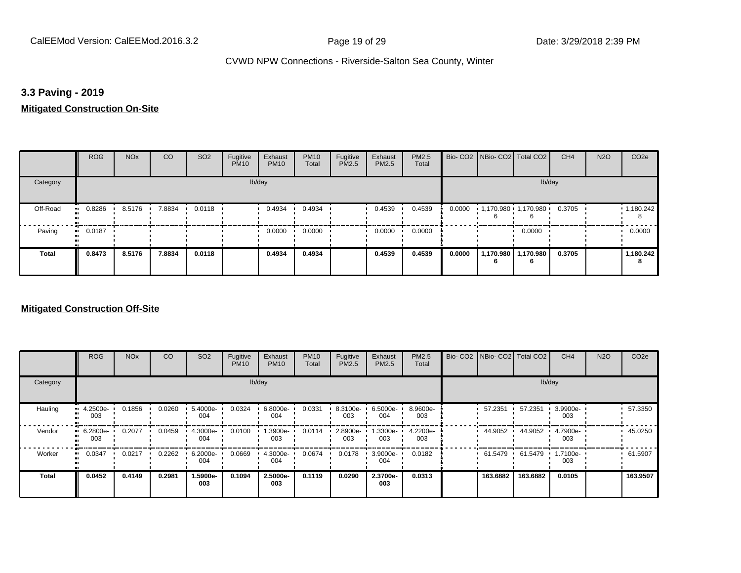### 3.3 Paving - 2019

**Mitigated Construction On-Site**

| | ROG | NOx | CO | SO2 | Fugitive PM10 | Exhaust PM10 | PM10 Total | Fugitive PM2.5 | Exhaust PM2.5 | PM2.5 Total | Bio- CO2 | NBio- CO2 | Total CO2 | CH4 | N2O | CO2e |
|---|---|---|---|---|---|---|---|---|---|---|---|---|---|---|---|---|
| Category | lb/day | | | | | | | | | | lb/day | | | | | |
| Off-Road | 0.8286 | 8.5176 | 7.8834 | 0.0118 | | 0.4934 | 0.4934 | | 0.4539 | 0.4539 | 0.0000 | 1,170.9806 | 1,170.9806 | 0.3705 | | 1,180.2428 |
| Paving | 0.0187 | | | | | 0.0000 | 0.0000 | | 0.0000 | 0.0000 | | | 0.0000 | | | 0.0000 |
| **Total** | **0.8473** | **8.5176** | **7.8834** | **0.0118** | | **0.4934** | **0.4934** | | **0.4539** | **0.4539** | **0.0000** | **1,170.9806** | **1,170.9806** | **0.3705** | | **1,180.2428** |

**Mitigated Construction Off-Site**

| | ROG | NOx | CO | SO2 | Fugitive PM10 | Exhaust PM10 | PM10 Total | Fugitive PM2.5 | Exhaust PM2.5 | PM2.5 Total | Bio- CO2 | NBio- CO2 | Total CO2 | CH4 | N2O | CO2e |
|---|---|---|---|---|---|---|---|---|---|---|---|---|---|---|---|---|
| Category | lb/day | | | | | | | | | | lb/day | | | | | |
| Hauling | 4.2500e-003 | 0.1856 | 0.0260 | 5.4000e-004 | 0.0324 | 6.8000e-004 | 0.0331 | 8.3100e-003 | 6.5000e-004 | 8.9600e-003 | | 57.2351 | 57.2351 | 3.9900e-003 | | 57.3350 |
| Vendor | 6.2800e-003 | 0.2077 | 0.0459 | 4.3000e-004 | 0.0100 | 1.3900e-003 | 0.0114 | 2.8900e-003 | 1.3300e-003 | 4.2200e-003 | | 44.9052 | 44.9052 | 4.7900e-003 | | 45.0250 |
| Worker | 0.0347 | 0.0217 | 0.2262 | 6.2000e-004 | 0.0669 | 4.3000e-004 | 0.0674 | 0.0178 | 3.9000e-004 | 0.0182 | | 61.5479 | 61.5479 | 1.7100e-003 | | 61.5907 |
| **Total** | **0.0452** | **0.4149** | **0.2981** | **1.5900e-003** | **0.1094** | **2.5000e-003** | **0.1119** | **0.0290** | **2.3700e-003** | **0.0313** | | **163.6882** | **163.6882** | **0.0105** | | **163.9507** |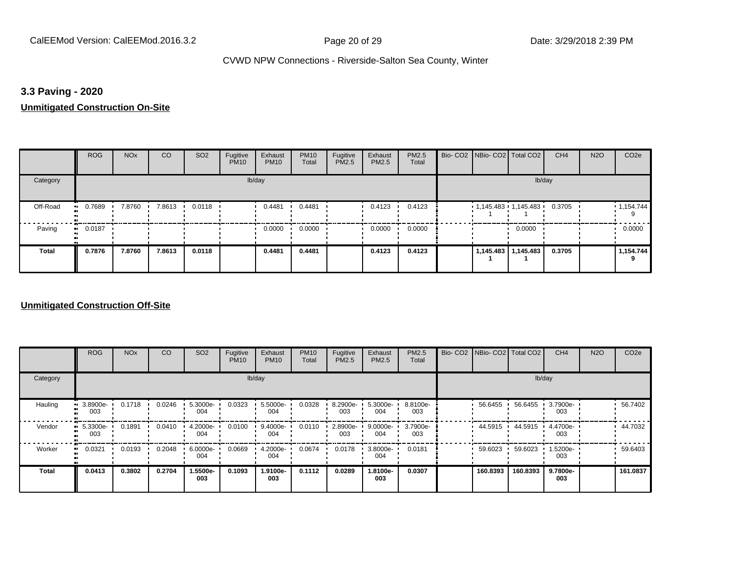## 3.3 Paving - 2020

**Unmitigated Construction On-Site**

| | ROG | NOx | CO | SO2 | Fugitive PM10 | Exhaust PM10 | PM10 Total | Fugitive PM2.5 | Exhaust PM2.5 | PM2.5 Total | Bio- CO2 | NBio- CO2 | Total CO2 | CH4 | N2O | CO2e |
|---|---|---|---|---|---|---|---|---|---|---|---|---|---|---|---|---|
| Category | lb/day | | | | | | | | | | lb/day | | | | | |
| Off-Road | 0.7689 | 7.8760 | 7.8613 | 0.0118 | | 0.4481 | 0.4481 | | 0.4123 | 0.4123 | | 1,145.4831 | 1,145.4831 | 0.3705 | | 1,154.7449 |
| Paving | 0.0187 | | | | | 0.0000 | 0.0000 | | 0.0000 | 0.0000 | | | 0.0000 | | | 0.0000 |
| **Total** | **0.7876** | **7.8760** | **7.8613** | **0.0118** | | **0.4481** | **0.4481** | | **0.4123** | **0.4123** | | **1,145.4831** | **1,145.4831** | **0.3705** | | **1,154.7449** |

**Unmitigated Construction Off-Site**

| | ROG | NOx | CO | SO2 | Fugitive PM10 | Exhaust PM10 | PM10 Total | Fugitive PM2.5 | Exhaust PM2.5 | PM2.5 Total | Bio- CO2 | NBio- CO2 | Total CO2 | CH4 | N2O | CO2e |
|---|---|---|---|---|---|---|---|---|---|---|---|---|---|---|---|---|
| Category | lb/day | | | | | | | | | | lb/day | | | | | |
| Hauling | 3.8900e-003 | 0.1718 | 0.0246 | 5.3000e-004 | 0.0323 | 5.5000e-004 | 0.0328 | 8.2900e-003 | 5.3000e-004 | 8.8100e-003 | | 56.6455 | 56.6455 | 3.7900e-003 | | 56.7402 |
| Vendor | 5.3300e-003 | 0.1891 | 0.0410 | 4.2000e-004 | 0.0100 | 9.4000e-004 | 0.0110 | 2.8900e-003 | 9.0000e-004 | 3.7900e-003 | | 44.5915 | 44.5915 | 4.4700e-003 | | 44.7032 |
| Worker | 0.0321 | 0.0193 | 0.2048 | 6.0000e-004 | 0.0669 | 4.2000e-004 | 0.0674 | 0.0178 | 3.8000e-004 | 0.0181 | | 59.6023 | 59.6023 | 1.5200e-003 | | 59.6403 |
| **Total** | **0.0413** | **0.3802** | **0.2704** | **1.5500e-003** | **0.1093** | **1.9100e-003** | **0.1112** | **0.0289** | **1.8100e-003** | **0.0307** | | **160.8393** | **160.8393** | **9.7800e-003** | | **161.0837** |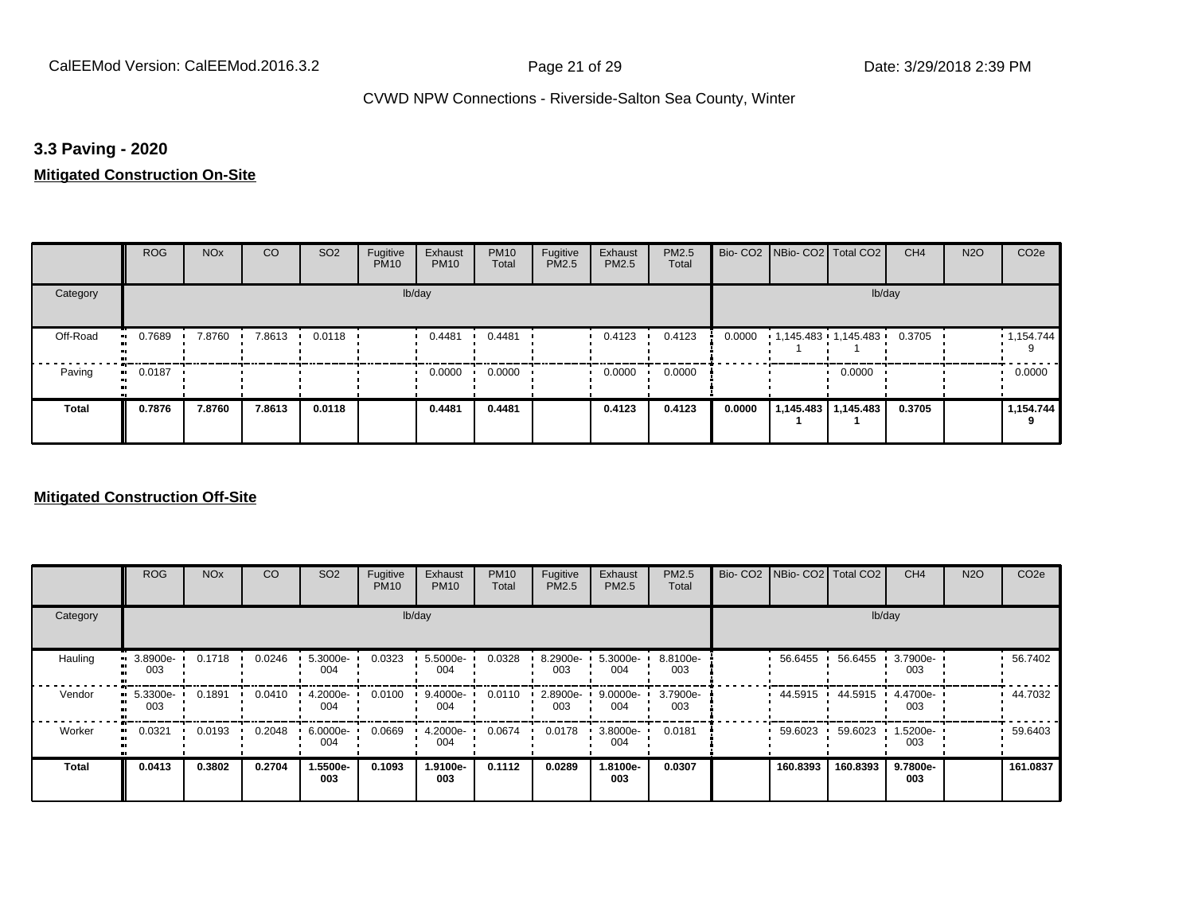## 3.3 Paving - 2020

**Mitigated Construction On-Site**

| | ROG | NOx | CO | SO2 | Fugitive PM10 | Exhaust PM10 | PM10 Total | Fugitive PM2.5 | Exhaust PM2.5 | PM2.5 Total | Bio- CO2 | NBio- CO2 | Total CO2 | CH4 | N2O | CO2e |
|---|---|---|---|---|---|---|---|---|---|---|---|---|---|---|---|---|
| Category | lb/day | | | | | | | | | | lb/day | | | | | |
| Off-Road | 0.7689 | 7.8760 | 7.8613 | 0.0118 | | 0.4481 | 0.4481 | | 0.4123 | 0.4123 | 0.0000 | 1,145.4831 | 1,145.4831 | 0.3705 | | 1,154.7449 |
| Paving | 0.0187 | | | | | 0.0000 | 0.0000 | | 0.0000 | 0.0000 | | | 0.0000 | | | 0.0000 |
| **Total** | **0.7876** | **7.8760** | **7.8613** | **0.0118** | | **0.4481** | **0.4481** | | **0.4123** | **0.4123** | **0.0000** | **1,145.4831** | **1,145.4831** | **0.3705** | | **1,154.7449** |

**Mitigated Construction Off-Site**

| | ROG | NOx | CO | SO2 | Fugitive PM10 | Exhaust PM10 | PM10 Total | Fugitive PM2.5 | Exhaust PM2.5 | PM2.5 Total | Bio- CO2 | NBio- CO2 | Total CO2 | CH4 | N2O | CO2e |
|---|---|---|---|---|---|---|---|---|---|---|---|---|---|---|---|---|
| Category | lb/day | | | | | | | | | | lb/day | | | | | |
| Hauling | 3.8900e-003 | 0.1718 | 0.0246 | 5.3000e-004 | 0.0323 | 5.5000e-004 | 0.0328 | 8.2900e-003 | 5.3000e-004 | 8.8100e-003 | | 56.6455 | 56.6455 | 3.7900e-003 | | 56.7402 |
| Vendor | 5.3300e-003 | 0.1891 | 0.0410 | 4.2000e-004 | 0.0100 | 9.4000e-004 | 0.0110 | 2.8900e-003 | 9.0000e-004 | 3.7900e-003 | | 44.5915 | 44.5915 | 4.4700e-003 | | 44.7032 |
| Worker | 0.0321 | 0.0193 | 0.2048 | 6.0000e-004 | 0.0669 | 4.2000e-004 | 0.0674 | 0.0178 | 3.8000e-004 | 0.0181 | | 59.6023 | 59.6023 | 1.5200e-003 | | 59.6403 |
| **Total** | **0.0413** | **0.3802** | **0.2704** | **1.5500e-003** | **0.1093** | **1.9100e-003** | **0.1112** | **0.0289** | **1.8100e-003** | **0.0307** | | **160.8393** | **160.8393** | **9.7800e-003** | | **161.0837** |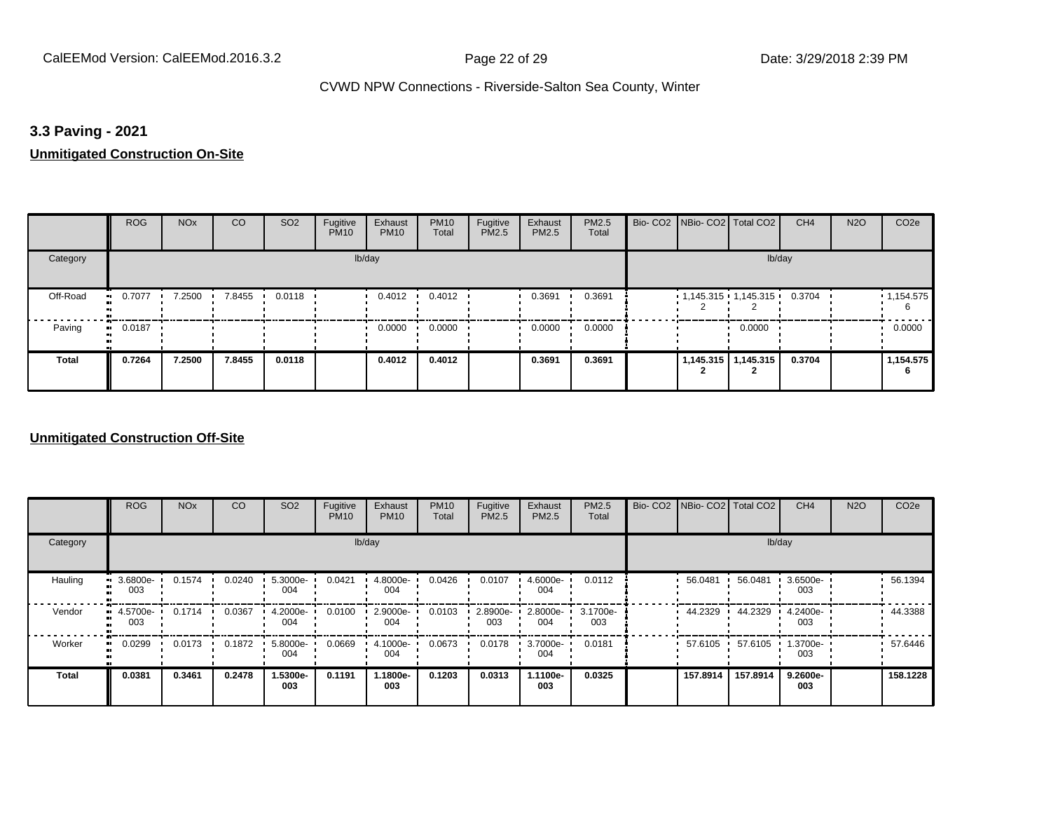## 3.3 Paving - 2021

### Unmitigated Construction On-Site

| | ROG | NOx | CO | SO2 | Fugitive PM10 | Exhaust PM10 | PM10 Total | Fugitive PM2.5 | Exhaust PM2.5 | PM2.5 Total | Bio- CO2 | NBio- CO2 | Total CO2 | CH4 | N2O | CO2e |
|---|---|---|---|---|---|---|---|---|---|---|---|---|---|---|---|---|
| Category | lb/day | | | | | | | | | | lb/day | | | | | |
| Off-Road | 0.7077 | 7.2500 | 7.8455 | 0.0118 | | 0.4012 | 0.4012 | | 0.3691 | 0.3691 | | 1,145.315 2 | 1,145.315 2 | 0.3704 | | 1,154.575 6 |
| Paving | 0.0187 | | | | | 0.0000 | 0.0000 | | 0.0000 | 0.0000 | | | 0.0000 | | | 0.0000 |
| **Total** | **0.7264** | **7.2500** | **7.8455** | **0.0118** | | **0.4012** | **0.4012** | | **0.3691** | **0.3691** | | **1,145.315 2** | **1,145.315 2** | **0.3704** | | **1,154.575 6** |

### Unmitigated Construction Off-Site

| | ROG | NOx | CO | SO2 | Fugitive PM10 | Exhaust PM10 | PM10 Total | Fugitive PM2.5 | Exhaust PM2.5 | PM2.5 Total | Bio- CO2 | NBio- CO2 | Total CO2 | CH4 | N2O | CO2e |
|---|---|---|---|---|---|---|---|---|---|---|---|---|---|---|---|---|
| Category | lb/day | | | | | | | | | | lb/day | | | | | |
| Hauling | 3.6800e-003 | 0.1574 | 0.0240 | 5.3000e-004 | 0.0421 | 4.8000e-004 | 0.0426 | 0.0107 | 4.6000e-004 | 0.0112 | | 56.0481 | 56.0481 | 3.6500e-003 | | 56.1394 |
| Vendor | 4.5700e-003 | 0.1714 | 0.0367 | 4.2000e-004 | 0.0100 | 2.9000e-004 | 0.0103 | 2.8900e-003 | 2.8000e-004 | 3.1700e-003 | | 44.2329 | 44.2329 | 4.2400e-003 | | 44.3388 |
| Worker | 0.0299 | 0.0173 | 0.1872 | 5.8000e-004 | 0.0669 | 4.1000e-004 | 0.0673 | 0.0178 | 3.7000e-004 | 0.0181 | | 57.6105 | 57.6105 | 1.3700e-003 | | 57.6446 |
| **Total** | **0.0381** | **0.3461** | **0.2478** | **1.5300e-003** | **0.1191** | **1.1800e-003** | **0.1203** | **0.0313** | **1.1100e-003** | **0.0325** | | **157.8914** | **157.8914** | **9.2600e-003** | | **158.1228** |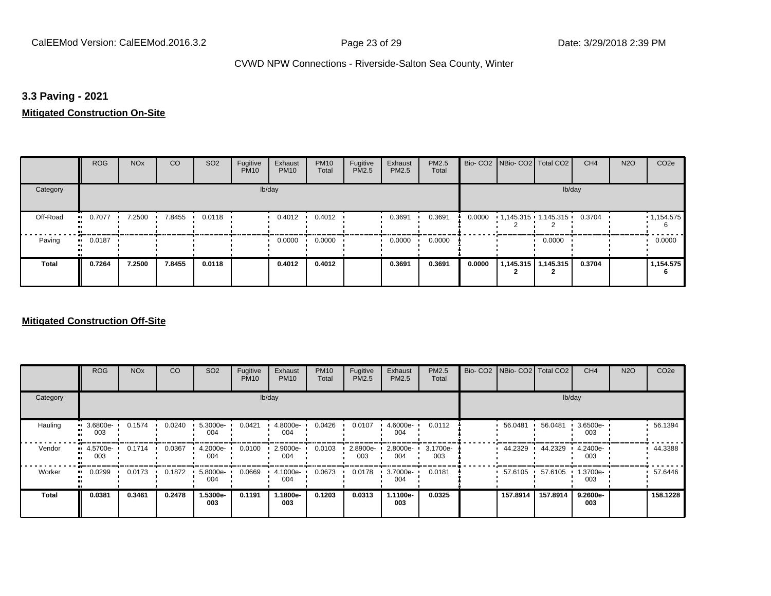## 3.3 Paving - 2021

**Mitigated Construction On-Site**

| | ROG | NOx | CO | SO2 | Fugitive PM10 | Exhaust PM10 | PM10 Total | Fugitive PM2.5 | Exhaust PM2.5 | PM2.5 Total | Bio- CO2 | NBio- CO2 | Total CO2 | CH4 | N2O | CO2e |
|---|---|---|---|---|---|---|---|---|---|---|---|---|---|---|---|---|
| Category | lb/day | | | | | | | | | | lb/day | | | | | |
| Off-Road | 0.7077 | 7.2500 | 7.8455 | 0.0118 | | 0.4012 | 0.4012 | | 0.3691 | 0.3691 | 0.0000 | 1,145.3152 | 1,145.3152 | 0.3704 | | 1,154.5756 |
| Paving | 0.0187 | | | | | 0.0000 | 0.0000 | | 0.0000 | 0.0000 | | | 0.0000 | | | 0.0000 |
| **Total** | **0.7264** | **7.2500** | **7.8455** | **0.0118** | | **0.4012** | **0.4012** | | **0.3691** | **0.3691** | **0.0000** | **1,145.3152** | **1,145.3152** | **0.3704** | | **1,154.5756** |

**Mitigated Construction Off-Site**

| | ROG | NOx | CO | SO2 | Fugitive PM10 | Exhaust PM10 | PM10 Total | Fugitive PM2.5 | Exhaust PM2.5 | PM2.5 Total | Bio- CO2 | NBio- CO2 | Total CO2 | CH4 | N2O | CO2e |
|---|---|---|---|---|---|---|---|---|---|---|---|---|---|---|---|---|
| Category | lb/day | | | | | | | | | | lb/day | | | | | |
| Hauling | 3.6800e-003 | 0.1574 | 0.0240 | 5.3000e-004 | 0.0421 | 4.8000e-004 | 0.0426 | 0.0107 | 4.6000e-004 | 0.0112 | | 56.0481 | 56.0481 | 3.6500e-003 | | 56.1394 |
| Vendor | 4.5700e-003 | 0.1714 | 0.0367 | 4.2000e-004 | 0.0100 | 2.9000e-004 | 0.0103 | 2.8900e-003 | 2.8000e-004 | 3.1700e-003 | | 44.2329 | 44.2329 | 4.2400e-003 | | 44.3388 |
| Worker | 0.0299 | 0.0173 | 0.1872 | 5.8000e-004 | 0.0669 | 4.1000e-004 | 0.0673 | 0.0178 | 3.7000e-004 | 0.0181 | | 57.6105 | 57.6105 | 1.3700e-003 | | 57.6446 |
| **Total** | **0.0381** | **0.3461** | **0.2478** | **1.5300e-003** | **0.1191** | **1.1800e-003** | **0.1203** | **0.0313** | **1.1100e-003** | **0.0325** | | **157.8914** | **157.8914** | **9.2600e-003** | | **158.1228** |